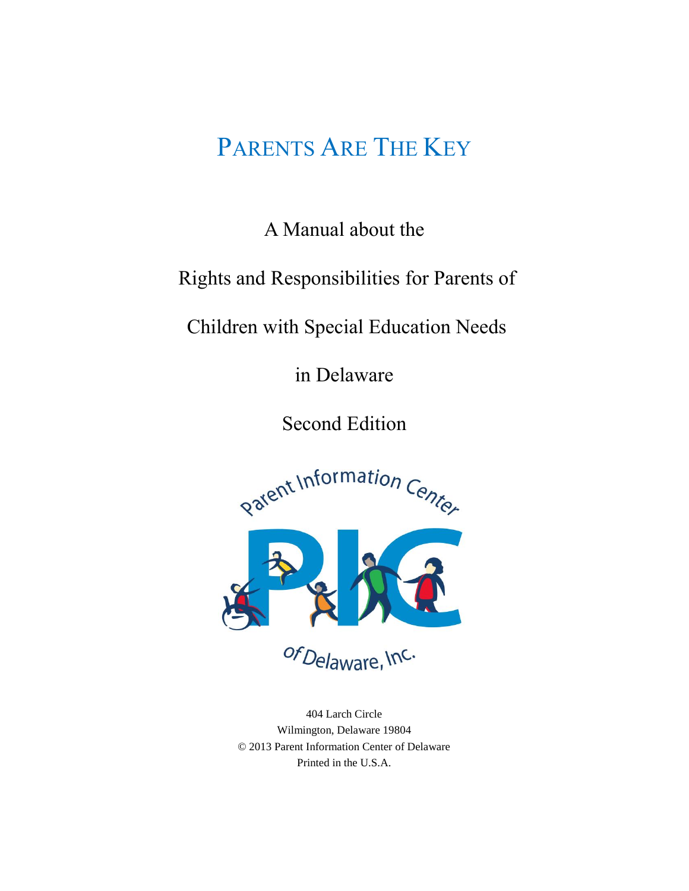# PARENTS ARE THE KEY

A Manual about the

Rights and Responsibilities for Parents of

Children with Special Education Needs

in Delaware

Second Edition

Parent Information Center

PIC

of Delaware, Inc.

404 Larch Circle
Wilmington, Delaware 19804
© 2013 Parent Information Center of Delaware
Printed in the U.S.A.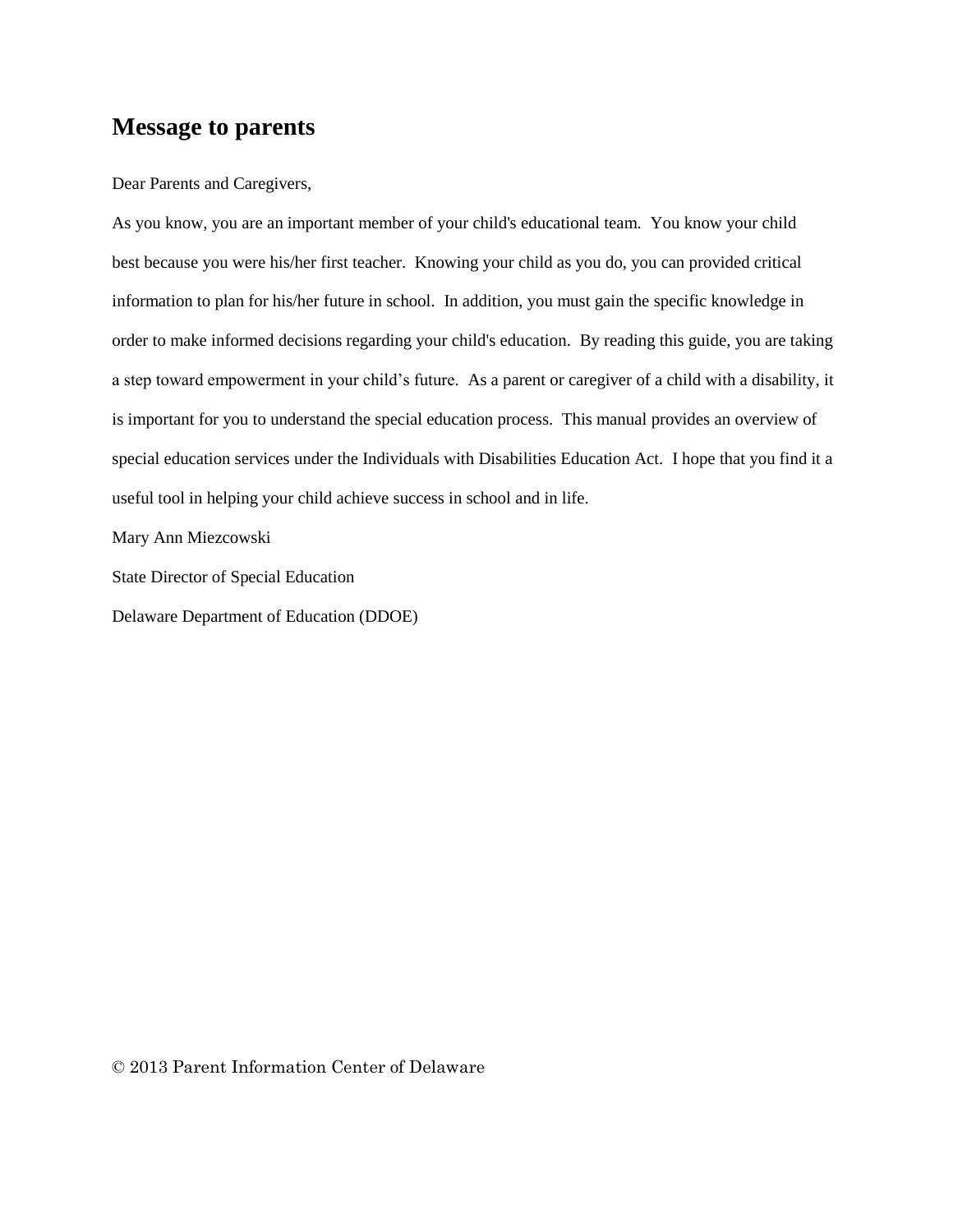## Message to parents

Dear Parents and Caregivers,

As you know, you are an important member of your child's educational team. You know your child best because you were his/her first teacher. Knowing your child as you do, you can provided critical information to plan for his/her future in school. In addition, you must gain the specific knowledge in order to make informed decisions regarding your child's education. By reading this guide, you are taking a step toward empowerment in your child's future. As a parent or caregiver of a child with a disability, it is important for you to understand the special education process. This manual provides an overview of special education services under the Individuals with Disabilities Education Act. I hope that you find it a useful tool in helping your child achieve success in school and in life.

Mary Ann Miezcowski

State Director of Special Education

Delaware Department of Education (DDOE)

© 2013 Parent Information Center of Delaware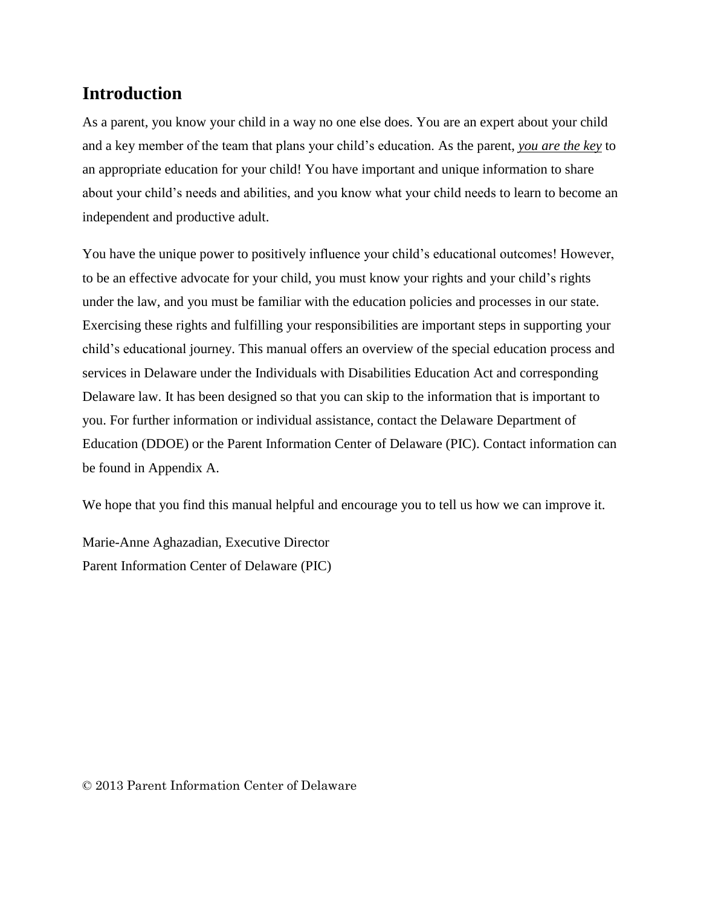## Introduction

As a parent, you know your child in a way no one else does. You are an expert about your child and a key member of the team that plans your child's education. As the parent, ***<u>you are the key</u>*** to an appropriate education for your child! You have important and unique information to share about your child's needs and abilities, and you know what your child needs to learn to become an independent and productive adult.

You have the unique power to positively influence your child's educational outcomes! However, to be an effective advocate for your child, you must know your rights and your child's rights under the law, and you must be familiar with the education policies and processes in our state. Exercising these rights and fulfilling your responsibilities are important steps in supporting your child's educational journey. This manual offers an overview of the special education process and services in Delaware under the Individuals with Disabilities Education Act and corresponding Delaware law. It has been designed so that you can skip to the information that is important to you. For further information or individual assistance, contact the Delaware Department of Education (DDOE) or the Parent Information Center of Delaware (PIC). Contact information can be found in Appendix A.

We hope that you find this manual helpful and encourage you to tell us how we can improve it.

Marie-Anne Aghazadian, Executive Director
Parent Information Center of Delaware (PIC)

© 2013 Parent Information Center of Delaware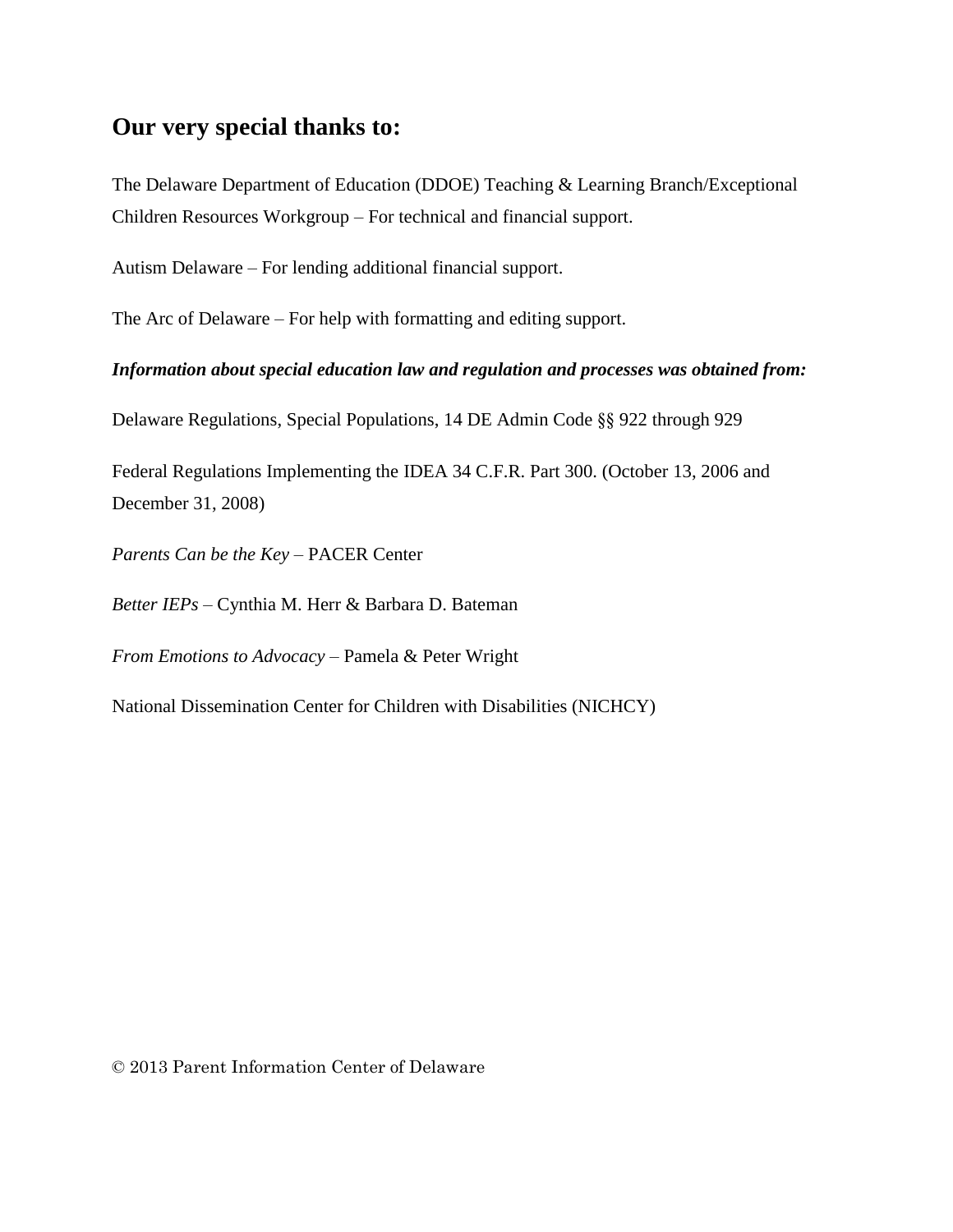## Our very special thanks to:

The Delaware Department of Education (DDOE) Teaching & Learning Branch/Exceptional Children Resources Workgroup – For technical and financial support.

Autism Delaware – For lending additional financial support.

The Arc of Delaware – For help with formatting and editing support.

***Information about special education law and regulation and processes was obtained from:***

Delaware Regulations, Special Populations, 14 DE Admin Code §§ 922 through 929

Federal Regulations Implementing the IDEA 34 C.F.R. Part 300. (October 13, 2006 and December 31, 2008)

*Parents Can be the Key* – PACER Center

*Better IEPs* – Cynthia M. Herr & Barbara D. Bateman

*From Emotions to Advocacy* – Pamela & Peter Wright

National Dissemination Center for Children with Disabilities (NICHCY)

© 2013 Parent Information Center of Delaware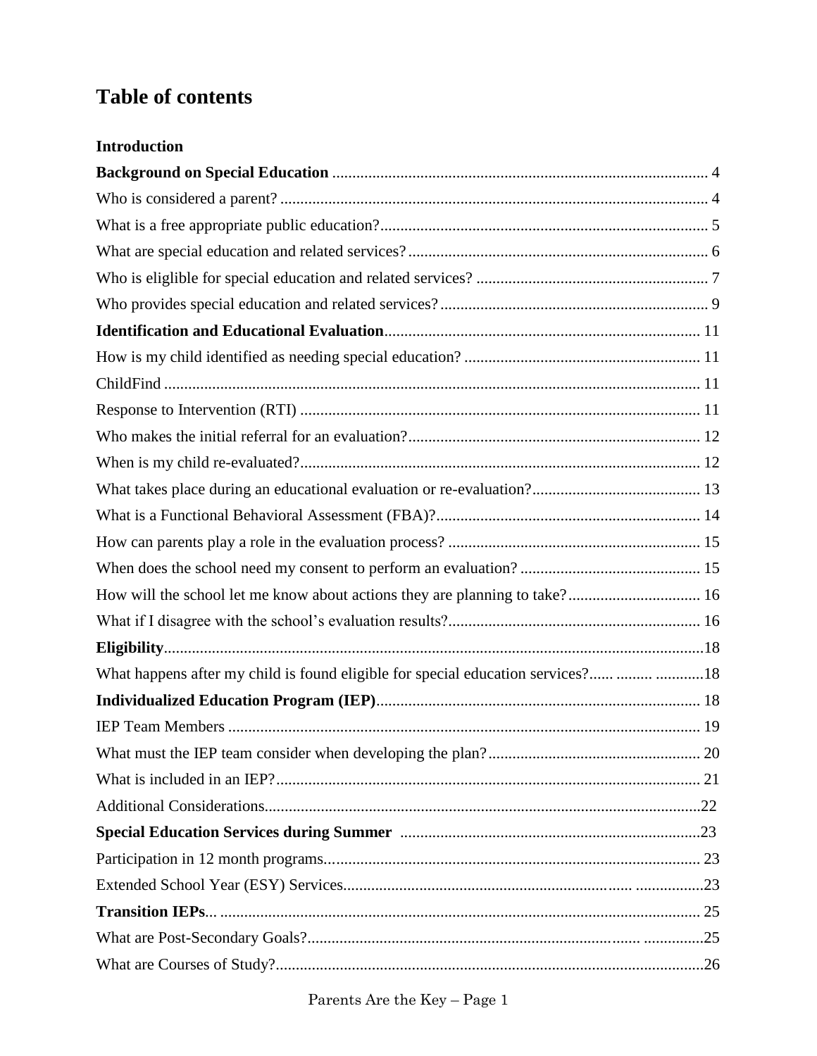# Table of contents

**Introduction**

**Background on Special Education** ........................................................................................... 4

Who is considered a parent? ........................................................................................................ 4

What is a free appropriate public education?................................................................................ 5

What are special education and related services? ......................................................................... 6

Who is eliglible for special education and related services? ......................................................... 7

Who provides special education and related services? .................................................................. 9

**Identification and Educational Evaluation**............................................................................. 11

How is my child identified as needing special education? .......................................................... 11

ChildFind .................................................................................................................................... 11

Response to Intervention (RTI) .................................................................................................. 11

Who makes the initial referral for an evaluation?........................................................................ 12

When is my child re-evaluated?................................................................................................... 12

What takes place during an educational evaluation or re-evaluation?......................................... 13

What is a Functional Behavioral Assessment (FBA)?................................................................. 14

How can parents play a role in the evaluation process? .............................................................. 15

When does the school need my consent to perform an evaluation? ............................................ 15

How will the school let me know about actions they are planning to take?................................ 16

What if I disagree with the school's evaluation results?.............................................................. 16

**Eligibility**.....................................................................................................................................18

What happens after my child is found eligible for special education services?...... ......... ............18

**Individualized Education Program (IEP)**............................................................................... 18

IEP Team Members ..................................................................................................................... 19

What must the IEP team consider when developing the plan?.................................................... 20

What is included in an IEP?......................................................................................................... 21

Additional Considerations............................................................................................................22

**Special Education Services during Summer** ..........................................................................23

Participation in 12 month programs............................................................................................ 23

Extended School Year (ESY) Services......................................................................... ................23

**Transition IEPs**... ...................................................................................................................... 25

What are Post-Secondary Goals?.................................................................................. ...............25

What are Courses of Study?..........................................................................................................26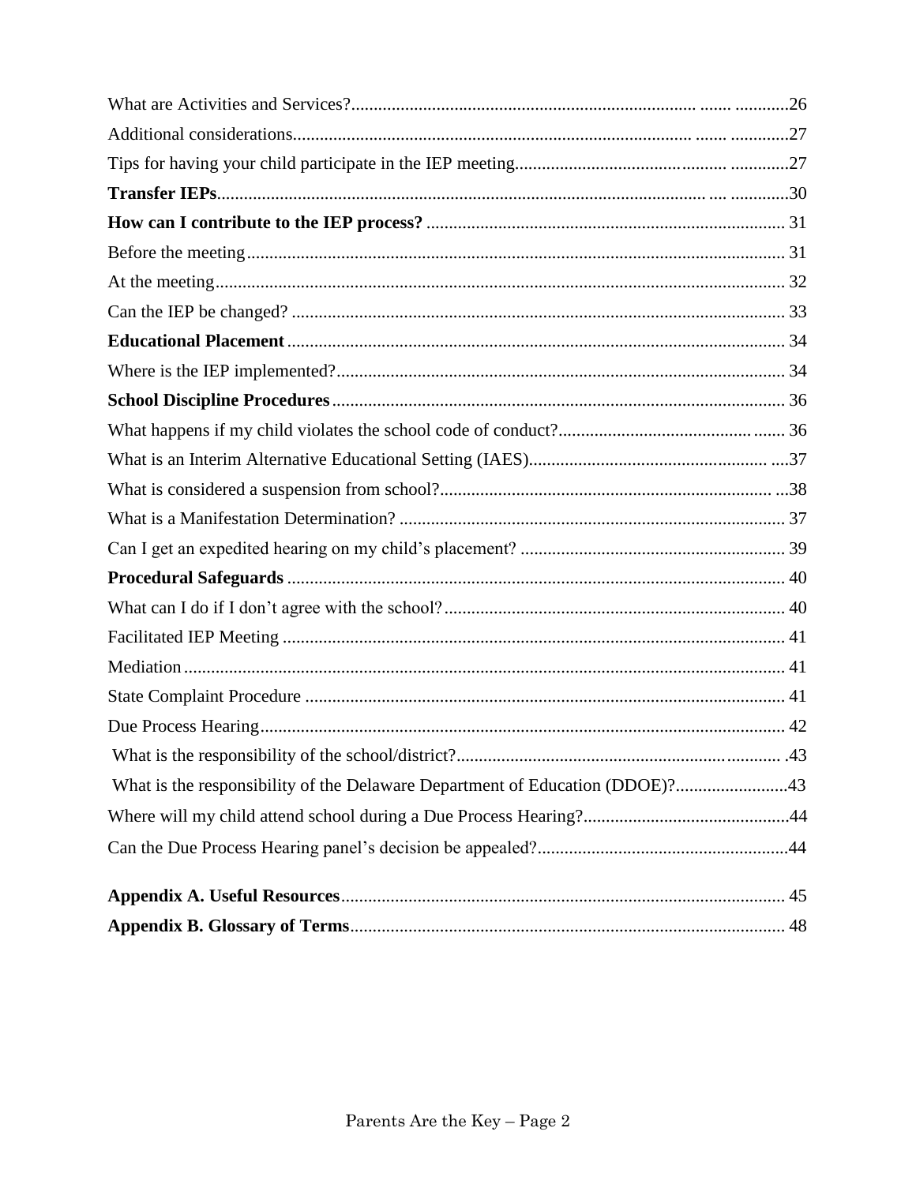What are Activities and Services?....................................................................................26

Additional considerations...............................................................................................27

Tips for having your child participate in the IEP meeting................................................27

**Transfer IEPs**...............................................................................................................30

**How can I contribute to the IEP process?** ........................................................................ 31

Before the meeting........................................................................................................ 31

At the meeting............................................................................................................... 32

Can the IEP be changed? .............................................................................................. 33

**Educational Placement** ................................................................................................ 34

Where is the IEP implemented?..................................................................................... 34

**School Discipline Procedures** ........................................................................................ 36

What happens if my child violates the school code of conduct?...................................... 36

What is an Interim Alternative Educational Setting (IAES)...........................................37

What is considered a suspension from school?...............................................................38

What is a Manifestation Determination? ....................................................................... 37

Can I get an expedited hearing on my child's placement? ............................................... 39

**Procedural Safeguards** ................................................................................................ 40

What can I do if I don't agree with the school?.............................................................. 40

Facilitated IEP Meeting ................................................................................................. 41

Mediation...................................................................................................................... 41

State Complaint Procedure ............................................................................................ 41

Due Process Hearing...................................................................................................... 42

What is the responsibility of the school/district?.............................................................43

What is the responsibility of the Delaware Department of Education (DDOE)?...............43

Where will my child attend school during a Due Process Hearing?..................................44

Can the Due Process Hearing panel's decision be appealed?...........................................44

**Appendix A. Useful Resources**...................................................................................... 45

**Appendix B. Glossary of Terms**..................................................................................... 48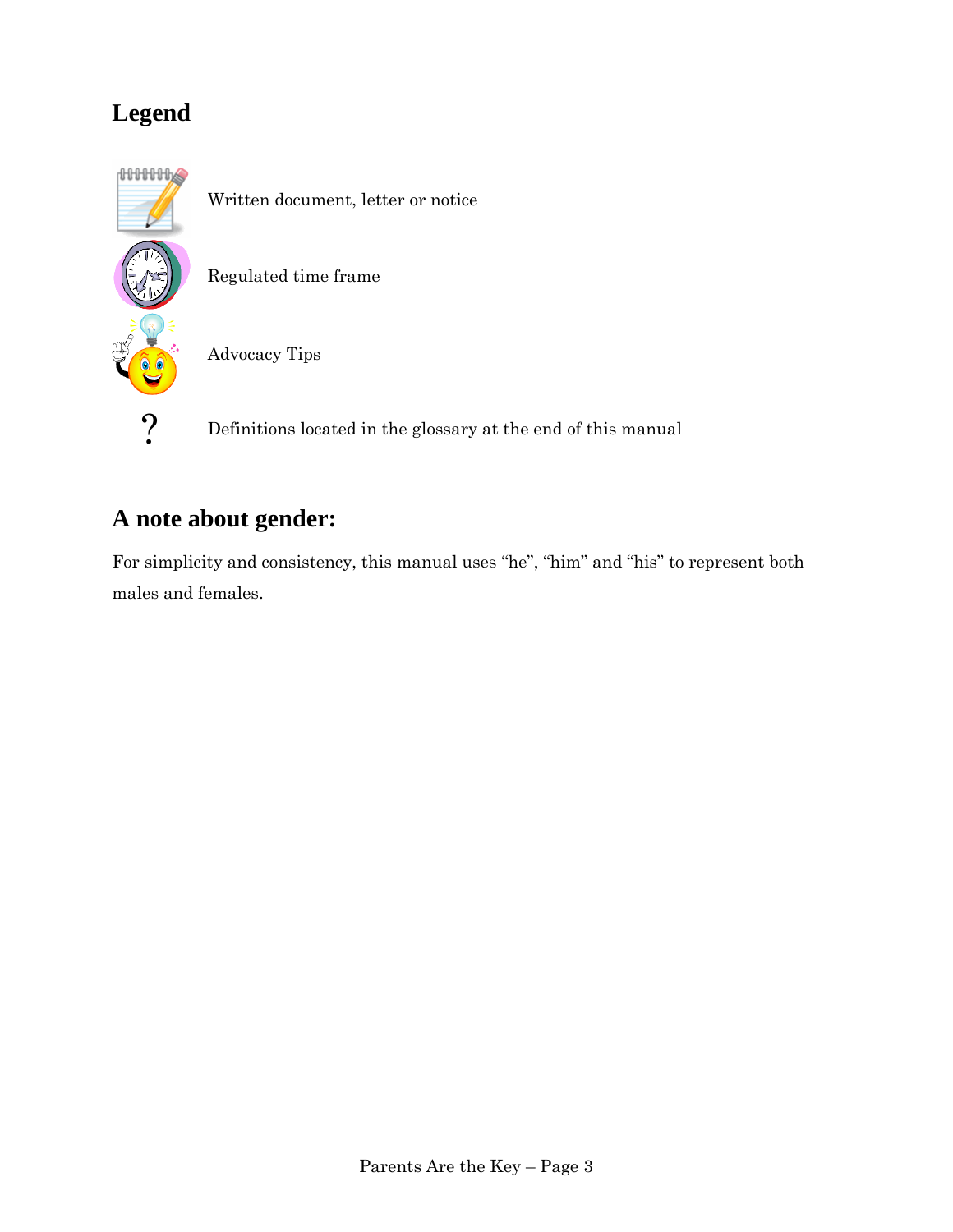## Legend

Written document, letter or notice

Regulated time frame

Advocacy Tips

? Definitions located in the glossary at the end of this manual

## A note about gender:

For simplicity and consistency, this manual uses "he", "him" and "his" to represent both males and females.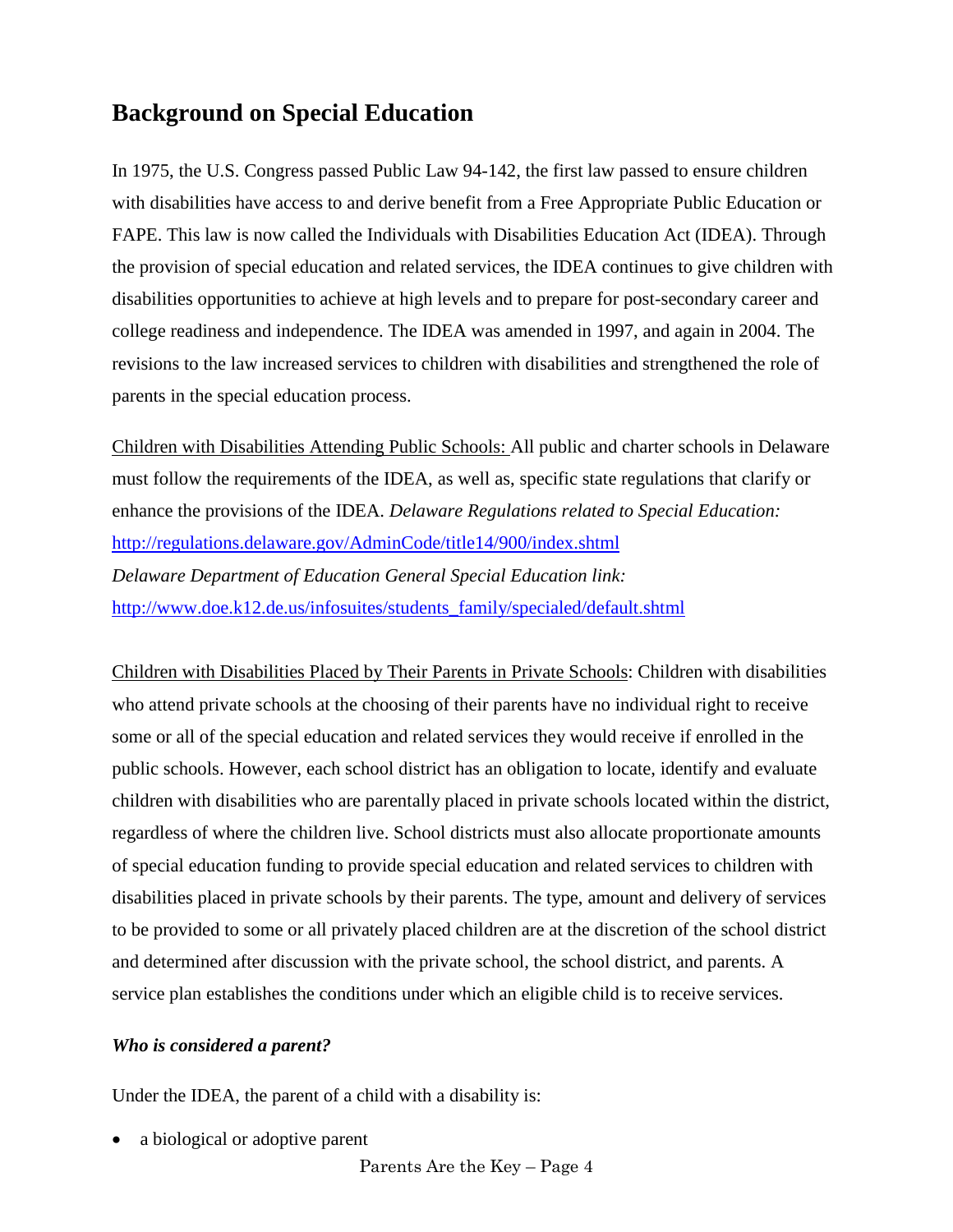## Background on Special Education

In 1975, the U.S. Congress passed Public Law 94-142, the first law passed to ensure children with disabilities have access to and derive benefit from a Free Appropriate Public Education or FAPE. This law is now called the Individuals with Disabilities Education Act (IDEA). Through the provision of special education and related services, the IDEA continues to give children with disabilities opportunities to achieve at high levels and to prepare for post-secondary career and college readiness and independence. The IDEA was amended in 1997, and again in 2004. The revisions to the law increased services to children with disabilities and strengthened the role of parents in the special education process.

Children with Disabilities Attending Public Schools: All public and charter schools in Delaware must follow the requirements of the IDEA, as well as, specific state regulations that clarify or enhance the provisions of the IDEA. *Delaware Regulations related to Special Education:* http://regulations.delaware.gov/AdminCode/title14/900/index.shtml
*Delaware Department of Education General Special Education link:* http://www.doe.k12.de.us/infosuites/students_family/specialed/default.shtml

Children with Disabilities Placed by Their Parents in Private Schools: Children with disabilities who attend private schools at the choosing of their parents have no individual right to receive some or all of the special education and related services they would receive if enrolled in the public schools. However, each school district has an obligation to locate, identify and evaluate children with disabilities who are parentally placed in private schools located within the district, regardless of where the children live. School districts must also allocate proportionate amounts of special education funding to provide special education and related services to children with disabilities placed in private schools by their parents. The type, amount and delivery of services to be provided to some or all privately placed children are at the discretion of the school district and determined after discussion with the private school, the school district, and parents. A service plan establishes the conditions under which an eligible child is to receive services.

### *Who is considered a parent?*

Under the IDEA, the parent of a child with a disability is:

- a biological or adoptive parent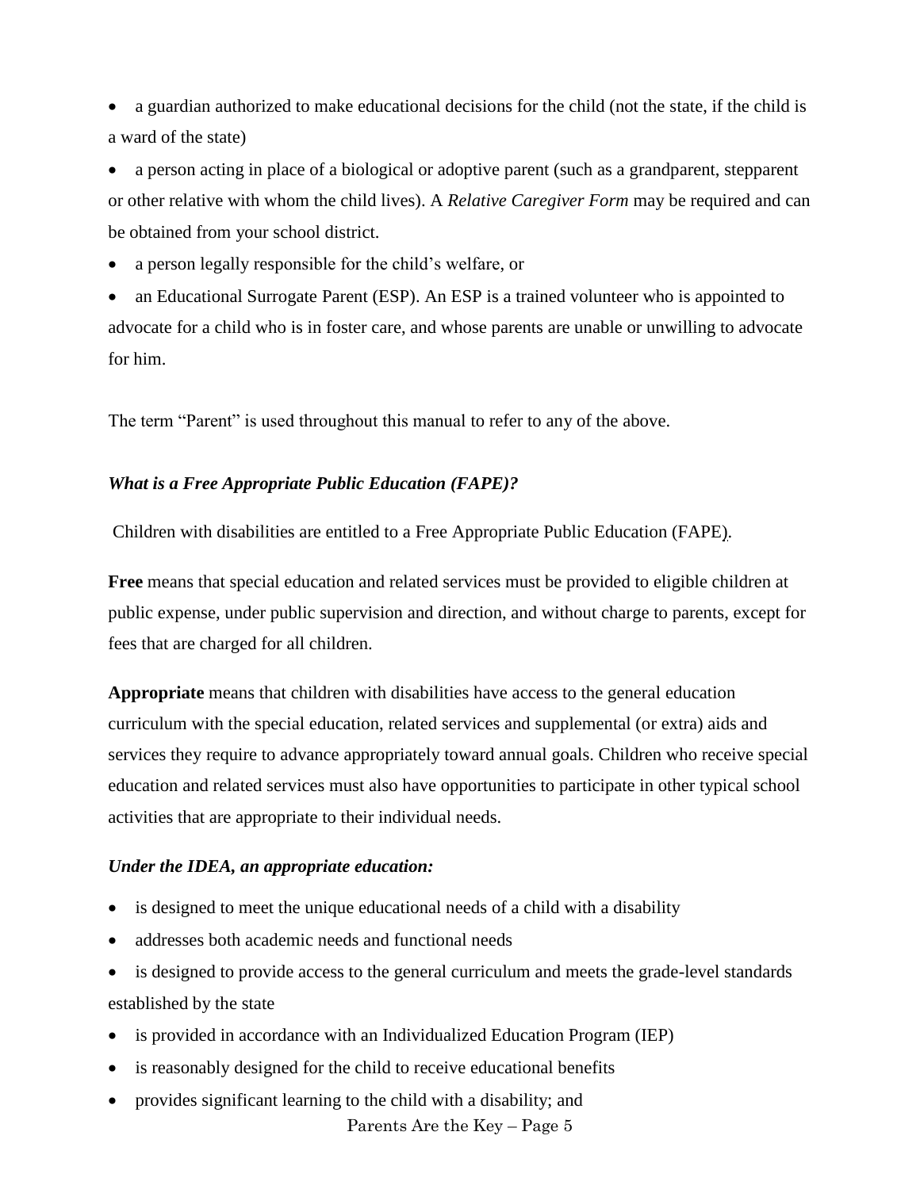- a guardian authorized to make educational decisions for the child (not the state, if the child is a ward of the state)
- a person acting in place of a biological or adoptive parent (such as a grandparent, stepparent or other relative with whom the child lives). A *Relative Caregiver Form* may be required and can be obtained from your school district.
- a person legally responsible for the child's welfare, or
- an Educational Surrogate Parent (ESP). An ESP is a trained volunteer who is appointed to advocate for a child who is in foster care, and whose parents are unable or unwilling to advocate for him.

The term "Parent" is used throughout this manual to refer to any of the above.

### *What is a Free Appropriate Public Education (FAPE)?*

Children with disabilities are entitled to a Free Appropriate Public Education (FAPE).

**Free** means that special education and related services must be provided to eligible children at public expense, under public supervision and direction, and without charge to parents, except for fees that are charged for all children.

**Appropriate** means that children with disabilities have access to the general education curriculum with the special education, related services and supplemental (or extra) aids and services they require to advance appropriately toward annual goals. Children who receive special education and related services must also have opportunities to participate in other typical school activities that are appropriate to their individual needs.

### *Under the IDEA, an appropriate education:*

- is designed to meet the unique educational needs of a child with a disability
- addresses both academic needs and functional needs
- is designed to provide access to the general curriculum and meets the grade-level standards established by the state
- is provided in accordance with an Individualized Education Program (IEP)
- is reasonably designed for the child to receive educational benefits
- provides significant learning to the child with a disability; and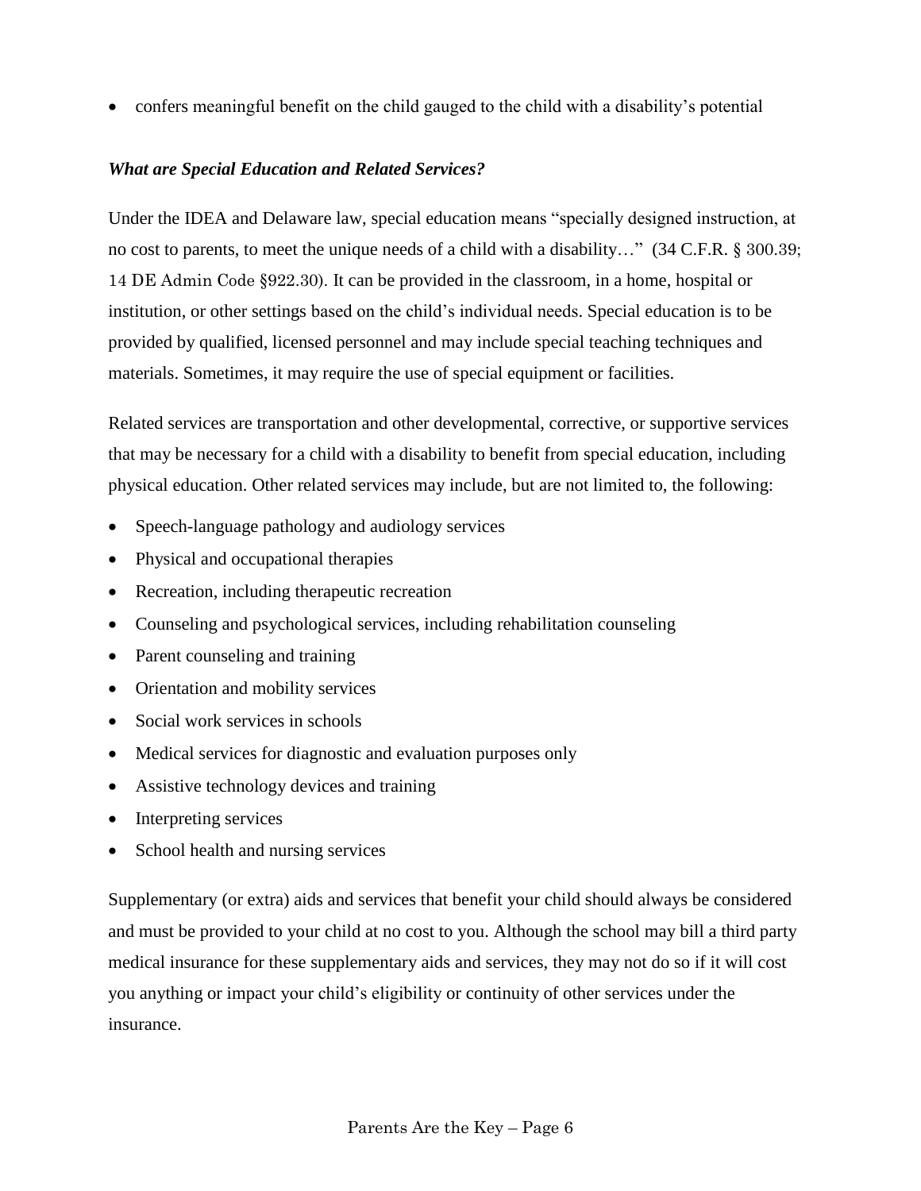- confers meaningful benefit on the child gauged to the child with a disability's potential

***What are Special Education and Related Services?***

Under the IDEA and Delaware law, special education means "specially designed instruction, at no cost to parents, to meet the unique needs of a child with a disability…" (34 C.F.R. § 300.39; 14 DE Admin Code §922.30). It can be provided in the classroom, in a home, hospital or institution, or other settings based on the child's individual needs. Special education is to be provided by qualified, licensed personnel and may include special teaching techniques and materials. Sometimes, it may require the use of special equipment or facilities.

Related services are transportation and other developmental, corrective, or supportive services that may be necessary for a child with a disability to benefit from special education, including physical education. Other related services may include, but are not limited to, the following:

- Speech-language pathology and audiology services
- Physical and occupational therapies
- Recreation, including therapeutic recreation
- Counseling and psychological services, including rehabilitation counseling
- Parent counseling and training
- Orientation and mobility services
- Social work services in schools
- Medical services for diagnostic and evaluation purposes only
- Assistive technology devices and training
- Interpreting services
- School health and nursing services

Supplementary (or extra) aids and services that benefit your child should always be considered and must be provided to your child at no cost to you. Although the school may bill a third party medical insurance for these supplementary aids and services, they may not do so if it will cost you anything or impact your child's eligibility or continuity of other services under the insurance.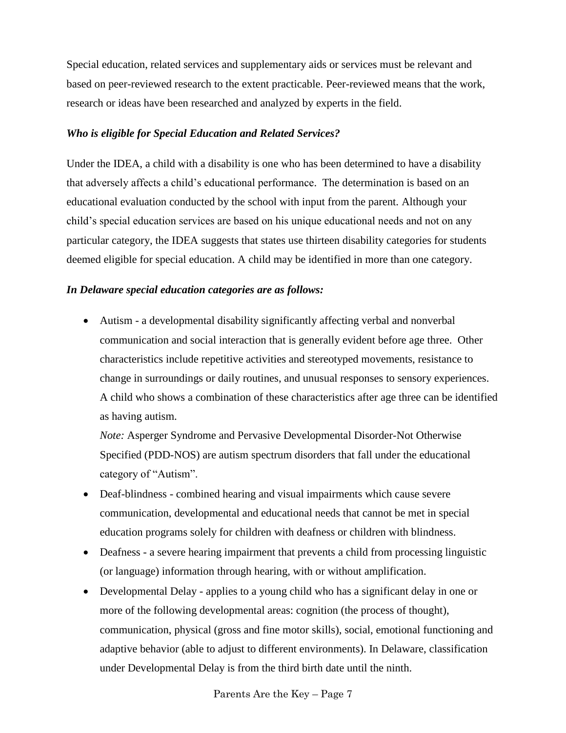Special education, related services and supplementary aids or services must be relevant and based on peer-reviewed research to the extent practicable. Peer-reviewed means that the work, research or ideas have been researched and analyzed by experts in the field.

***Who is eligible for Special Education and Related Services?***

Under the IDEA, a child with a disability is one who has been determined to have a disability that adversely affects a child's educational performance. The determination is based on an educational evaluation conducted by the school with input from the parent. Although your child's special education services are based on his unique educational needs and not on any particular category, the IDEA suggests that states use thirteen disability categories for students deemed eligible for special education. A child may be identified in more than one category.

***In Delaware special education categories are as follows:***

- Autism - a developmental disability significantly affecting verbal and nonverbal communication and social interaction that is generally evident before age three. Other characteristics include repetitive activities and stereotyped movements, resistance to change in surroundings or daily routines, and unusual responses to sensory experiences. A child who shows a combination of these characteristics after age three can be identified as having autism.

  *Note:* Asperger Syndrome and Pervasive Developmental Disorder-Not Otherwise Specified (PDD-NOS) are autism spectrum disorders that fall under the educational category of "Autism".
- Deaf-blindness - combined hearing and visual impairments which cause severe communication, developmental and educational needs that cannot be met in special education programs solely for children with deafness or children with blindness.
- Deafness - a severe hearing impairment that prevents a child from processing linguistic (or language) information through hearing, with or without amplification.
- Developmental Delay - applies to a young child who has a significant delay in one or more of the following developmental areas: cognition (the process of thought), communication, physical (gross and fine motor skills), social, emotional functioning and adaptive behavior (able to adjust to different environments). In Delaware, classification under Developmental Delay is from the third birth date until the ninth.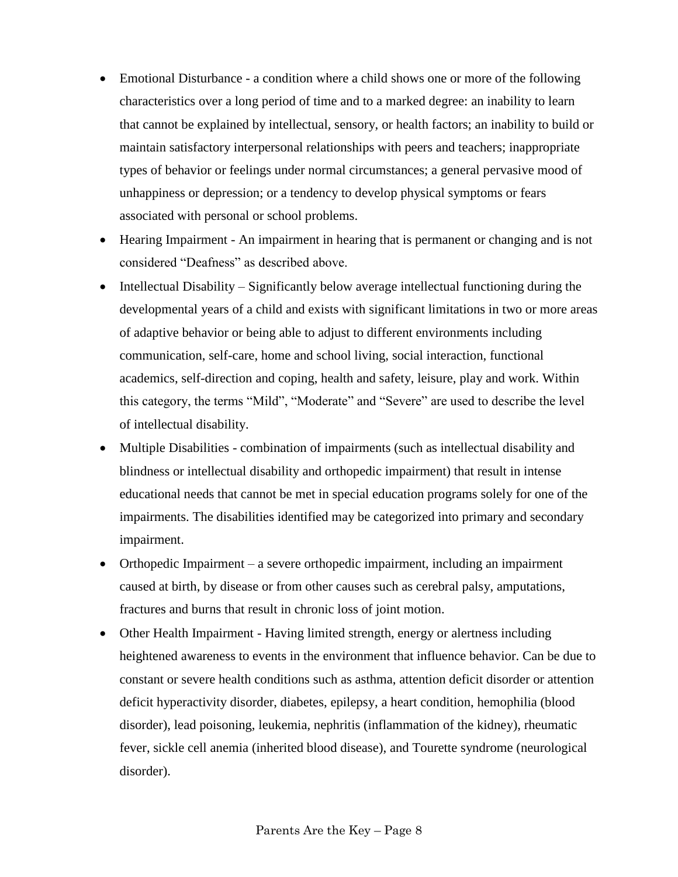- Emotional Disturbance - a condition where a child shows one or more of the following characteristics over a long period of time and to a marked degree: an inability to learn that cannot be explained by intellectual, sensory, or health factors; an inability to build or maintain satisfactory interpersonal relationships with peers and teachers; inappropriate types of behavior or feelings under normal circumstances; a general pervasive mood of unhappiness or depression; or a tendency to develop physical symptoms or fears associated with personal or school problems.
- Hearing Impairment - An impairment in hearing that is permanent or changing and is not considered "Deafness" as described above.
- Intellectual Disability – Significantly below average intellectual functioning during the developmental years of a child and exists with significant limitations in two or more areas of adaptive behavior or being able to adjust to different environments including communication, self-care, home and school living, social interaction, functional academics, self-direction and coping, health and safety, leisure, play and work. Within this category, the terms "Mild", "Moderate" and "Severe" are used to describe the level of intellectual disability.
- Multiple Disabilities - combination of impairments (such as intellectual disability and blindness or intellectual disability and orthopedic impairment) that result in intense educational needs that cannot be met in special education programs solely for one of the impairments. The disabilities identified may be categorized into primary and secondary impairment.
- Orthopedic Impairment – a severe orthopedic impairment, including an impairment caused at birth, by disease or from other causes such as cerebral palsy, amputations, fractures and burns that result in chronic loss of joint motion.
- Other Health Impairment - Having limited strength, energy or alertness including heightened awareness to events in the environment that influence behavior. Can be due to constant or severe health conditions such as asthma, attention deficit disorder or attention deficit hyperactivity disorder, diabetes, epilepsy, a heart condition, hemophilia (blood disorder), lead poisoning, leukemia, nephritis (inflammation of the kidney), rheumatic fever, sickle cell anemia (inherited blood disease), and Tourette syndrome (neurological disorder).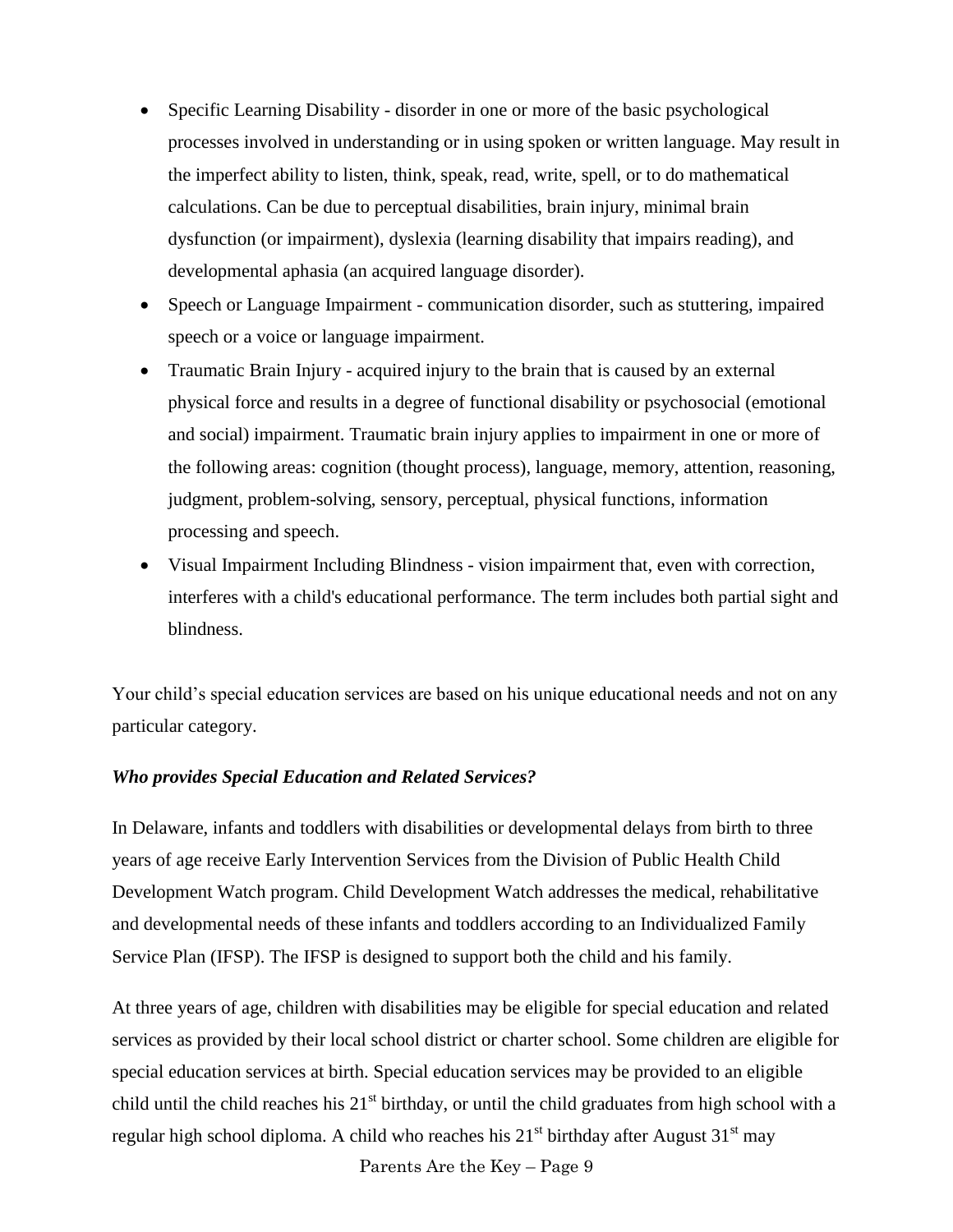- Specific Learning Disability - disorder in one or more of the basic psychological processes involved in understanding or in using spoken or written language. May result in the imperfect ability to listen, think, speak, read, write, spell, or to do mathematical calculations. Can be due to perceptual disabilities, brain injury, minimal brain dysfunction (or impairment), dyslexia (learning disability that impairs reading), and developmental aphasia (an acquired language disorder).
- Speech or Language Impairment - communication disorder, such as stuttering, impaired speech or a voice or language impairment.
- Traumatic Brain Injury - acquired injury to the brain that is caused by an external physical force and results in a degree of functional disability or psychosocial (emotional and social) impairment. Traumatic brain injury applies to impairment in one or more of the following areas: cognition (thought process), language, memory, attention, reasoning, judgment, problem-solving, sensory, perceptual, physical functions, information processing and speech.
- Visual Impairment Including Blindness - vision impairment that, even with correction, interferes with a child's educational performance. The term includes both partial sight and blindness.

Your child's special education services are based on his unique educational needs and not on any particular category.

***Who provides Special Education and Related Services?***

In Delaware, infants and toddlers with disabilities or developmental delays from birth to three years of age receive Early Intervention Services from the Division of Public Health Child Development Watch program. Child Development Watch addresses the medical, rehabilitative and developmental needs of these infants and toddlers according to an Individualized Family Service Plan (IFSP). The IFSP is designed to support both the child and his family.

At three years of age, children with disabilities may be eligible for special education and related services as provided by their local school district or charter school. Some children are eligible for special education services at birth. Special education services may be provided to an eligible child until the child reaches his 21st birthday, or until the child graduates from high school with a regular high school diploma. A child who reaches his 21st birthday after August 31st may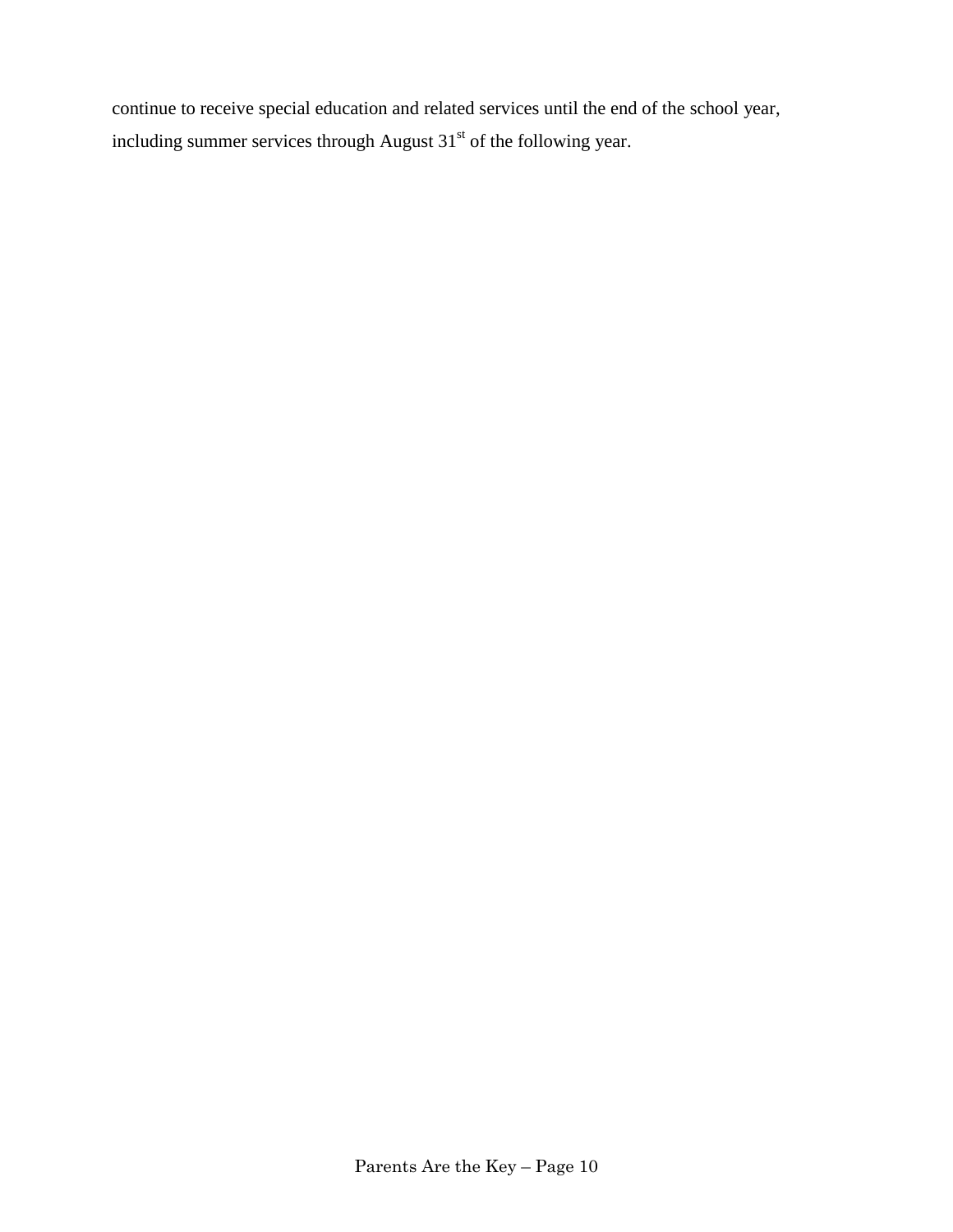continue to receive special education and related services until the end of the school year, including summer services through August 31st of the following year.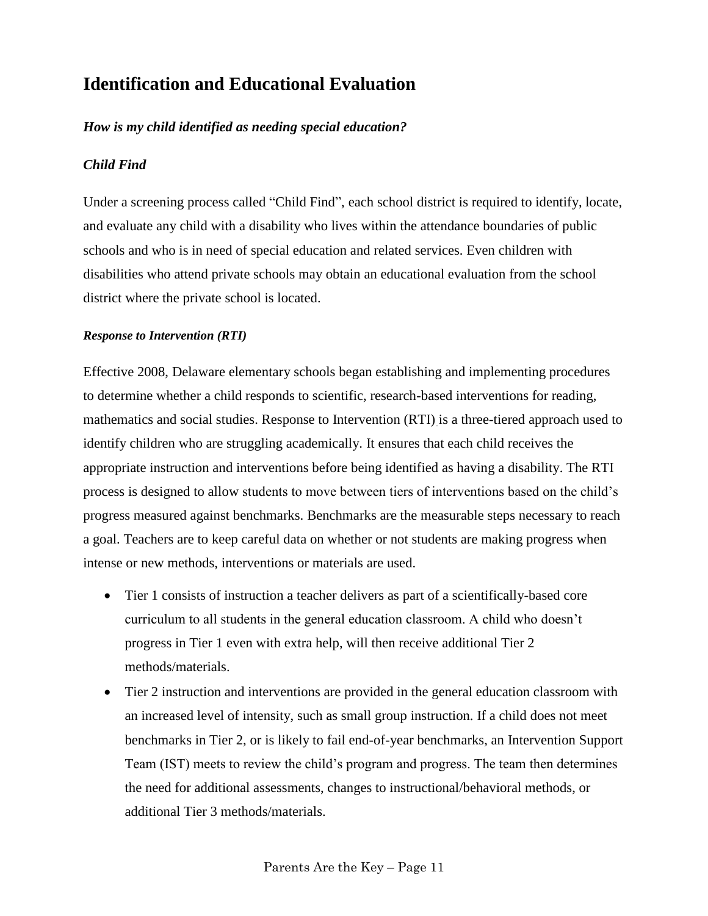## Identification and Educational Evaluation

### *How is my child identified as needing special education?*

### *Child Find*

Under a screening process called "Child Find", each school district is required to identify, locate, and evaluate any child with a disability who lives within the attendance boundaries of public schools and who is in need of special education and related services. Even children with disabilities who attend private schools may obtain an educational evaluation from the school district where the private school is located.

#### *Response to Intervention (RTI)*

Effective 2008, Delaware elementary schools began establishing and implementing procedures to determine whether a child responds to scientific, research-based interventions for reading, mathematics and social studies. Response to Intervention (RTI) is a three-tiered approach used to identify children who are struggling academically. It ensures that each child receives the appropriate instruction and interventions before being identified as having a disability. The RTI process is designed to allow students to move between tiers of interventions based on the child's progress measured against benchmarks. Benchmarks are the measurable steps necessary to reach a goal. Teachers are to keep careful data on whether or not students are making progress when intense or new methods, interventions or materials are used.

- Tier 1 consists of instruction a teacher delivers as part of a scientifically-based core curriculum to all students in the general education classroom. A child who doesn't progress in Tier 1 even with extra help, will then receive additional Tier 2 methods/materials.
- Tier 2 instruction and interventions are provided in the general education classroom with an increased level of intensity, such as small group instruction. If a child does not meet benchmarks in Tier 2, or is likely to fail end-of-year benchmarks, an Intervention Support Team (IST) meets to review the child's program and progress. The team then determines the need for additional assessments, changes to instructional/behavioral methods, or additional Tier 3 methods/materials.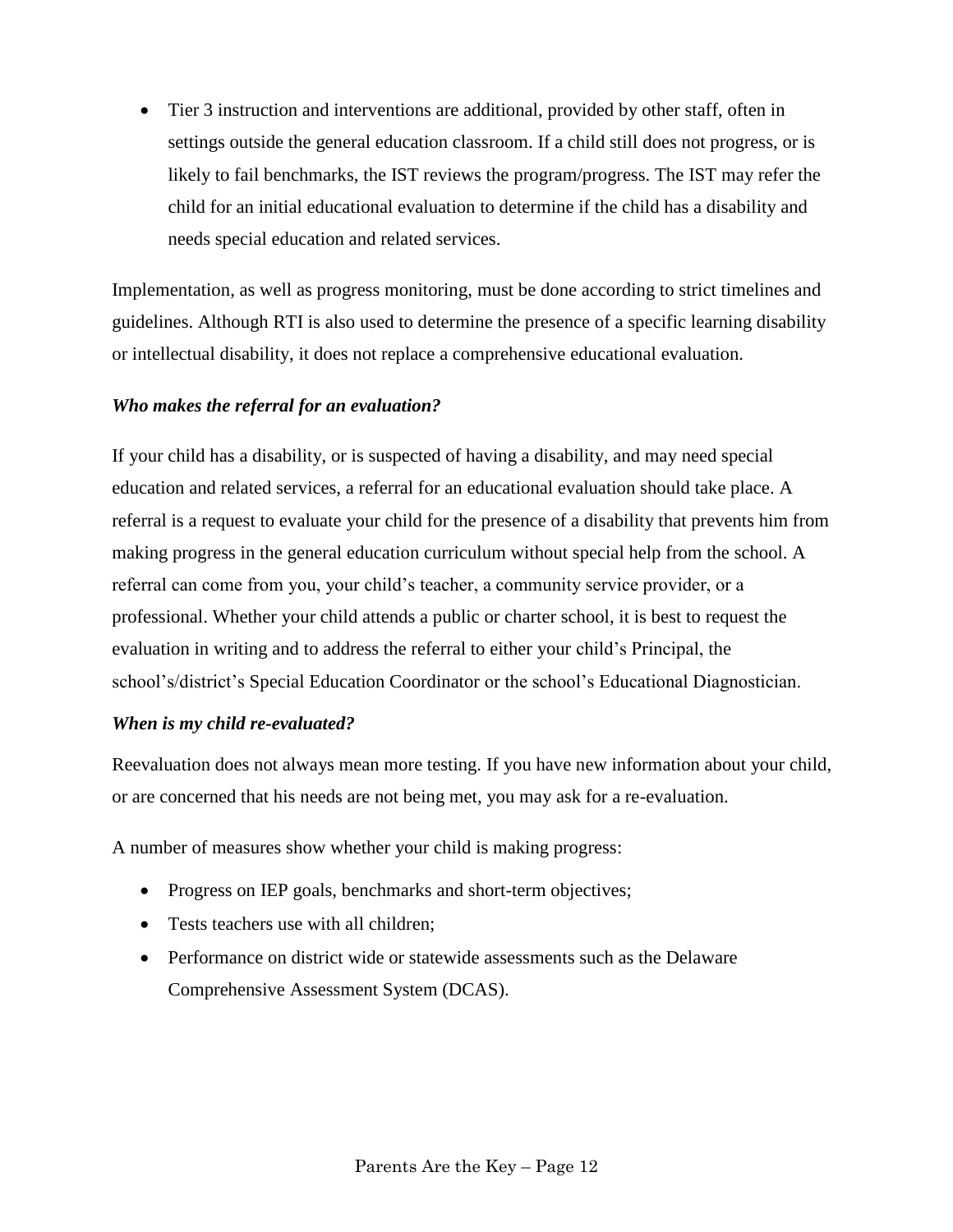- Tier 3 instruction and interventions are additional, provided by other staff, often in settings outside the general education classroom. If a child still does not progress, or is likely to fail benchmarks, the IST reviews the program/progress. The IST may refer the child for an initial educational evaluation to determine if the child has a disability and needs special education and related services.

Implementation, as well as progress monitoring, must be done according to strict timelines and guidelines. Although RTI is also used to determine the presence of a specific learning disability or intellectual disability, it does not replace a comprehensive educational evaluation.

***Who makes the referral for an evaluation?***

If your child has a disability, or is suspected of having a disability, and may need special education and related services, a referral for an educational evaluation should take place. A referral is a request to evaluate your child for the presence of a disability that prevents him from making progress in the general education curriculum without special help from the school. A referral can come from you, your child's teacher, a community service provider, or a professional. Whether your child attends a public or charter school, it is best to request the evaluation in writing and to address the referral to either your child's Principal, the school's/district's Special Education Coordinator or the school's Educational Diagnostician.

***When is my child re-evaluated?***

Reevaluation does not always mean more testing. If you have new information about your child, or are concerned that his needs are not being met, you may ask for a re-evaluation.

A number of measures show whether your child is making progress:

- Progress on IEP goals, benchmarks and short-term objectives;
- Tests teachers use with all children;
- Performance on district wide or statewide assessments such as the Delaware Comprehensive Assessment System (DCAS).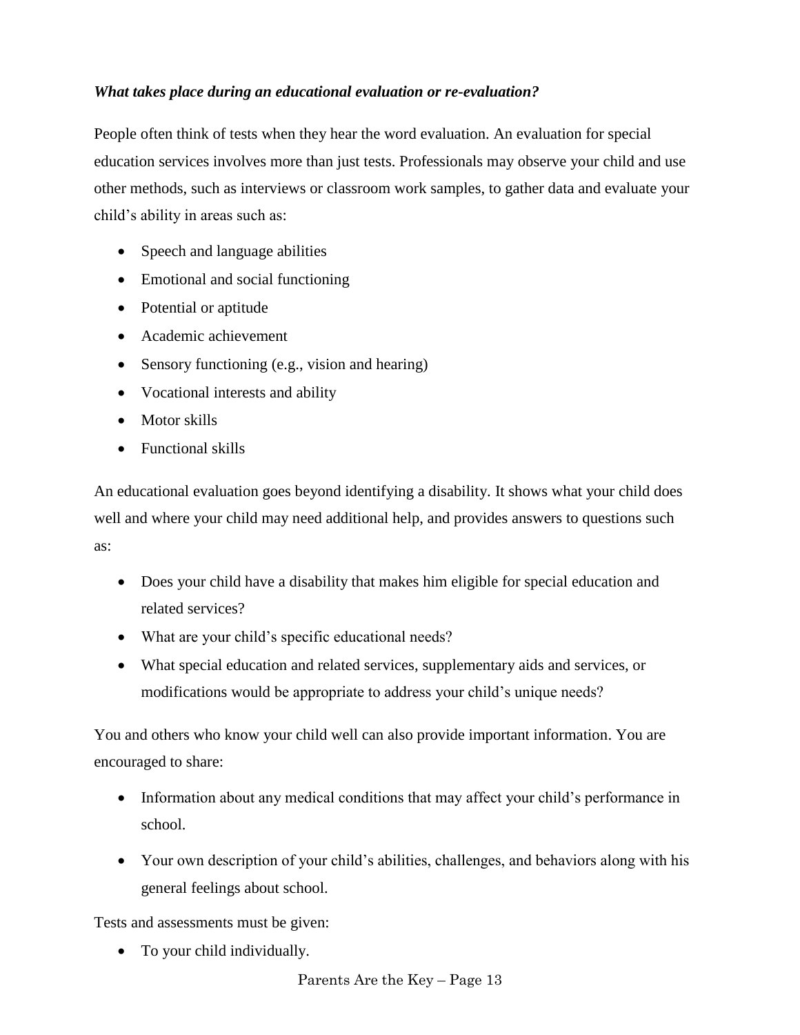***What takes place during an educational evaluation or re-evaluation?***

People often think of tests when they hear the word evaluation. An evaluation for special education services involves more than just tests. Professionals may observe your child and use other methods, such as interviews or classroom work samples, to gather data and evaluate your child's ability in areas such as:

- Speech and language abilities
- Emotional and social functioning
- Potential or aptitude
- Academic achievement
- Sensory functioning (e.g., vision and hearing)
- Vocational interests and ability
- Motor skills
- Functional skills

An educational evaluation goes beyond identifying a disability. It shows what your child does well and where your child may need additional help, and provides answers to questions such as:

- Does your child have a disability that makes him eligible for special education and related services?
- What are your child's specific educational needs?
- What special education and related services, supplementary aids and services, or modifications would be appropriate to address your child's unique needs?

You and others who know your child well can also provide important information. You are encouraged to share:

- Information about any medical conditions that may affect your child's performance in school.
- Your own description of your child's abilities, challenges, and behaviors along with his general feelings about school.

Tests and assessments must be given:

- To your child individually.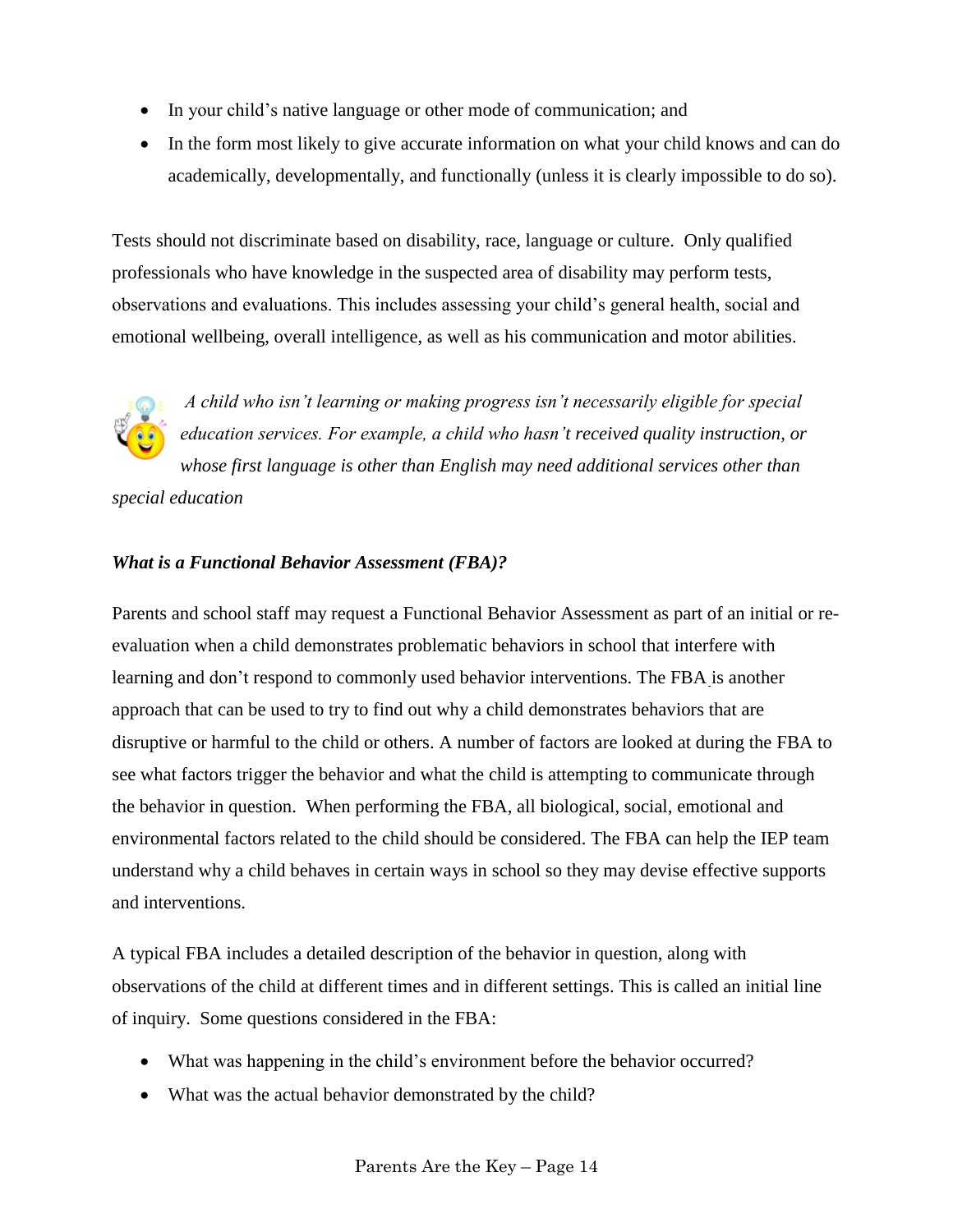- In your child's native language or other mode of communication; and
- In the form most likely to give accurate information on what your child knows and can do academically, developmentally, and functionally (unless it is clearly impossible to do so).

Tests should not discriminate based on disability, race, language or culture. Only qualified professionals who have knowledge in the suspected area of disability may perform tests, observations and evaluations. This includes assessing your child's general health, social and emotional wellbeing, overall intelligence, as well as his communication and motor abilities.

*A child who isn't learning or making progress isn't necessarily eligible for special education services. For example, a child who hasn't received quality instruction, or whose first language is other than English may need additional services other than special education*

***What is a Functional Behavior Assessment (FBA)?***

Parents and school staff may request a Functional Behavior Assessment as part of an initial or re-evaluation when a child demonstrates problematic behaviors in school that interfere with learning and don't respond to commonly used behavior interventions. The FBA is another approach that can be used to try to find out why a child demonstrates behaviors that are disruptive or harmful to the child or others. A number of factors are looked at during the FBA to see what factors trigger the behavior and what the child is attempting to communicate through the behavior in question. When performing the FBA, all biological, social, emotional and environmental factors related to the child should be considered. The FBA can help the IEP team understand why a child behaves in certain ways in school so they may devise effective supports and interventions.

A typical FBA includes a detailed description of the behavior in question, along with observations of the child at different times and in different settings. This is called an initial line of inquiry. Some questions considered in the FBA:

- What was happening in the child's environment before the behavior occurred?
- What was the actual behavior demonstrated by the child?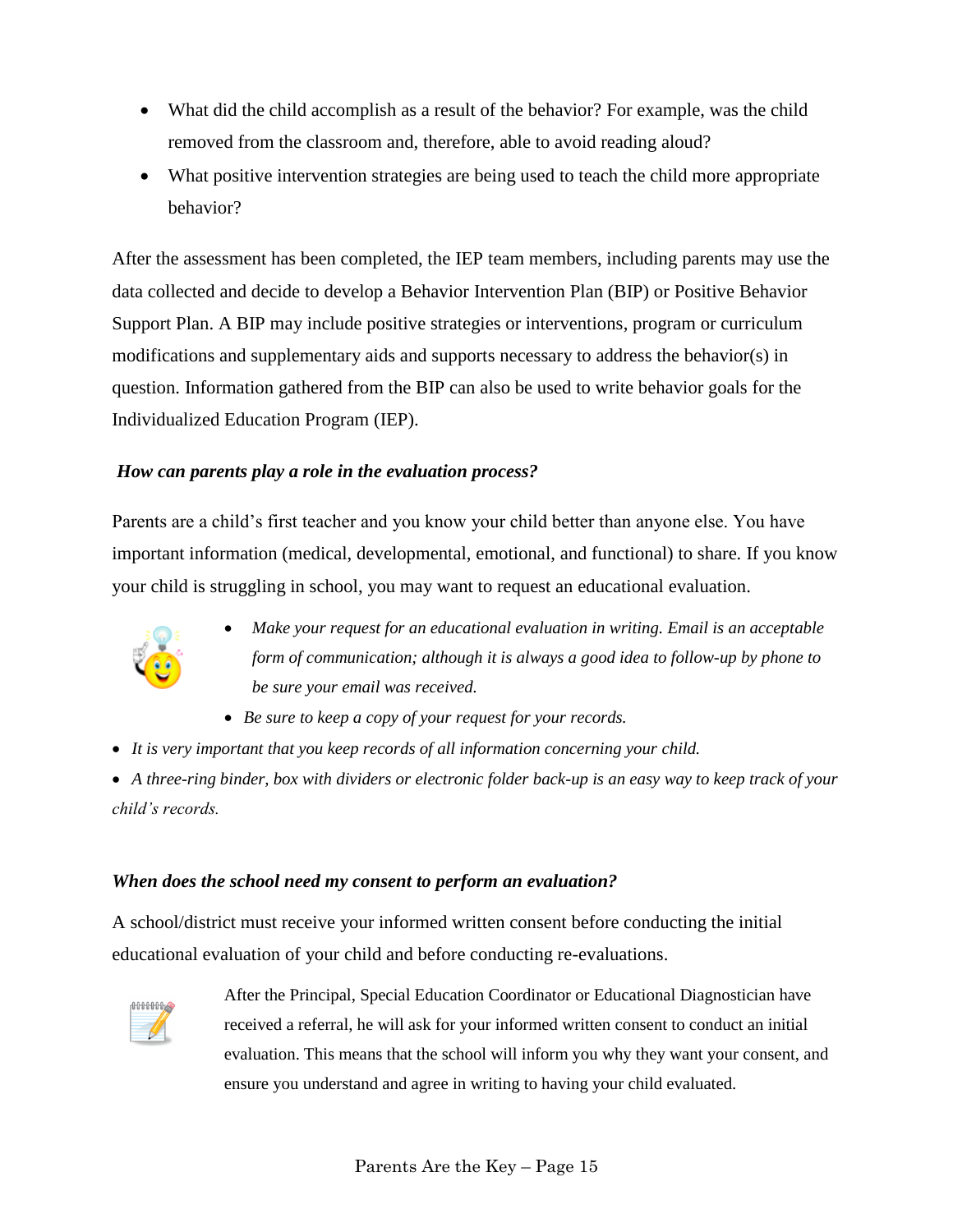- What did the child accomplish as a result of the behavior? For example, was the child removed from the classroom and, therefore, able to avoid reading aloud?
- What positive intervention strategies are being used to teach the child more appropriate behavior?

After the assessment has been completed, the IEP team members, including parents may use the data collected and decide to develop a Behavior Intervention Plan (BIP) or Positive Behavior Support Plan. A BIP may include positive strategies or interventions, program or curriculum modifications and supplementary aids and supports necessary to address the behavior(s) in question. Information gathered from the BIP can also be used to write behavior goals for the Individualized Education Program (IEP).

***How can parents play a role in the evaluation process?***

Parents are a child's first teacher and you know your child better than anyone else. You have important information (medical, developmental, emotional, and functional) to share. If you know your child is struggling in school, you may want to request an educational evaluation.

- *Make your request for an educational evaluation in writing. Email is an acceptable form of communication; although it is always a good idea to follow-up by phone to be sure your email was received.*
- *Be sure to keep a copy of your request for your records.*
- *It is very important that you keep records of all information concerning your child.*
- *A three-ring binder, box with dividers or electronic folder back-up is an easy way to keep track of your child's records.*

***When does the school need my consent to perform an evaluation?***

A school/district must receive your informed written consent before conducting the initial educational evaluation of your child and before conducting re-evaluations.

After the Principal, Special Education Coordinator or Educational Diagnostician have received a referral, he will ask for your informed written consent to conduct an initial evaluation. This means that the school will inform you why they want your consent, and ensure you understand and agree in writing to having your child evaluated.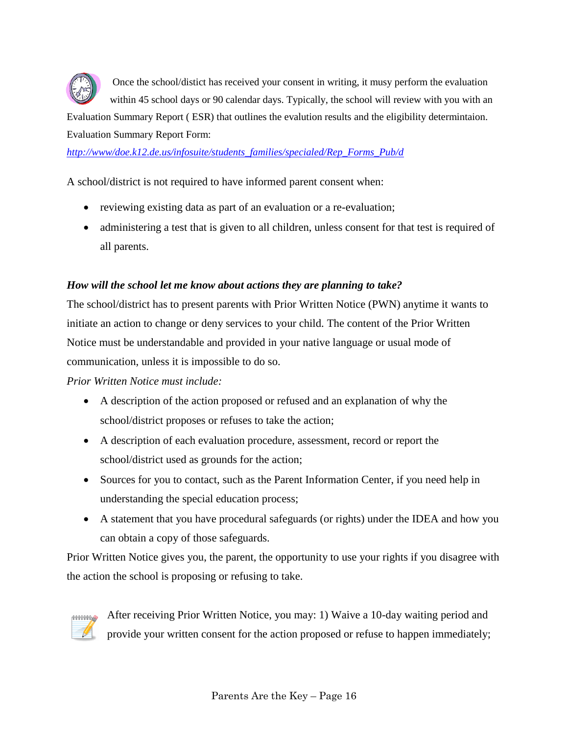Once the school/distict has received your consent in writing, it musy perform the evaluation within 45 school days or 90 calendar days. Typically, the school will review with you with an Evaluation Summary Report ( ESR) that outlines the evalution results and the eligibility determintaion. Evaluation Summary Report Form: 
http://www/doe.k12.de.us/infosuite/students_families/specialed/Rep_Forms_Pub/d

A school/district is not required to have informed parent consent when:

- reviewing existing data as part of an evaluation or a re-evaluation;
- administering a test that is given to all children, unless consent for that test is required of all parents.

***How will the school let me know about actions they are planning to take?***

The school/district has to present parents with Prior Written Notice (PWN) anytime it wants to initiate an action to change or deny services to your child. The content of the Prior Written Notice must be understandable and provided in your native language or usual mode of communication, unless it is impossible to do so.

*Prior Written Notice must include:*

- A description of the action proposed or refused and an explanation of why the school/district proposes or refuses to take the action;
- A description of each evaluation procedure, assessment, record or report the school/district used as grounds for the action;
- Sources for you to contact, such as the Parent Information Center, if you need help in understanding the special education process;
- A statement that you have procedural safeguards (or rights) under the IDEA and how you can obtain a copy of those safeguards.

Prior Written Notice gives you, the parent, the opportunity to use your rights if you disagree with the action the school is proposing or refusing to take.

After receiving Prior Written Notice, you may: 1) Waive a 10-day waiting period and provide your written consent for the action proposed or refuse to happen immediately;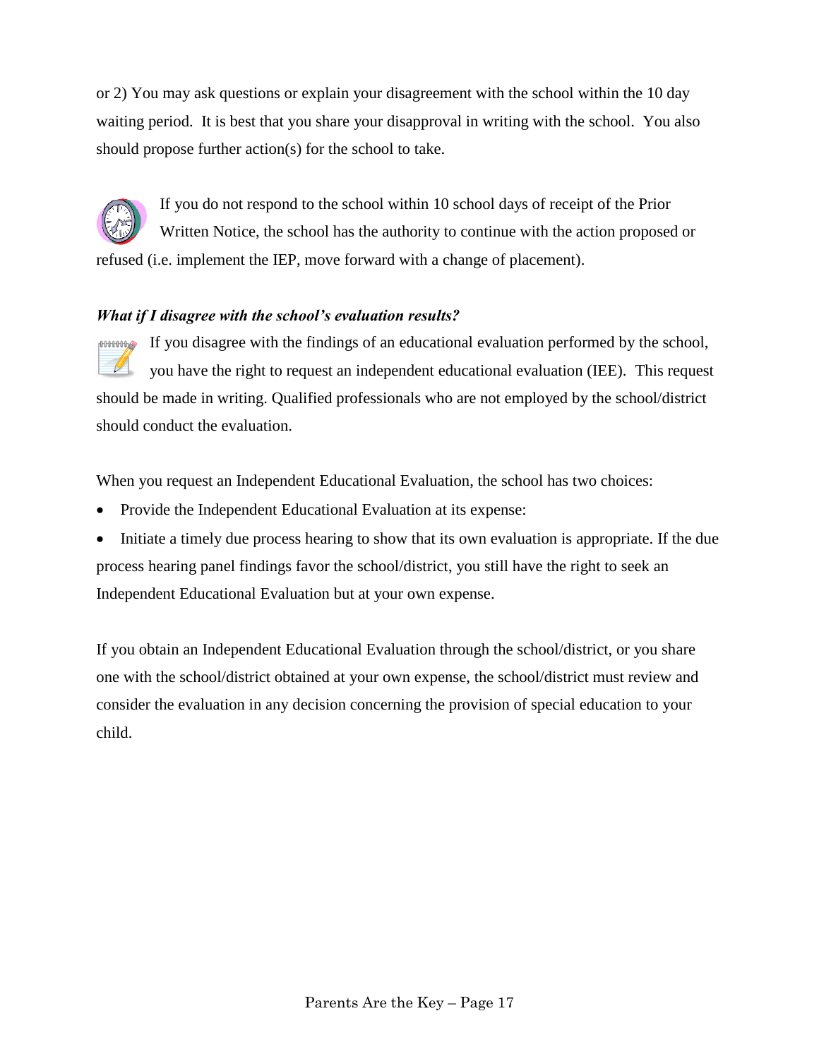or 2) You may ask questions or explain your disagreement with the school within the 10 day waiting period. It is best that you share your disapproval in writing with the school. You also should propose further action(s) for the school to take.

If you do not respond to the school within 10 school days of receipt of the Prior Written Notice, the school has the authority to continue with the action proposed or refused (i.e. implement the IEP, move forward with a change of placement).

***What if I disagree with the school's evaluation results?***

If you disagree with the findings of an educational evaluation performed by the school, you have the right to request an independent educational evaluation (IEE). This request should be made in writing. Qualified professionals who are not employed by the school/district should conduct the evaluation.

When you request an Independent Educational Evaluation, the school has two choices:

- Provide the Independent Educational Evaluation at its expense:
- Initiate a timely due process hearing to show that its own evaluation is appropriate. If the due process hearing panel findings favor the school/district, you still have the right to seek an Independent Educational Evaluation but at your own expense.

If you obtain an Independent Educational Evaluation through the school/district, or you share one with the school/district obtained at your own expense, the school/district must review and consider the evaluation in any decision concerning the provision of special education to your child.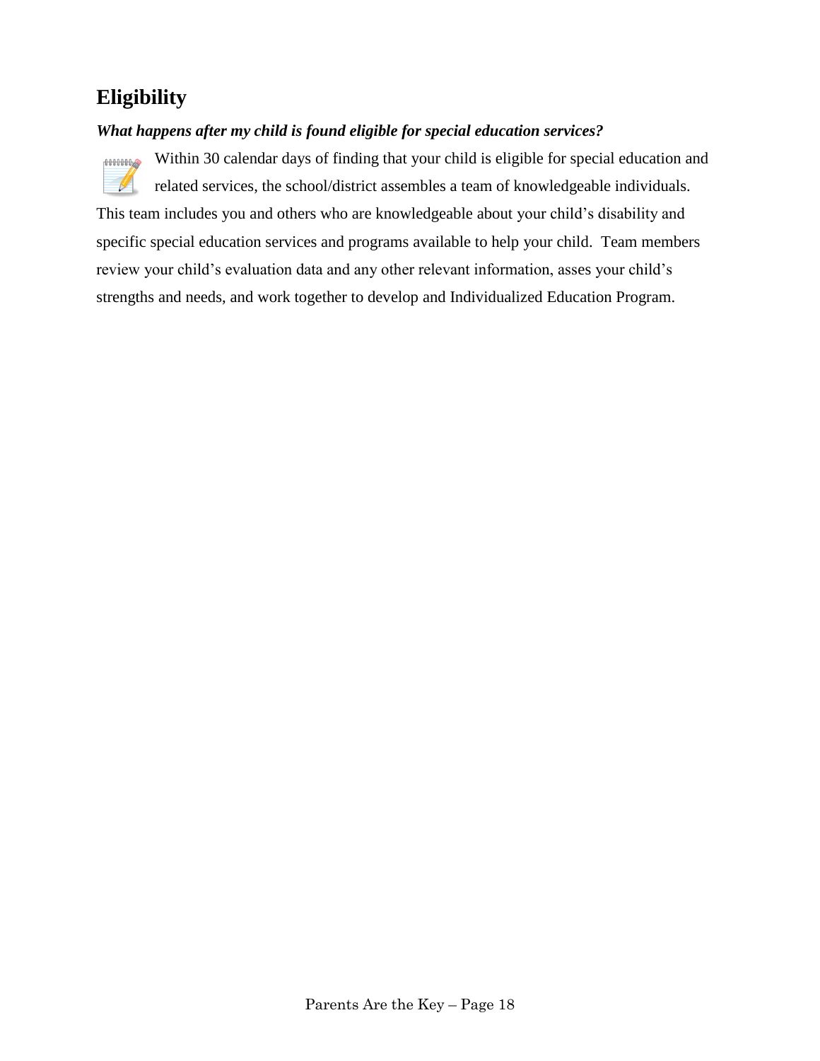## Eligibility

***What happens after my child is found eligible for special education services?***

Within 30 calendar days of finding that your child is eligible for special education and related services, the school/district assembles a team of knowledgeable individuals. This team includes you and others who are knowledgeable about your child's disability and specific special education services and programs available to help your child. Team members review your child's evaluation data and any other relevant information, asses your child's strengths and needs, and work together to develop and Individualized Education Program.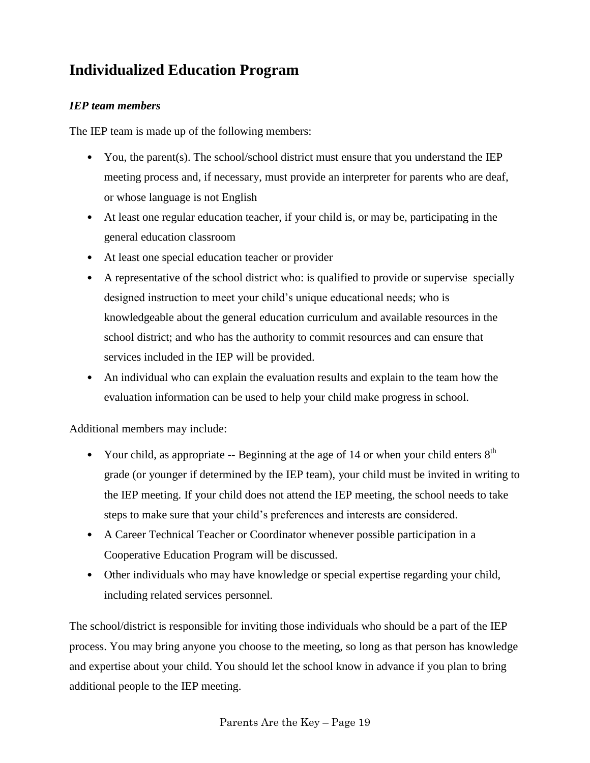## Individualized Education Program

### *IEP team members*

The IEP team is made up of the following members:

- You, the parent(s). The school/school district must ensure that you understand the IEP meeting process and, if necessary, must provide an interpreter for parents who are deaf, or whose language is not English
- At least one regular education teacher, if your child is, or may be, participating in the general education classroom
- At least one special education teacher or provider
- A representative of the school district who: is qualified to provide or supervise specially designed instruction to meet your child's unique educational needs; who is knowledgeable about the general education curriculum and available resources in the school district; and who has the authority to commit resources and can ensure that services included in the IEP will be provided.
- An individual who can explain the evaluation results and explain to the team how the evaluation information can be used to help your child make progress in school.

Additional members may include:

- Your child, as appropriate -- Beginning at the age of 14 or when your child enters 8th grade (or younger if determined by the IEP team), your child must be invited in writing to the IEP meeting. If your child does not attend the IEP meeting, the school needs to take steps to make sure that your child's preferences and interests are considered.
- A Career Technical Teacher or Coordinator whenever possible participation in a Cooperative Education Program will be discussed.
- Other individuals who may have knowledge or special expertise regarding your child, including related services personnel.

The school/district is responsible for inviting those individuals who should be a part of the IEP process. You may bring anyone you choose to the meeting, so long as that person has knowledge and expertise about your child. You should let the school know in advance if you plan to bring additional people to the IEP meeting.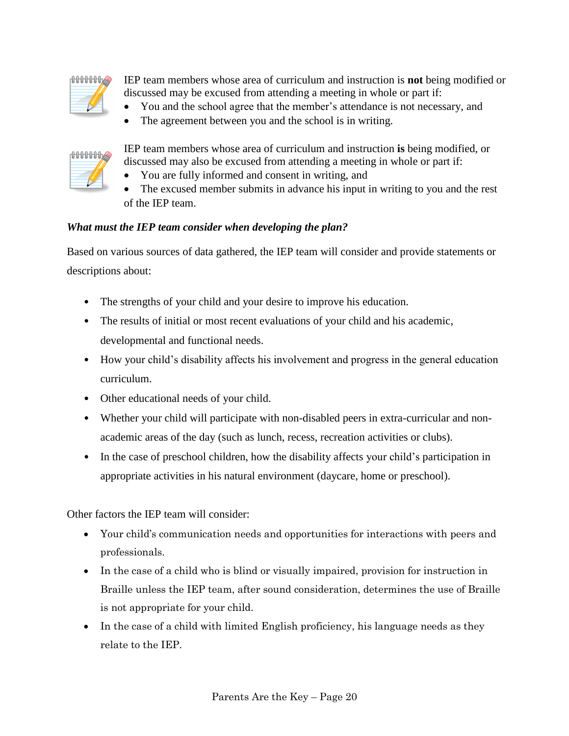IEP team members whose area of curriculum and instruction is **not** being modified or discussed may be excused from attending a meeting in whole or part if:

- You and the school agree that the member's attendance is not necessary, and
- The agreement between you and the school is in writing.

IEP team members whose area of curriculum and instruction **is** being modified, or discussed may also be excused from attending a meeting in whole or part if:

- You are fully informed and consent in writing, and
- The excused member submits in advance his input in writing to you and the rest of the IEP team.

***What must the IEP team consider when developing the plan?***

Based on various sources of data gathered, the IEP team will consider and provide statements or descriptions about:

- The strengths of your child and your desire to improve his education.
- The results of initial or most recent evaluations of your child and his academic, developmental and functional needs.
- How your child's disability affects his involvement and progress in the general education curriculum.
- Other educational needs of your child.
- Whether your child will participate with non-disabled peers in extra-curricular and non-academic areas of the day (such as lunch, recess, recreation activities or clubs).
- In the case of preschool children, how the disability affects your child's participation in appropriate activities in his natural environment (daycare, home or preschool).

Other factors the IEP team will consider:

- Your child's communication needs and opportunities for interactions with peers and professionals.
- In the case of a child who is blind or visually impaired, provision for instruction in Braille unless the IEP team, after sound consideration, determines the use of Braille is not appropriate for your child.
- In the case of a child with limited English proficiency, his language needs as they relate to the IEP.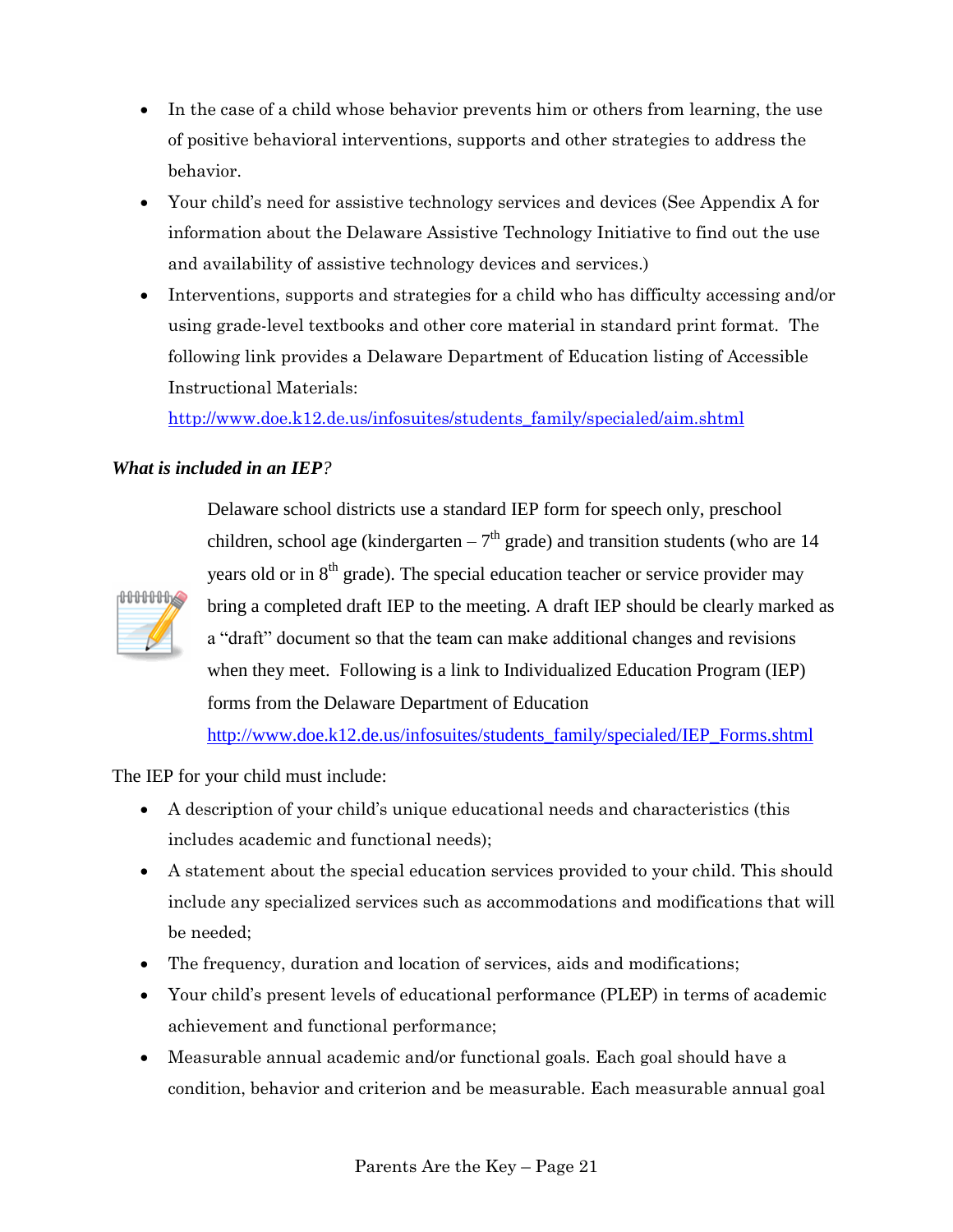- In the case of a child whose behavior prevents him or others from learning, the use of positive behavioral interventions, supports and other strategies to address the behavior.
- Your child's need for assistive technology services and devices (See Appendix A for information about the Delaware Assistive Technology Initiative to find out the use and availability of assistive technology devices and services.)
- Interventions, supports and strategies for a child who has difficulty accessing and/or using grade-level textbooks and other core material in standard print format. The following link provides a Delaware Department of Education listing of Accessible Instructional Materials: http://www.doe.k12.de.us/infosuites/students_family/specialed/aim.shtml

***What is included in an IEP?***

Delaware school districts use a standard IEP form for speech only, preschool children, school age (kindergarten – 7th grade) and transition students (who are 14 years old or in 8th grade). The special education teacher or service provider may bring a completed draft IEP to the meeting. A draft IEP should be clearly marked as a "draft" document so that the team can make additional changes and revisions when they meet. Following is a link to Individualized Education Program (IEP) forms from the Delaware Department of Education http://www.doe.k12.de.us/infosuites/students_family/specialed/IEP_Forms.shtml

The IEP for your child must include:

- A description of your child's unique educational needs and characteristics (this includes academic and functional needs);
- A statement about the special education services provided to your child. This should include any specialized services such as accommodations and modifications that will be needed;
- The frequency, duration and location of services, aids and modifications;
- Your child's present levels of educational performance (PLEP) in terms of academic achievement and functional performance;
- Measurable annual academic and/or functional goals. Each goal should have a condition, behavior and criterion and be measurable. Each measurable annual goal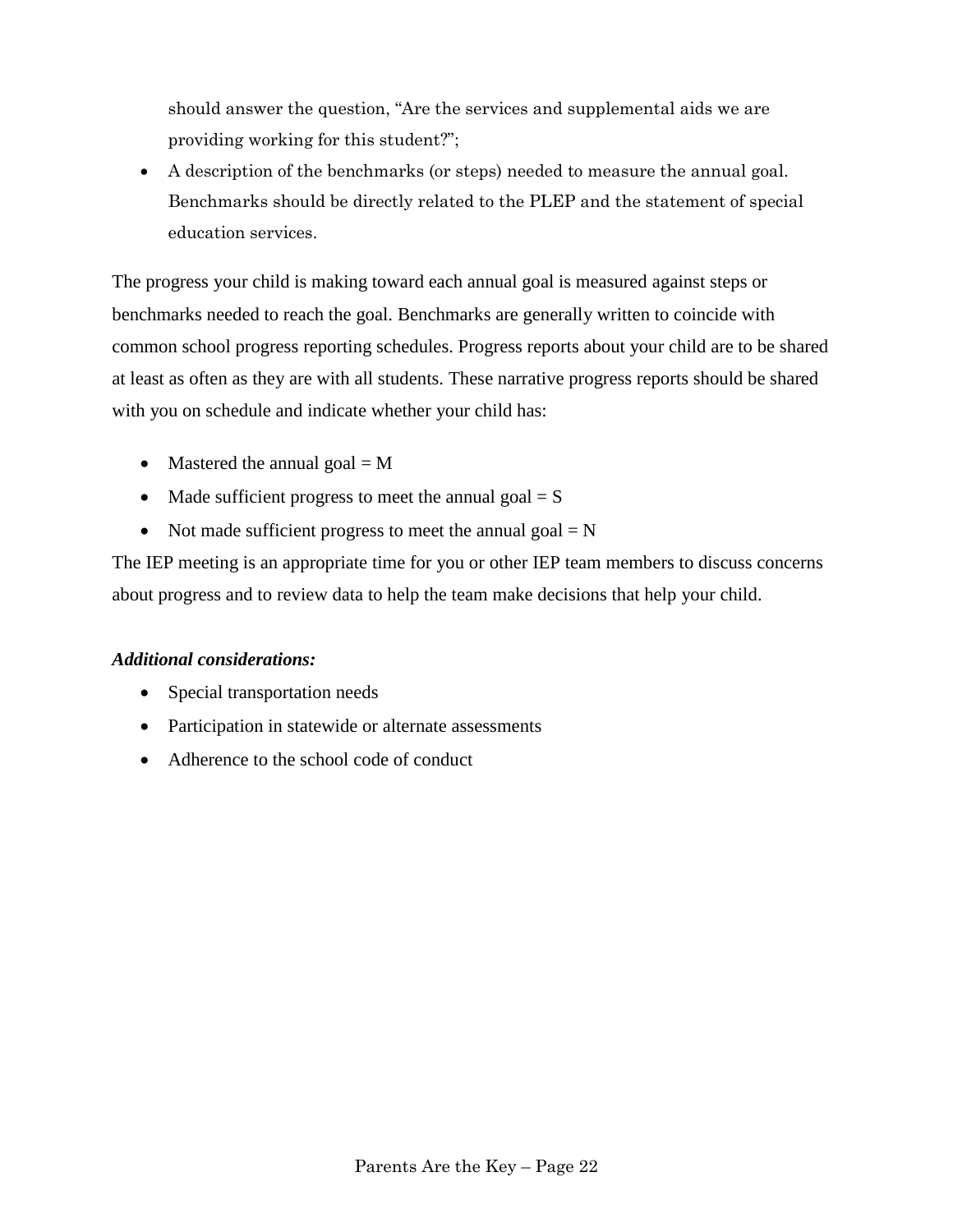should answer the question, "Are the services and supplemental aids we are providing working for this student?";

- A description of the benchmarks (or steps) needed to measure the annual goal. Benchmarks should be directly related to the PLEP and the statement of special education services.

The progress your child is making toward each annual goal is measured against steps or benchmarks needed to reach the goal. Benchmarks are generally written to coincide with common school progress reporting schedules. Progress reports about your child are to be shared at least as often as they are with all students. These narrative progress reports should be shared with you on schedule and indicate whether your child has:

- Mastered the annual goal = M
- Made sufficient progress to meet the annual goal = S
- Not made sufficient progress to meet the annual goal = N

The IEP meeting is an appropriate time for you or other IEP team members to discuss concerns about progress and to review data to help the team make decisions that help your child.

***Additional considerations:***

- Special transportation needs
- Participation in statewide or alternate assessments
- Adherence to the school code of conduct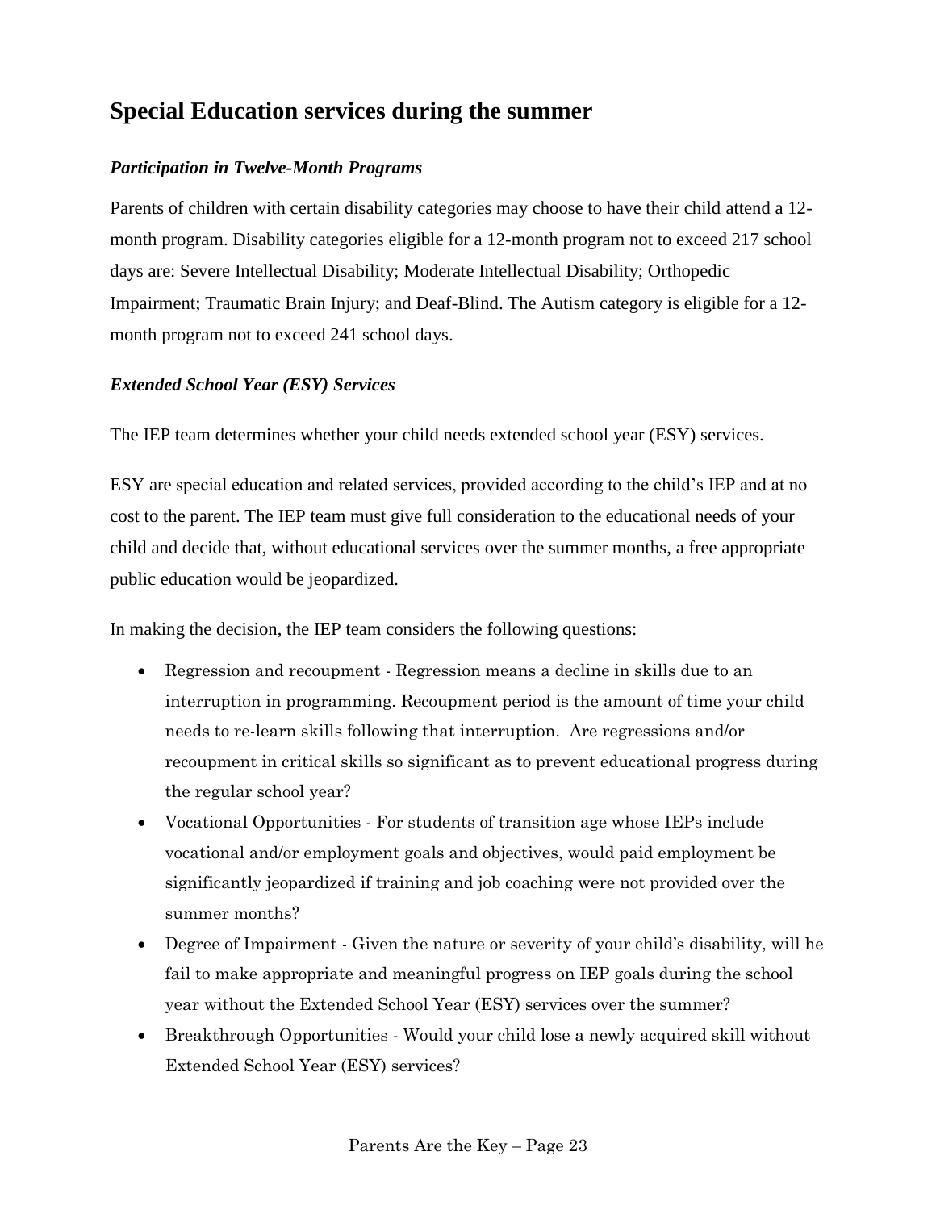## Special Education services during the summer

### *Participation in Twelve-Month Programs*

Parents of children with certain disability categories may choose to have their child attend a 12-month program. Disability categories eligible for a 12-month program not to exceed 217 school days are: Severe Intellectual Disability; Moderate Intellectual Disability; Orthopedic Impairment; Traumatic Brain Injury; and Deaf-Blind. The Autism category is eligible for a 12-month program not to exceed 241 school days.

### *Extended School Year (ESY) Services*

The IEP team determines whether your child needs extended school year (ESY) services.

ESY are special education and related services, provided according to the child's IEP and at no cost to the parent. The IEP team must give full consideration to the educational needs of your child and decide that, without educational services over the summer months, a free appropriate public education would be jeopardized.

In making the decision, the IEP team considers the following questions:

- Regression and recoupment - Regression means a decline in skills due to an interruption in programming. Recoupment period is the amount of time your child needs to re-learn skills following that interruption. Are regressions and/or recoupment in critical skills so significant as to prevent educational progress during the regular school year?
- Vocational Opportunities - For students of transition age whose IEPs include vocational and/or employment goals and objectives, would paid employment be significantly jeopardized if training and job coaching were not provided over the summer months?
- Degree of Impairment - Given the nature or severity of your child's disability, will he fail to make appropriate and meaningful progress on IEP goals during the school year without the Extended School Year (ESY) services over the summer?
- Breakthrough Opportunities - Would your child lose a newly acquired skill without Extended School Year (ESY) services?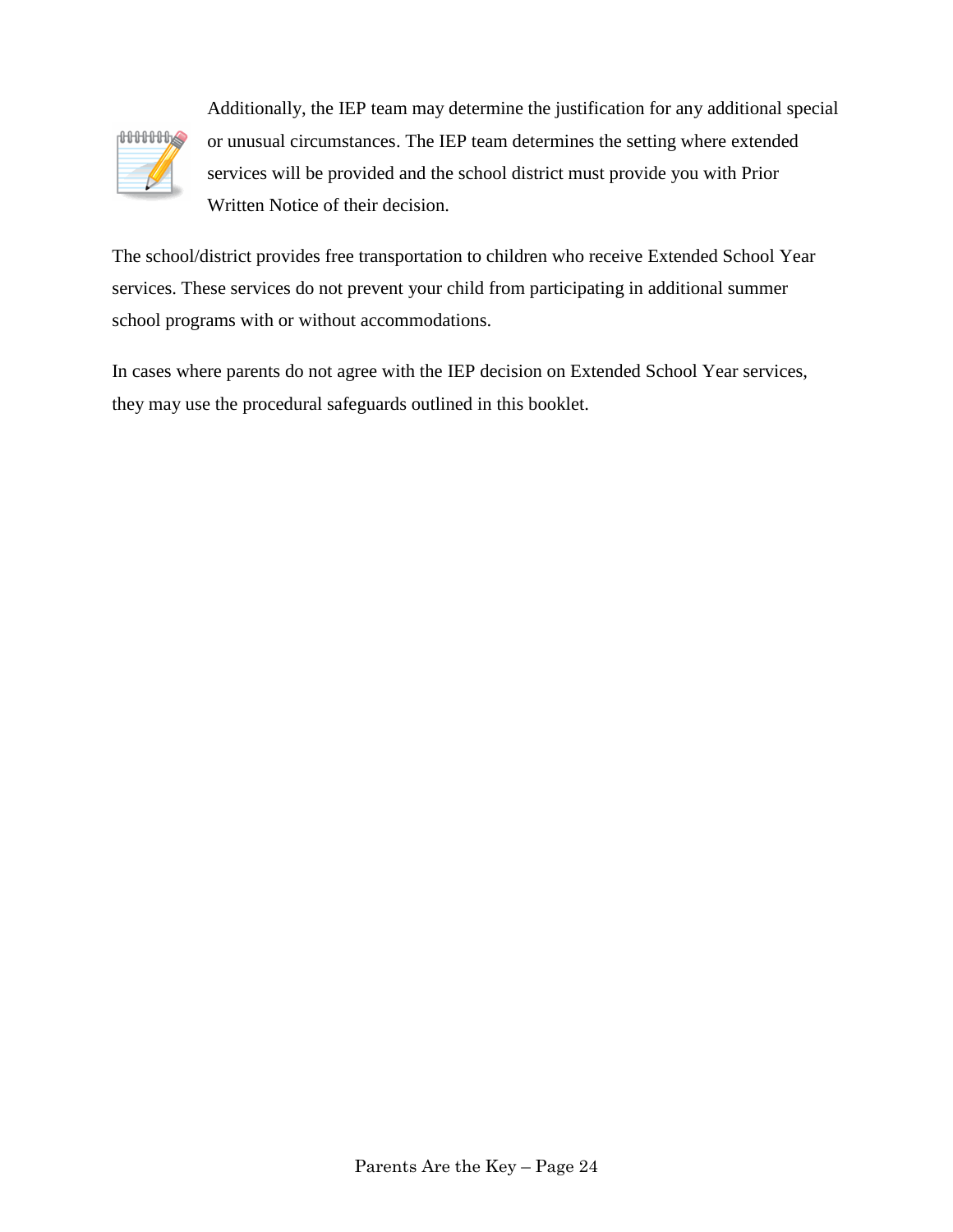Additionally, the IEP team may determine the justification for any additional special or unusual circumstances. The IEP team determines the setting where extended services will be provided and the school district must provide you with Prior Written Notice of their decision.

The school/district provides free transportation to children who receive Extended School Year services. These services do not prevent your child from participating in additional summer school programs with or without accommodations.

In cases where parents do not agree with the IEP decision on Extended School Year services, they may use the procedural safeguards outlined in this booklet.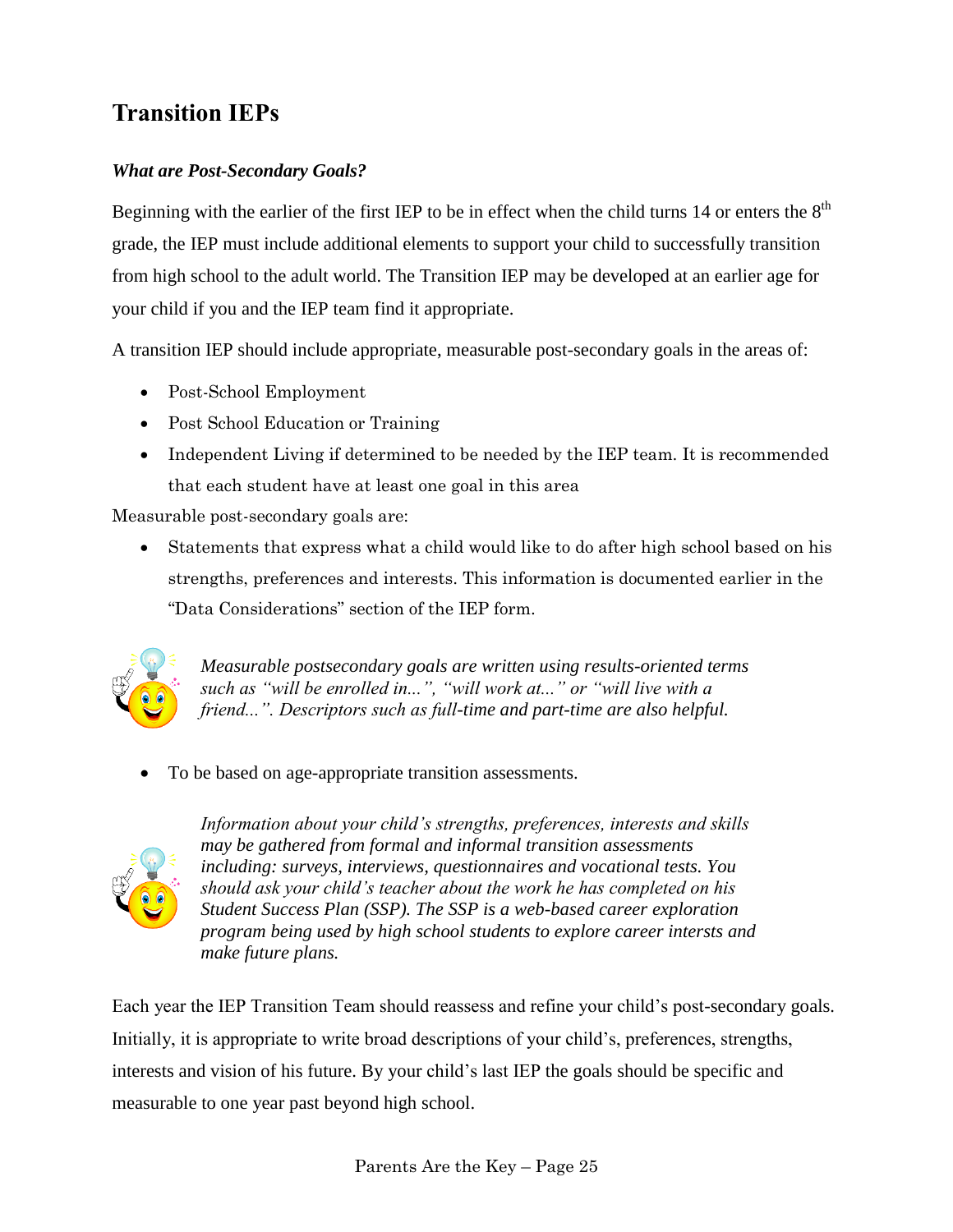## Transition IEPs

### *What are Post-Secondary Goals?*

Beginning with the earlier of the first IEP to be in effect when the child turns 14 or enters the 8th grade, the IEP must include additional elements to support your child to successfully transition from high school to the adult world. The Transition IEP may be developed at an earlier age for your child if you and the IEP team find it appropriate.

A transition IEP should include appropriate, measurable post-secondary goals in the areas of:

- Post-School Employment
- Post School Education or Training
- Independent Living if determined to be needed by the IEP team. It is recommended that each student have at least one goal in this area

Measurable post-secondary goals are:

- Statements that express what a child would like to do after high school based on his strengths, preferences and interests. This information is documented earlier in the "Data Considerations" section of the IEP form.

*Measurable postsecondary goals are written using results-oriented terms such as "will be enrolled in...", "will work at..." or "will live with a friend...". Descriptors such as full-time and part-time are also helpful.*

- To be based on age-appropriate transition assessments.

*Information about your child's strengths, preferences, interests and skills may be gathered from formal and informal transition assessments including: surveys, interviews, questionnaires and vocational tests. You should ask your child's teacher about the work he has completed on his Student Success Plan (SSP). The SSP is a web-based career exploration program being used by high school students to explore career intersts and make future plans.*

Each year the IEP Transition Team should reassess and refine your child's post-secondary goals. Initially, it is appropriate to write broad descriptions of your child's, preferences, strengths, interests and vision of his future. By your child's last IEP the goals should be specific and measurable to one year past beyond high school.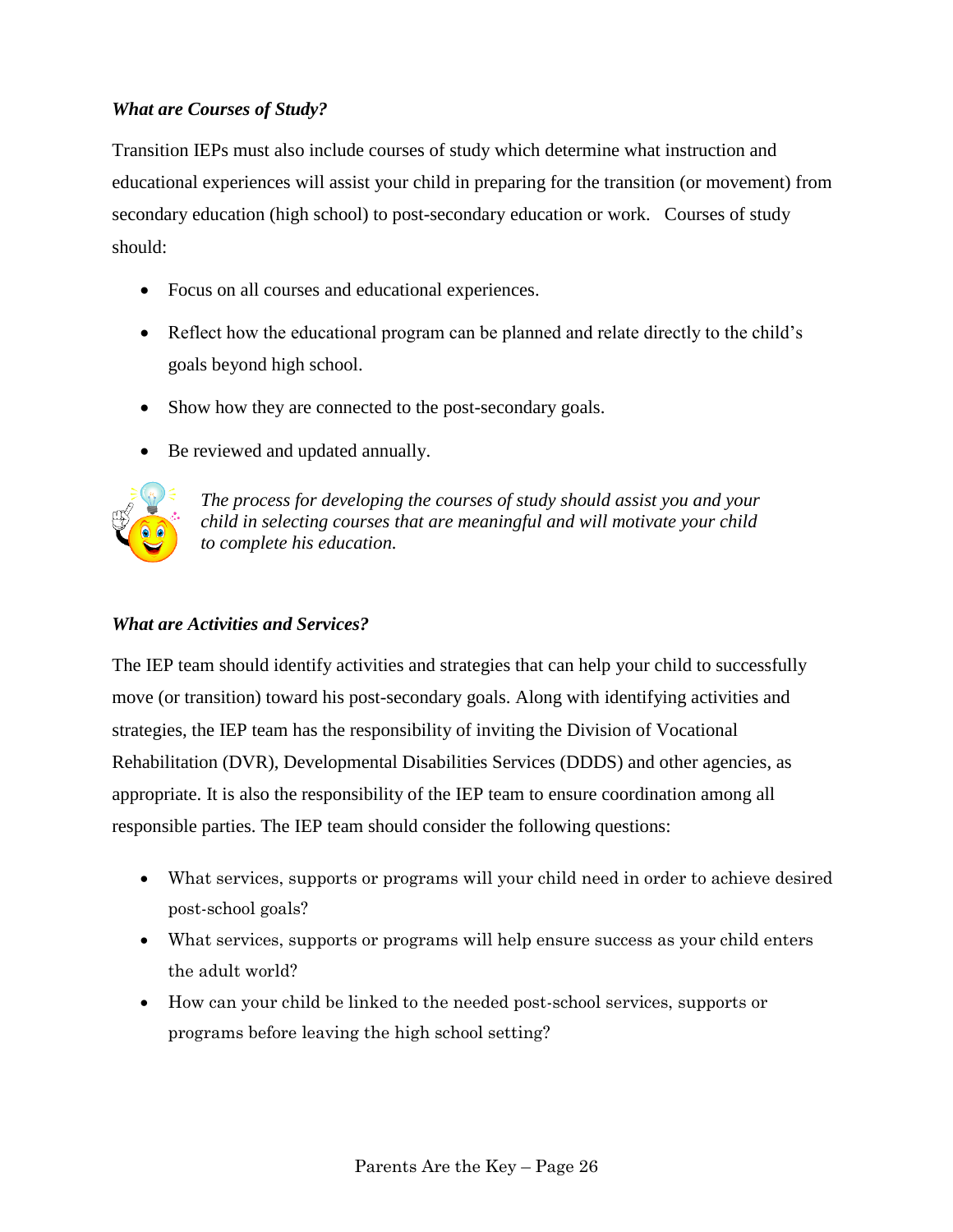### *What are Courses of Study?*

Transition IEPs must also include courses of study which determine what instruction and educational experiences will assist your child in preparing for the transition (or movement) from secondary education (high school) to post-secondary education or work. Courses of study should:

- Focus on all courses and educational experiences.
- Reflect how the educational program can be planned and relate directly to the child's goals beyond high school.
- Show how they are connected to the post-secondary goals.
- Be reviewed and updated annually.

*The process for developing the courses of study should assist you and your child in selecting courses that are meaningful and will motivate your child to complete his education.*

### *What are Activities and Services?*

The IEP team should identify activities and strategies that can help your child to successfully move (or transition) toward his post-secondary goals. Along with identifying activities and strategies, the IEP team has the responsibility of inviting the Division of Vocational Rehabilitation (DVR), Developmental Disabilities Services (DDDS) and other agencies, as appropriate. It is also the responsibility of the IEP team to ensure coordination among all responsible parties. The IEP team should consider the following questions:

- What services, supports or programs will your child need in order to achieve desired post-school goals?
- What services, supports or programs will help ensure success as your child enters the adult world?
- How can your child be linked to the needed post-school services, supports or programs before leaving the high school setting?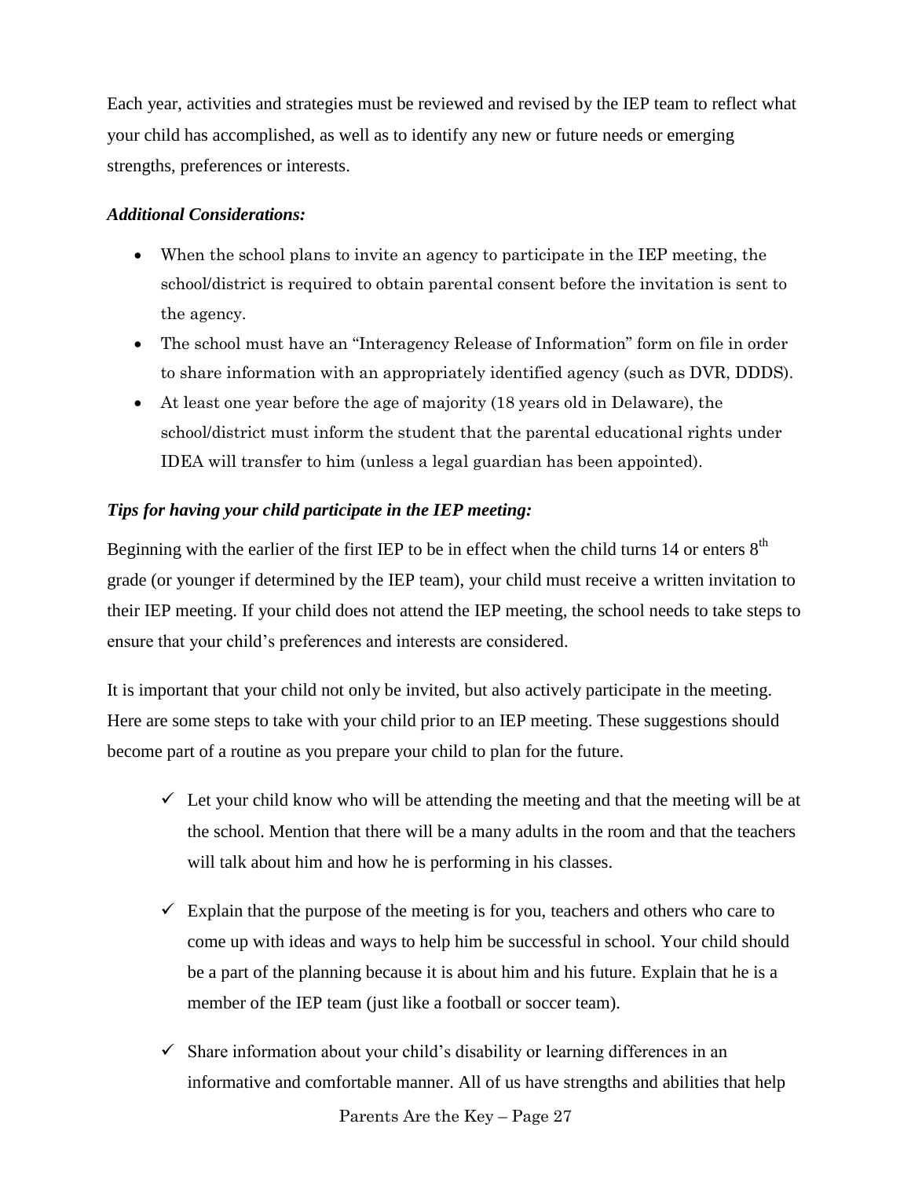Each year, activities and strategies must be reviewed and revised by the IEP team to reflect what your child has accomplished, as well as to identify any new or future needs or emerging strengths, preferences or interests.

***Additional Considerations:***

- When the school plans to invite an agency to participate in the IEP meeting, the school/district is required to obtain parental consent before the invitation is sent to the agency.
- The school must have an "Interagency Release of Information" form on file in order to share information with an appropriately identified agency (such as DVR, DDDS).
- At least one year before the age of majority (18 years old in Delaware), the school/district must inform the student that the parental educational rights under IDEA will transfer to him (unless a legal guardian has been appointed).

***Tips for having your child participate in the IEP meeting:***

Beginning with the earlier of the first IEP to be in effect when the child turns 14 or enters 8th grade (or younger if determined by the IEP team), your child must receive a written invitation to their IEP meeting. If your child does not attend the IEP meeting, the school needs to take steps to ensure that your child's preferences and interests are considered.

It is important that your child not only be invited, but also actively participate in the meeting. Here are some steps to take with your child prior to an IEP meeting. These suggestions should become part of a routine as you prepare your child to plan for the future.

- ✓ Let your child know who will be attending the meeting and that the meeting will be at the school. Mention that there will be a many adults in the room and that the teachers will talk about him and how he is performing in his classes.
- ✓ Explain that the purpose of the meeting is for you, teachers and others who care to come up with ideas and ways to help him be successful in school. Your child should be a part of the planning because it is about him and his future. Explain that he is a member of the IEP team (just like a football or soccer team).
- ✓ Share information about your child's disability or learning differences in an informative and comfortable manner. All of us have strengths and abilities that help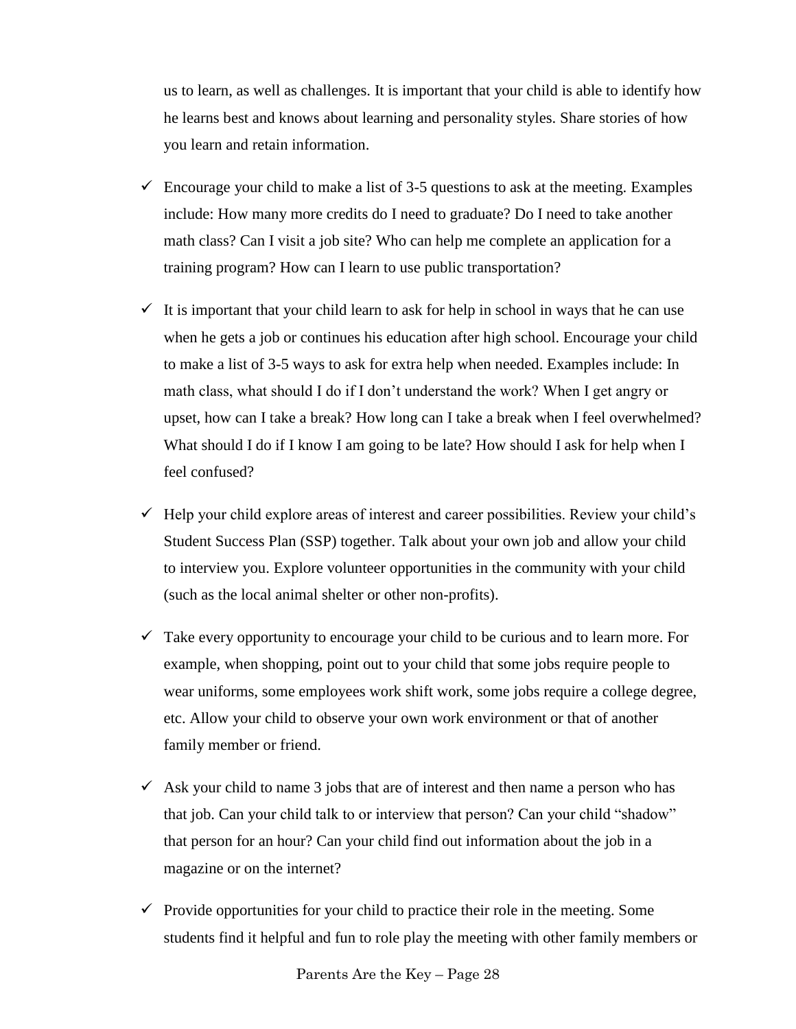us to learn, as well as challenges. It is important that your child is able to identify how he learns best and knows about learning and personality styles. Share stories of how you learn and retain information.

- ✓ Encourage your child to make a list of 3-5 questions to ask at the meeting. Examples include: How many more credits do I need to graduate? Do I need to take another math class? Can I visit a job site? Who can help me complete an application for a training program? How can I learn to use public transportation?

- ✓ It is important that your child learn to ask for help in school in ways that he can use when he gets a job or continues his education after high school. Encourage your child to make a list of 3-5 ways to ask for extra help when needed. Examples include: In math class, what should I do if I don't understand the work? When I get angry or upset, how can I take a break? How long can I take a break when I feel overwhelmed? What should I do if I know I am going to be late? How should I ask for help when I feel confused?

- ✓ Help your child explore areas of interest and career possibilities. Review your child's Student Success Plan (SSP) together. Talk about your own job and allow your child to interview you. Explore volunteer opportunities in the community with your child (such as the local animal shelter or other non-profits).

- ✓ Take every opportunity to encourage your child to be curious and to learn more. For example, when shopping, point out to your child that some jobs require people to wear uniforms, some employees work shift work, some jobs require a college degree, etc. Allow your child to observe your own work environment or that of another family member or friend.

- ✓ Ask your child to name 3 jobs that are of interest and then name a person who has that job. Can your child talk to or interview that person? Can your child "shadow" that person for an hour? Can your child find out information about the job in a magazine or on the internet?

- ✓ Provide opportunities for your child to practice their role in the meeting. Some students find it helpful and fun to role play the meeting with other family members or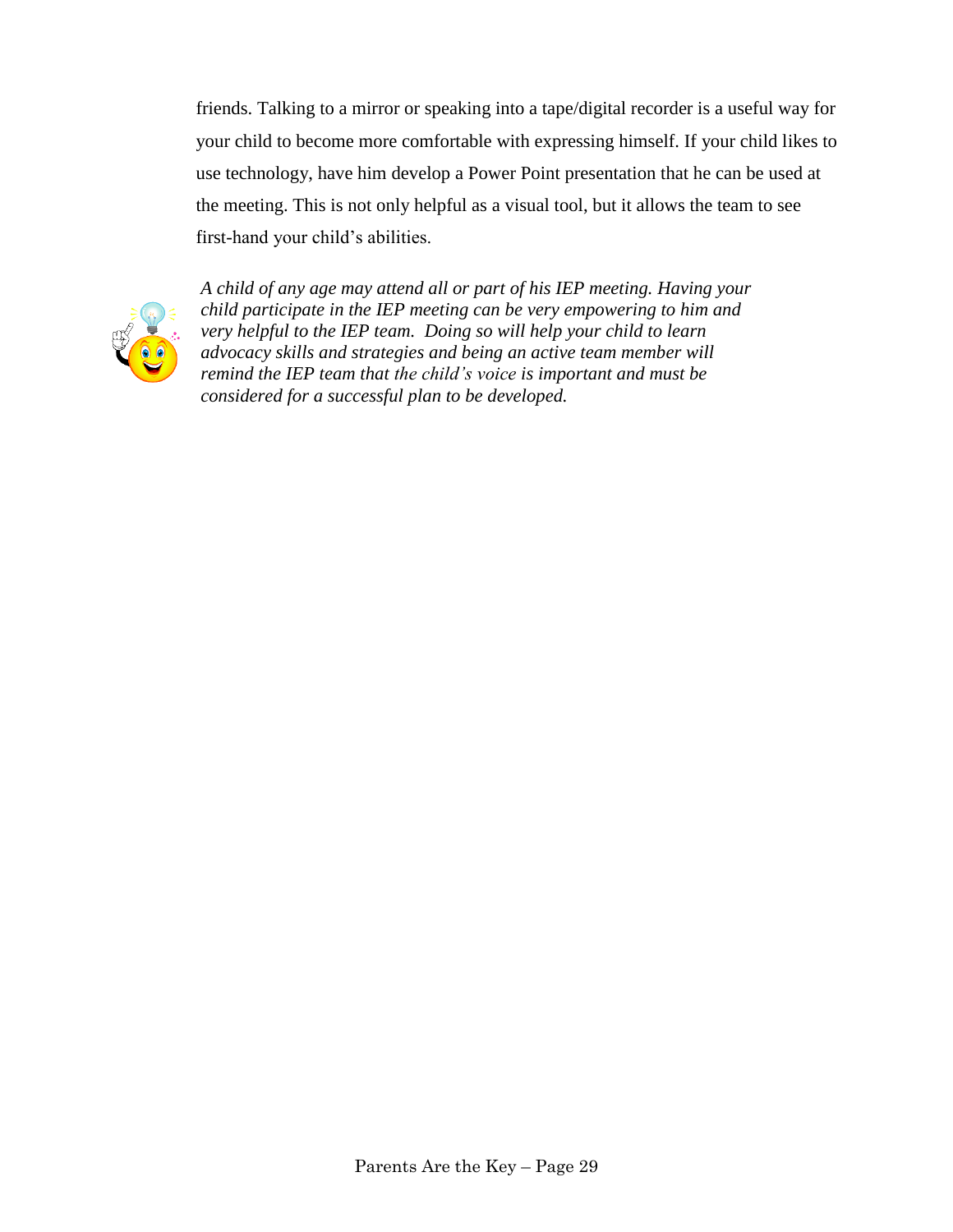friends. Talking to a mirror or speaking into a tape/digital recorder is a useful way for your child to become more comfortable with expressing himself. If your child likes to use technology, have him develop a Power Point presentation that he can be used at the meeting. This is not only helpful as a visual tool, but it allows the team to see first-hand your child's abilities.

*A child of any age may attend all or part of his IEP meeting. Having your child participate in the IEP meeting can be very empowering to him and very helpful to the IEP team. Doing so will help your child to learn advocacy skills and strategies and being an active team member will remind the IEP team that the child's voice is important and must be considered for a successful plan to be developed.*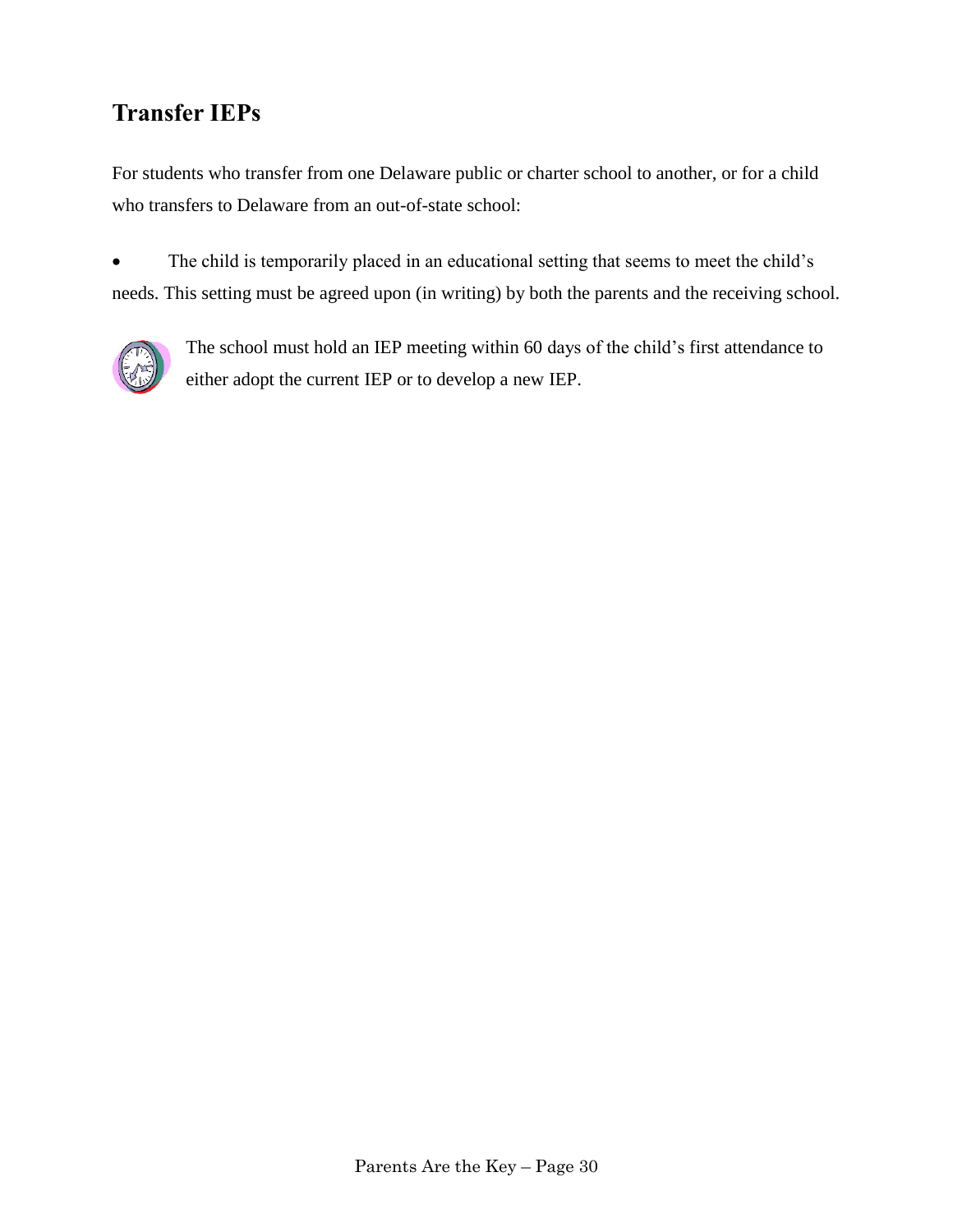## Transfer IEPs

For students who transfer from one Delaware public or charter school to another, or for a child who transfers to Delaware from an out-of-state school:

- The child is temporarily placed in an educational setting that seems to meet the child's needs. This setting must be agreed upon (in writing) by both the parents and the receiving school.

The school must hold an IEP meeting within 60 days of the child's first attendance to either adopt the current IEP or to develop a new IEP.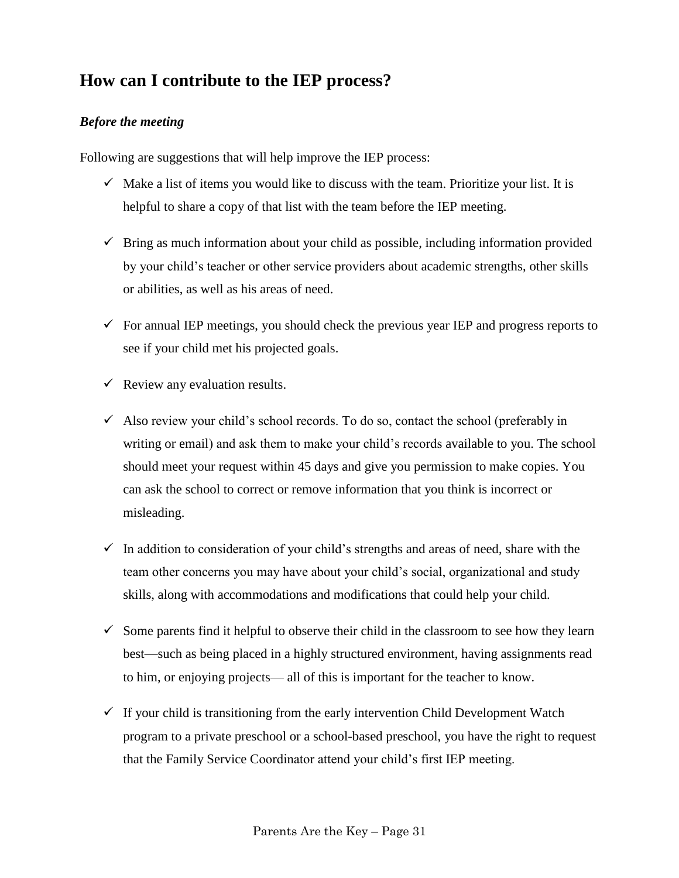## How can I contribute to the IEP process?

### *Before the meeting*

Following are suggestions that will help improve the IEP process:

- ✓ Make a list of items you would like to discuss with the team. Prioritize your list. It is helpful to share a copy of that list with the team before the IEP meeting.
- ✓ Bring as much information about your child as possible, including information provided by your child's teacher or other service providers about academic strengths, other skills or abilities, as well as his areas of need.
- ✓ For annual IEP meetings, you should check the previous year IEP and progress reports to see if your child met his projected goals.
- ✓ Review any evaluation results.
- ✓ Also review your child's school records. To do so, contact the school (preferably in writing or email) and ask them to make your child's records available to you. The school should meet your request within 45 days and give you permission to make copies. You can ask the school to correct or remove information that you think is incorrect or misleading.
- ✓ In addition to consideration of your child's strengths and areas of need, share with the team other concerns you may have about your child's social, organizational and study skills, along with accommodations and modifications that could help your child.
- ✓ Some parents find it helpful to observe their child in the classroom to see how they learn best—such as being placed in a highly structured environment, having assignments read to him, or enjoying projects— all of this is important for the teacher to know.
- ✓ If your child is transitioning from the early intervention Child Development Watch program to a private preschool or a school-based preschool, you have the right to request that the Family Service Coordinator attend your child's first IEP meeting.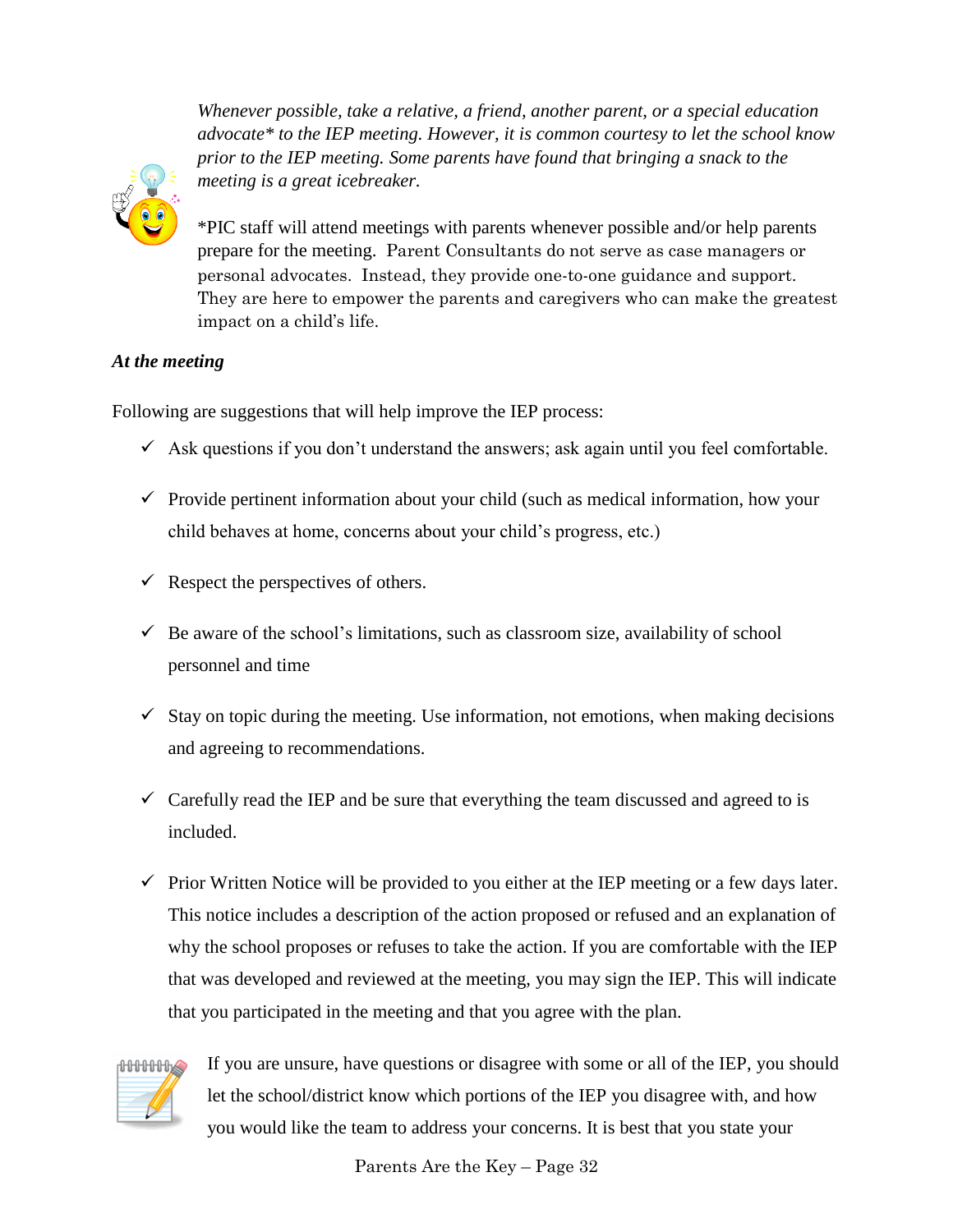*Whenever possible, take a relative, a friend, another parent, or a special education advocate* to the IEP meeting. However, it is common courtesy to let the school know prior to the IEP meeting. Some parents have found that bringing a snack to the meeting is a great icebreaker.*

*PIC staff will attend meetings with parents whenever possible and/or help parents prepare for the meeting. Parent Consultants do not serve as case managers or personal advocates. Instead, they provide one-to-one guidance and support. They are here to empower the parents and caregivers who can make the greatest impact on a child's life.

***At the meeting***

Following are suggestions that will help improve the IEP process:

- ✓ Ask questions if you don't understand the answers; ask again until you feel comfortable.
- ✓ Provide pertinent information about your child (such as medical information, how your child behaves at home, concerns about your child's progress, etc.)
- ✓ Respect the perspectives of others.
- ✓ Be aware of the school's limitations, such as classroom size, availability of school personnel and time
- ✓ Stay on topic during the meeting. Use information, not emotions, when making decisions and agreeing to recommendations.
- ✓ Carefully read the IEP and be sure that everything the team discussed and agreed to is included.
- ✓ Prior Written Notice will be provided to you either at the IEP meeting or a few days later. This notice includes a description of the action proposed or refused and an explanation of why the school proposes or refuses to take the action. If you are comfortable with the IEP that was developed and reviewed at the meeting, you may sign the IEP. This will indicate that you participated in the meeting and that you agree with the plan.

If you are unsure, have questions or disagree with some or all of the IEP, you should let the school/district know which portions of the IEP you disagree with, and how you would like the team to address your concerns. It is best that you state your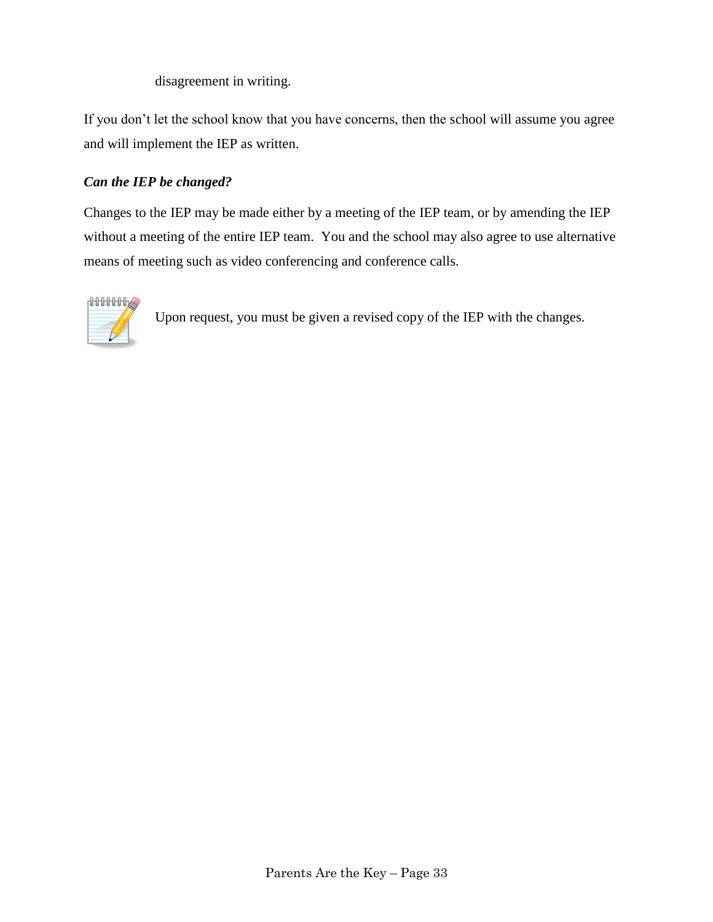disagreement in writing.

If you don't let the school know that you have concerns, then the school will assume you agree and will implement the IEP as written.

***Can the IEP be changed?***

Changes to the IEP may be made either by a meeting of the IEP team, or by amending the IEP without a meeting of the entire IEP team. You and the school may also agree to use alternative means of meeting such as video conferencing and conference calls.

Upon request, you must be given a revised copy of the IEP with the changes.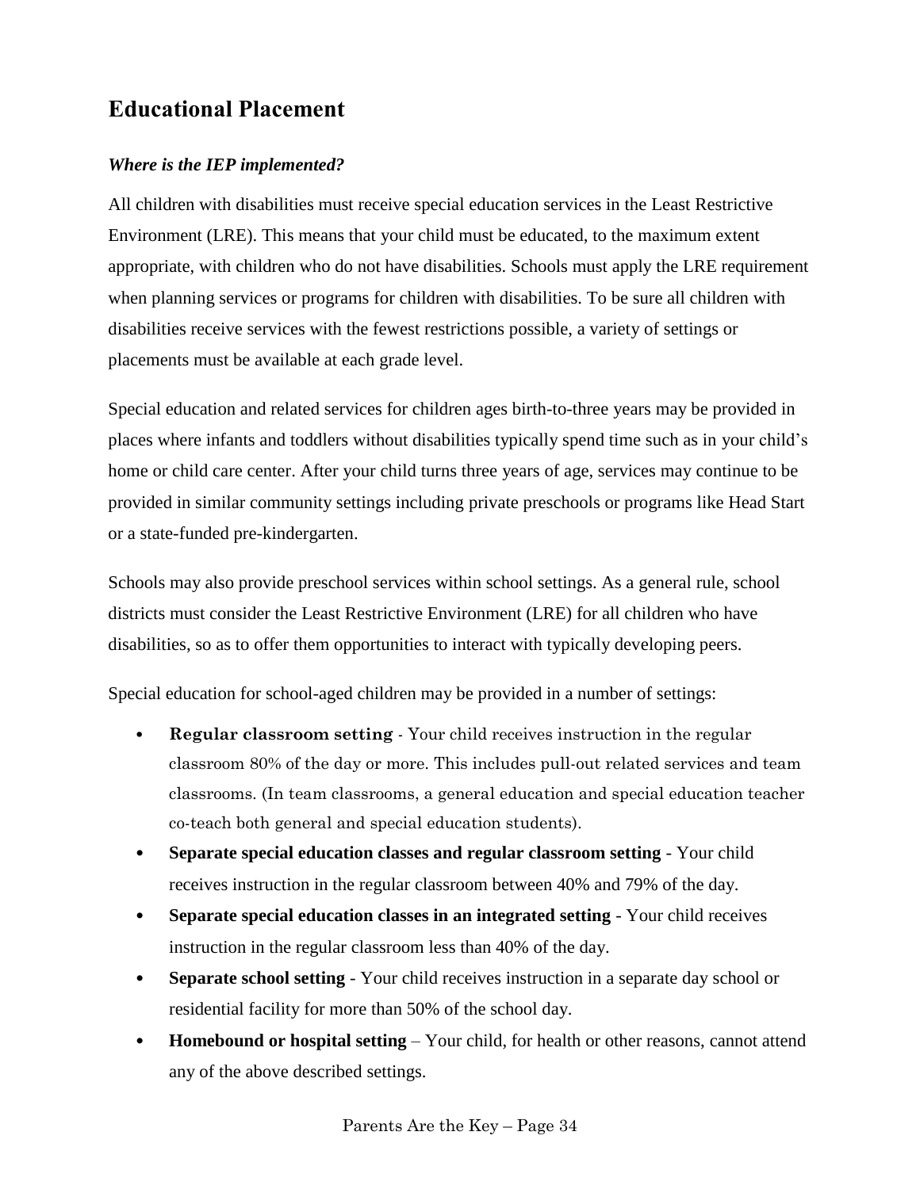## Educational Placement

### *Where is the IEP implemented?*

All children with disabilities must receive special education services in the Least Restrictive Environment (LRE). This means that your child must be educated, to the maximum extent appropriate, with children who do not have disabilities. Schools must apply the LRE requirement when planning services or programs for children with disabilities. To be sure all children with disabilities receive services with the fewest restrictions possible, a variety of settings or placements must be available at each grade level.

Special education and related services for children ages birth-to-three years may be provided in places where infants and toddlers without disabilities typically spend time such as in your child's home or child care center. After your child turns three years of age, services may continue to be provided in similar community settings including private preschools or programs like Head Start or a state-funded pre-kindergarten.

Schools may also provide preschool services within school settings. As a general rule, school districts must consider the Least Restrictive Environment (LRE) for all children who have disabilities, so as to offer them opportunities to interact with typically developing peers.

Special education for school-aged children may be provided in a number of settings:

- **Regular classroom setting** - Your child receives instruction in the regular classroom 80% of the day or more. This includes pull-out related services and team classrooms. (In team classrooms, a general education and special education teacher co-teach both general and special education students).
- **Separate special education classes and regular classroom setting** - Your child receives instruction in the regular classroom between 40% and 79% of the day.
- **Separate special education classes in an integrated setting** - Your child receives instruction in the regular classroom less than 40% of the day.
- **Separate school setting** - Your child receives instruction in a separate day school or residential facility for more than 50% of the school day.
- **Homebound or hospital setting** – Your child, for health or other reasons, cannot attend any of the above described settings.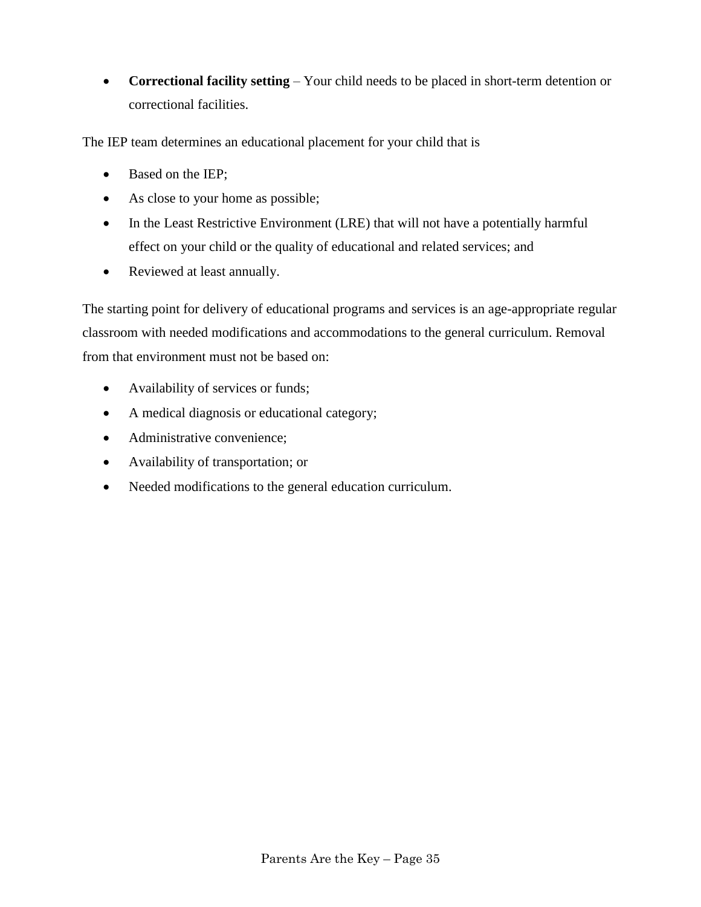- **Correctional facility setting** – Your child needs to be placed in short-term detention or correctional facilities.

The IEP team determines an educational placement for your child that is

- Based on the IEP;
- As close to your home as possible;
- In the Least Restrictive Environment (LRE) that will not have a potentially harmful effect on your child or the quality of educational and related services; and
- Reviewed at least annually.

The starting point for delivery of educational programs and services is an age-appropriate regular classroom with needed modifications and accommodations to the general curriculum. Removal from that environment must not be based on:

- Availability of services or funds;
- A medical diagnosis or educational category;
- Administrative convenience;
- Availability of transportation; or
- Needed modifications to the general education curriculum.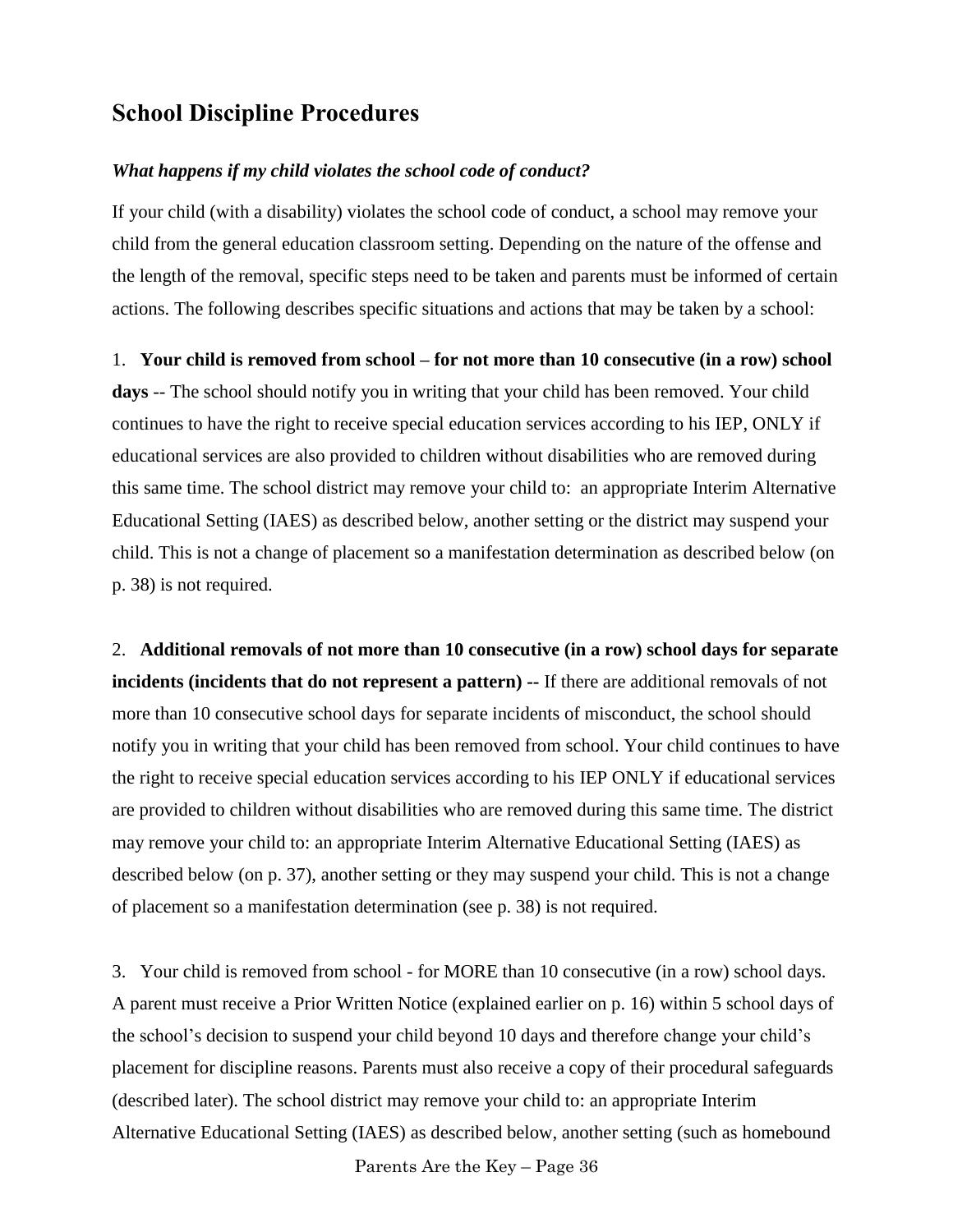## School Discipline Procedures

### *What happens if my child violates the school code of conduct?*

If your child (with a disability) violates the school code of conduct, a school may remove your child from the general education classroom setting. Depending on the nature of the offense and the length of the removal, specific steps need to be taken and parents must be informed of certain actions. The following describes specific situations and actions that may be taken by a school:

1. **Your child is removed from school – for not more than 10 consecutive (in a row) school days** -- The school should notify you in writing that your child has been removed. Your child continues to have the right to receive special education services according to his IEP, ONLY if educational services are also provided to children without disabilities who are removed during this same time. The school district may remove your child to: an appropriate Interim Alternative Educational Setting (IAES) as described below, another setting or the district may suspend your child. This is not a change of placement so a manifestation determination as described below (on p. 38) is not required.

2. **Additional removals of not more than 10 consecutive (in a row) school days for separate incidents (incidents that do not represent a pattern) --** If there are additional removals of not more than 10 consecutive school days for separate incidents of misconduct, the school should notify you in writing that your child has been removed from school. Your child continues to have the right to receive special education services according to his IEP ONLY if educational services are provided to children without disabilities who are removed during this same time. The district may remove your child to: an appropriate Interim Alternative Educational Setting (IAES) as described below (on p. 37), another setting or they may suspend your child. This is not a change of placement so a manifestation determination (see p. 38) is not required.

3. Your child is removed from school - for MORE than 10 consecutive (in a row) school days. A parent must receive a Prior Written Notice (explained earlier on p. 16) within 5 school days of the school's decision to suspend your child beyond 10 days and therefore change your child's placement for discipline reasons. Parents must also receive a copy of their procedural safeguards (described later). The school district may remove your child to: an appropriate Interim Alternative Educational Setting (IAES) as described below, another setting (such as homebound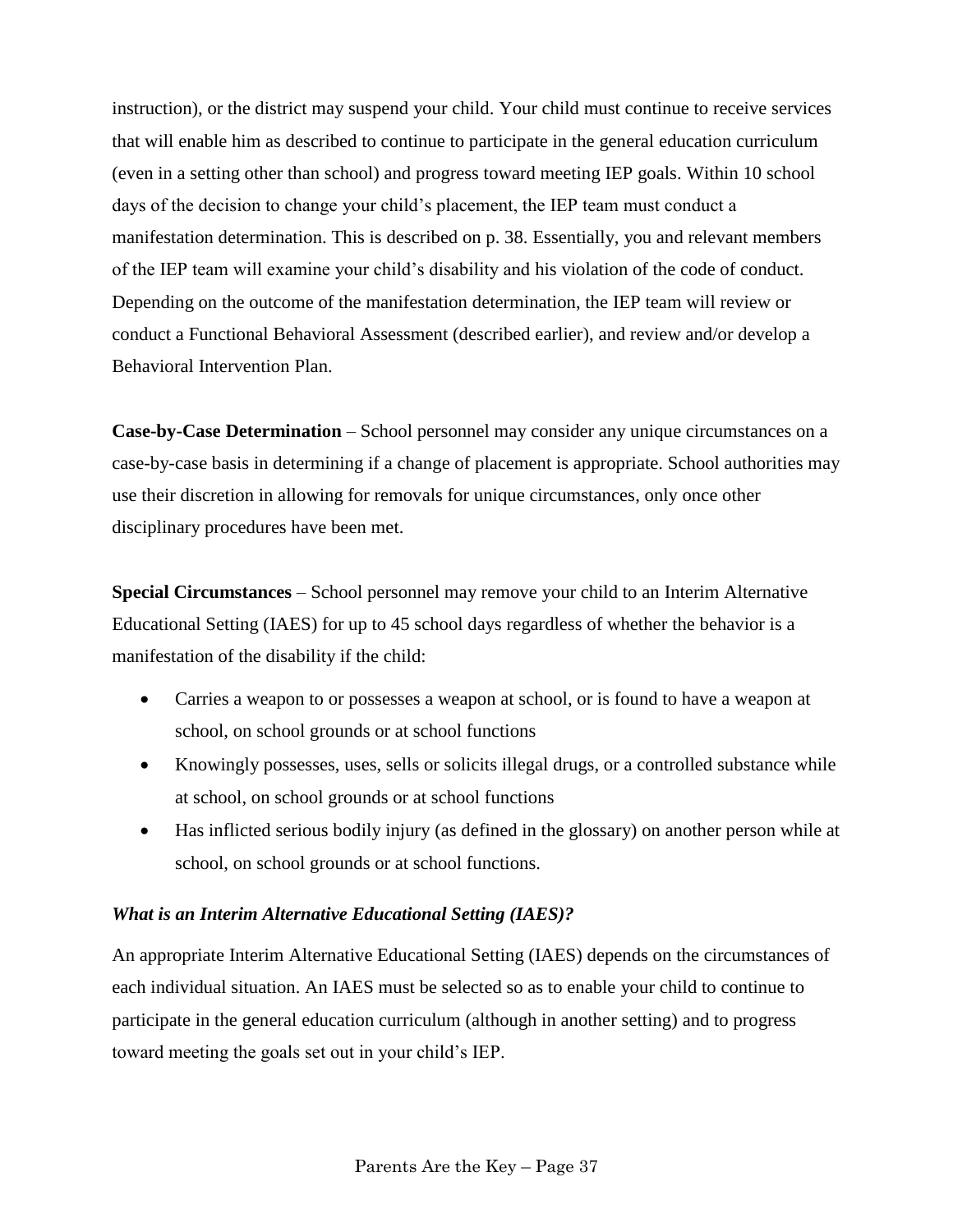instruction), or the district may suspend your child. Your child must continue to receive services that will enable him as described to continue to participate in the general education curriculum (even in a setting other than school) and progress toward meeting IEP goals. Within 10 school days of the decision to change your child's placement, the IEP team must conduct a manifestation determination. This is described on p. 38. Essentially, you and relevant members of the IEP team will examine your child's disability and his violation of the code of conduct. Depending on the outcome of the manifestation determination, the IEP team will review or conduct a Functional Behavioral Assessment (described earlier), and review and/or develop a Behavioral Intervention Plan.

**Case-by-Case Determination** – School personnel may consider any unique circumstances on a case-by-case basis in determining if a change of placement is appropriate. School authorities may use their discretion in allowing for removals for unique circumstances, only once other disciplinary procedures have been met.

**Special Circumstances** – School personnel may remove your child to an Interim Alternative Educational Setting (IAES) for up to 45 school days regardless of whether the behavior is a manifestation of the disability if the child:

- Carries a weapon to or possesses a weapon at school, or is found to have a weapon at school, on school grounds or at school functions
- Knowingly possesses, uses, sells or solicits illegal drugs, or a controlled substance while at school, on school grounds or at school functions
- Has inflicted serious bodily injury (as defined in the glossary) on another person while at school, on school grounds or at school functions.

### *What is an Interim Alternative Educational Setting (IAES)?*

An appropriate Interim Alternative Educational Setting (IAES) depends on the circumstances of each individual situation. An IAES must be selected so as to enable your child to continue to participate in the general education curriculum (although in another setting) and to progress toward meeting the goals set out in your child's IEP.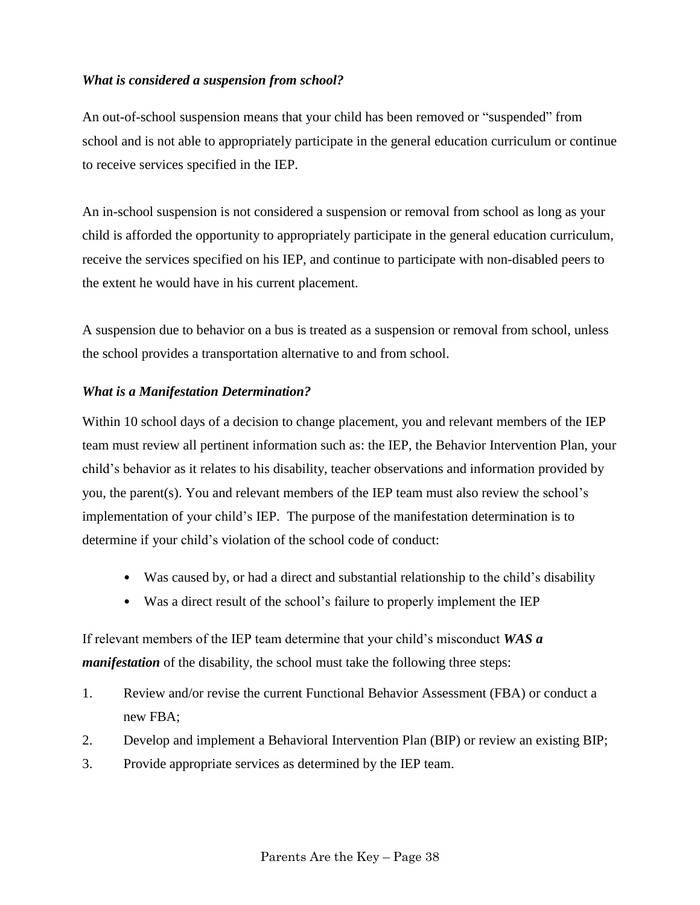### *What is considered a suspension from school?*

An out-of-school suspension means that your child has been removed or "suspended" from school and is not able to appropriately participate in the general education curriculum or continue to receive services specified in the IEP.

An in-school suspension is not considered a suspension or removal from school as long as your child is afforded the opportunity to appropriately participate in the general education curriculum, receive the services specified on his IEP, and continue to participate with non-disabled peers to the extent he would have in his current placement.

A suspension due to behavior on a bus is treated as a suspension or removal from school, unless the school provides a transportation alternative to and from school.

### *What is a Manifestation Determination?*

Within 10 school days of a decision to change placement, you and relevant members of the IEP team must review all pertinent information such as: the IEP, the Behavior Intervention Plan, your child's behavior as it relates to his disability, teacher observations and information provided by you, the parent(s). You and relevant members of the IEP team must also review the school's implementation of your child's IEP. The purpose of the manifestation determination is to determine if your child's violation of the school code of conduct:

- Was caused by, or had a direct and substantial relationship to the child's disability
- Was a direct result of the school's failure to properly implement the IEP

If relevant members of the IEP team determine that your child's misconduct ***WAS a manifestation*** of the disability, the school must take the following three steps:

1. Review and/or revise the current Functional Behavior Assessment (FBA) or conduct a new FBA;
2. Develop and implement a Behavioral Intervention Plan (BIP) or review an existing BIP;
3. Provide appropriate services as determined by the IEP team.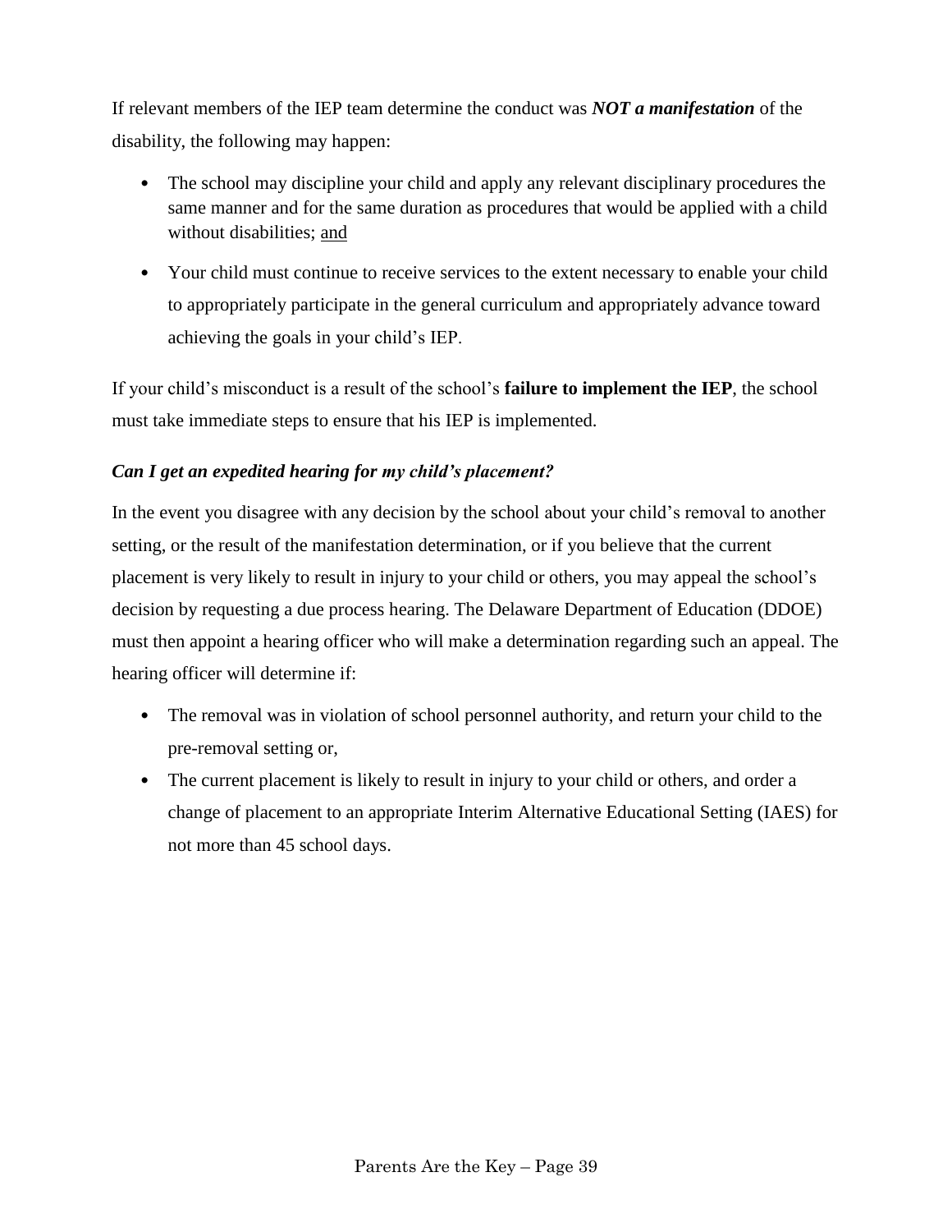If relevant members of the IEP team determine the conduct was ***NOT a manifestation*** of the disability, the following may happen:

- The school may discipline your child and apply any relevant disciplinary procedures the same manner and for the same duration as procedures that would be applied with a child without disabilities; <u>and</u>
- Your child must continue to receive services to the extent necessary to enable your child to appropriately participate in the general curriculum and appropriately advance toward achieving the goals in your child's IEP.

If your child's misconduct is a result of the school's **failure to implement the IEP**, the school must take immediate steps to ensure that his IEP is implemented.

### *Can I get an expedited hearing for my child's placement?*

In the event you disagree with any decision by the school about your child's removal to another setting, or the result of the manifestation determination, or if you believe that the current placement is very likely to result in injury to your child or others, you may appeal the school's decision by requesting a due process hearing. The Delaware Department of Education (DDOE) must then appoint a hearing officer who will make a determination regarding such an appeal. The hearing officer will determine if:

- The removal was in violation of school personnel authority, and return your child to the pre-removal setting or,
- The current placement is likely to result in injury to your child or others, and order a change of placement to an appropriate Interim Alternative Educational Setting (IAES) for not more than 45 school days.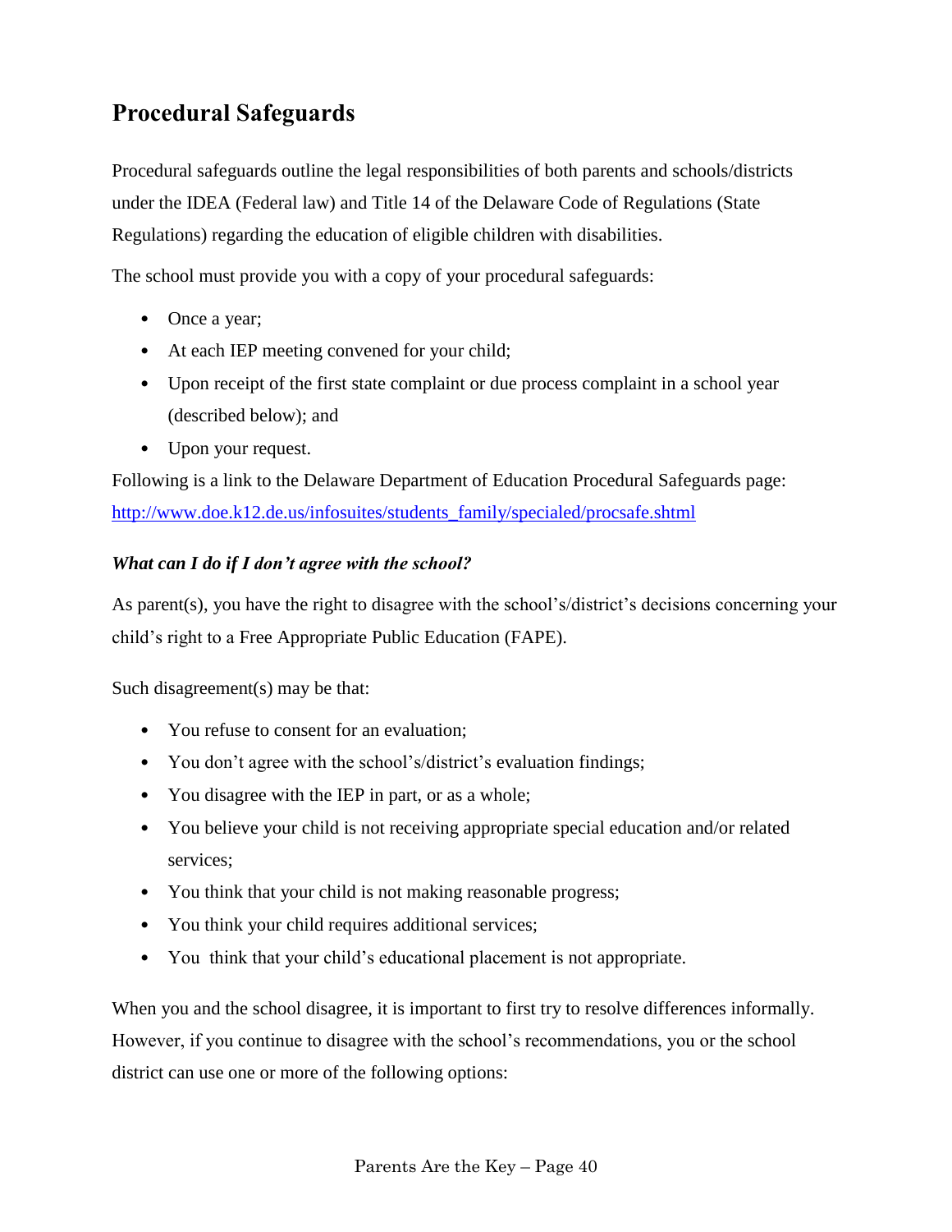## Procedural Safeguards

Procedural safeguards outline the legal responsibilities of both parents and schools/districts under the IDEA (Federal law) and Title 14 of the Delaware Code of Regulations (State Regulations) regarding the education of eligible children with disabilities.

The school must provide you with a copy of your procedural safeguards:

- Once a year;
- At each IEP meeting convened for your child;
- Upon receipt of the first state complaint or due process complaint in a school year (described below); and
- Upon your request.

Following is a link to the Delaware Department of Education Procedural Safeguards page: [http://www.doe.k12.de.us/infosuites/students_family/specialed/procsafe.shtml](http://www.doe.k12.de.us/infosuites/students_family/specialed/procsafe.shtml)

### *What can I do if I don't agree with the school?*

As parent(s), you have the right to disagree with the school's/district's decisions concerning your child's right to a Free Appropriate Public Education (FAPE).

Such disagreement(s) may be that:

- You refuse to consent for an evaluation;
- You don't agree with the school's/district's evaluation findings;
- You disagree with the IEP in part, or as a whole;
- You believe your child is not receiving appropriate special education and/or related services;
- You think that your child is not making reasonable progress;
- You think your child requires additional services;
- You think that your child's educational placement is not appropriate.

When you and the school disagree, it is important to first try to resolve differences informally. However, if you continue to disagree with the school's recommendations, you or the school district can use one or more of the following options: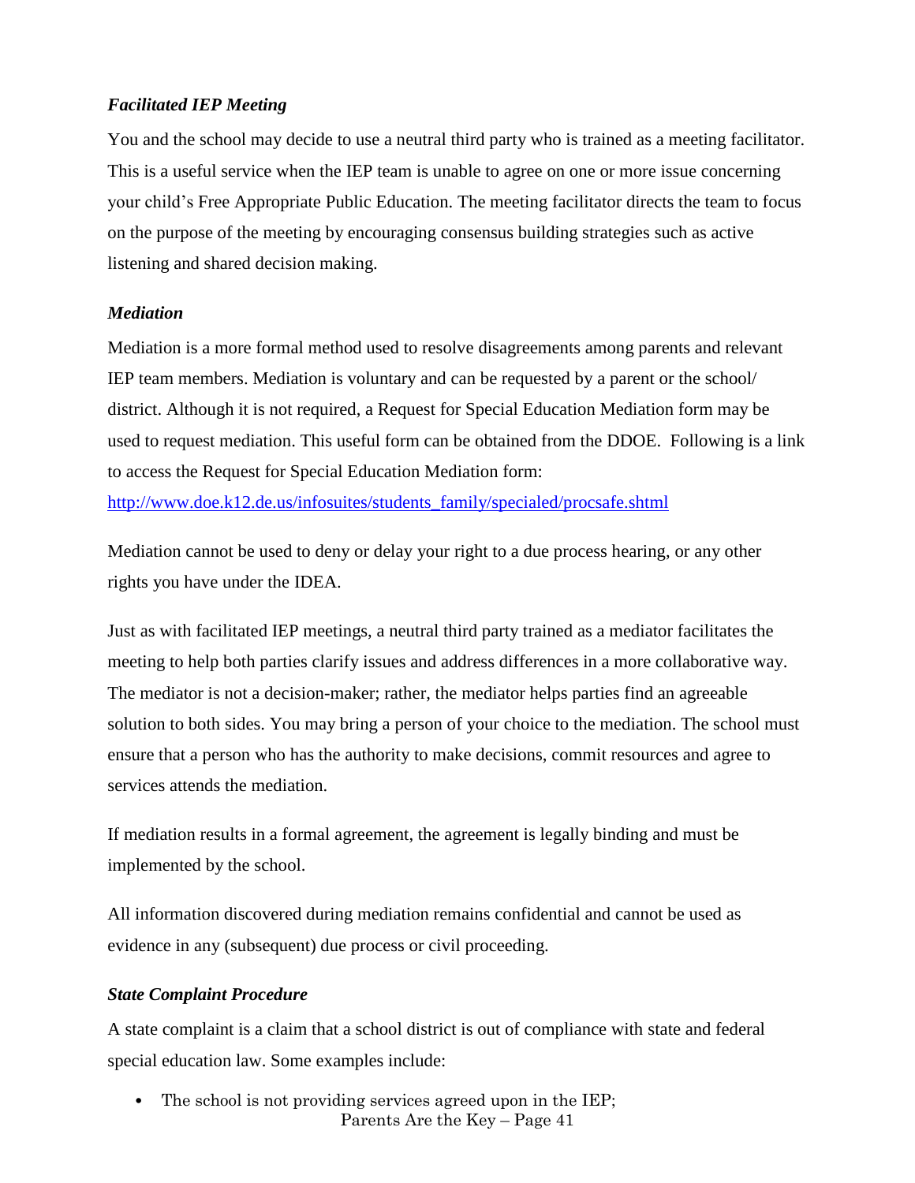### *Facilitated IEP Meeting*

You and the school may decide to use a neutral third party who is trained as a meeting facilitator. This is a useful service when the IEP team is unable to agree on one or more issue concerning your child's Free Appropriate Public Education. The meeting facilitator directs the team to focus on the purpose of the meeting by encouraging consensus building strategies such as active listening and shared decision making.

### *Mediation*

Mediation is a more formal method used to resolve disagreements among parents and relevant IEP team members. Mediation is voluntary and can be requested by a parent or the school/ district. Although it is not required, a Request for Special Education Mediation form may be used to request mediation. This useful form can be obtained from the DDOE. Following is a link to access the Request for Special Education Mediation form:
[http://www.doe.k12.de.us/infosuites/students_family/specialed/procsafe.shtml](http://www.doe.k12.de.us/infosuites/students_family/specialed/procsafe.shtml)

Mediation cannot be used to deny or delay your right to a due process hearing, or any other rights you have under the IDEA.

Just as with facilitated IEP meetings, a neutral third party trained as a mediator facilitates the meeting to help both parties clarify issues and address differences in a more collaborative way. The mediator is not a decision-maker; rather, the mediator helps parties find an agreeable solution to both sides. You may bring a person of your choice to the mediation. The school must ensure that a person who has the authority to make decisions, commit resources and agree to services attends the mediation.

If mediation results in a formal agreement, the agreement is legally binding and must be implemented by the school.

All information discovered during mediation remains confidential and cannot be used as evidence in any (subsequent) due process or civil proceeding.

### *State Complaint Procedure*

A state complaint is a claim that a school district is out of compliance with state and federal special education law. Some examples include:

- The school is not providing services agreed upon in the IEP;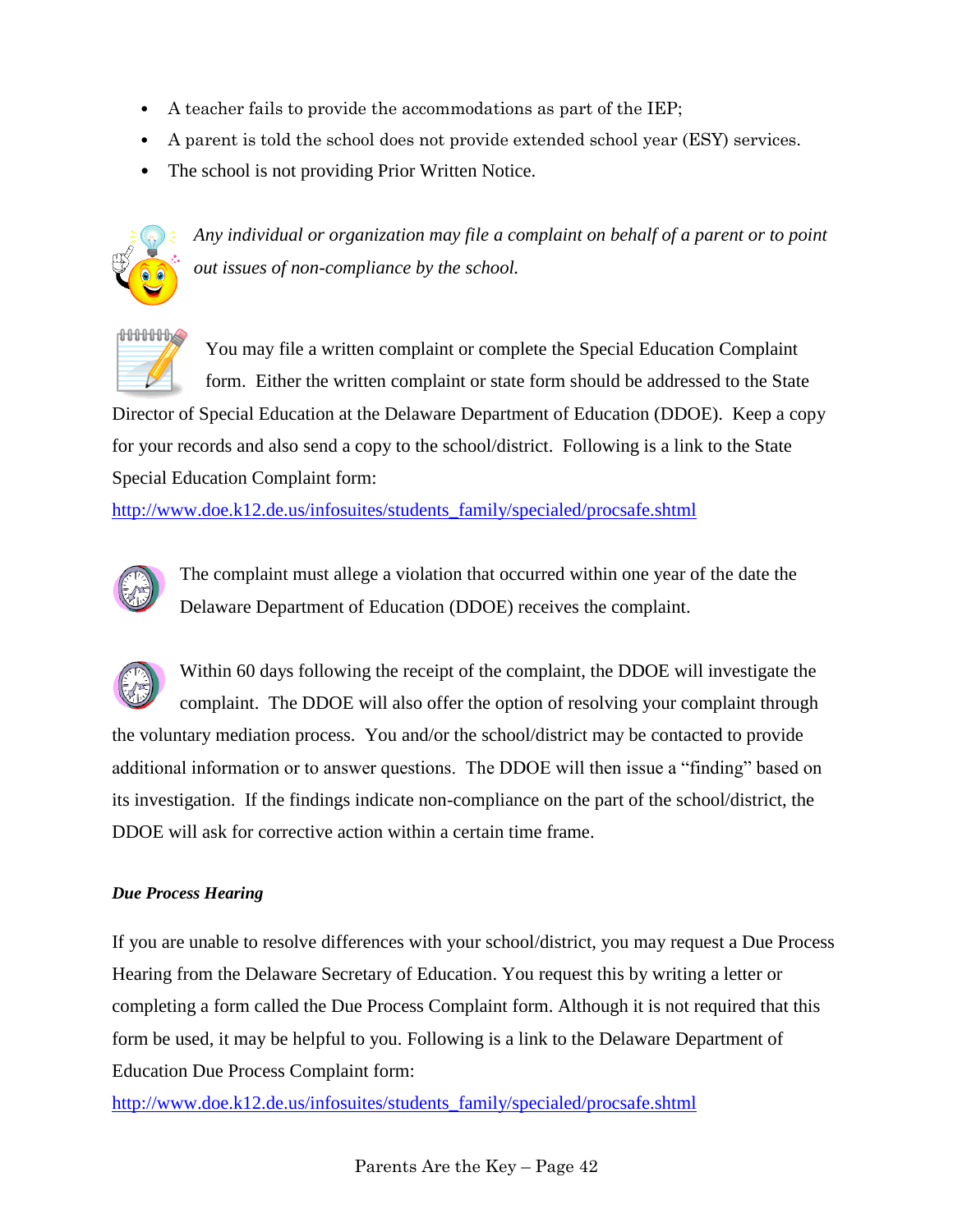- A teacher fails to provide the accommodations as part of the IEP;
- A parent is told the school does not provide extended school year (ESY) services.
- The school is not providing Prior Written Notice.

*Any individual or organization may file a complaint on behalf of a parent or to point out issues of non-compliance by the school.*

You may file a written complaint or complete the Special Education Complaint form. Either the written complaint or state form should be addressed to the State Director of Special Education at the Delaware Department of Education (DDOE). Keep a copy for your records and also send a copy to the school/district. Following is a link to the State Special Education Complaint form:
http://www.doe.k12.de.us/infosuites/students_family/specialed/procsafe.shtml

The complaint must allege a violation that occurred within one year of the date the Delaware Department of Education (DDOE) receives the complaint.

Within 60 days following the receipt of the complaint, the DDOE will investigate the complaint. The DDOE will also offer the option of resolving your complaint through the voluntary mediation process. You and/or the school/district may be contacted to provide additional information or to answer questions. The DDOE will then issue a "finding" based on its investigation. If the findings indicate non-compliance on the part of the school/district, the DDOE will ask for corrective action within a certain time frame.

***Due Process Hearing***

If you are unable to resolve differences with your school/district, you may request a Due Process Hearing from the Delaware Secretary of Education. You request this by writing a letter or completing a form called the Due Process Complaint form. Although it is not required that this form be used, it may be helpful to you. Following is a link to the Delaware Department of Education Due Process Complaint form:
http://www.doe.k12.de.us/infosuites/students_family/specialed/procsafe.shtml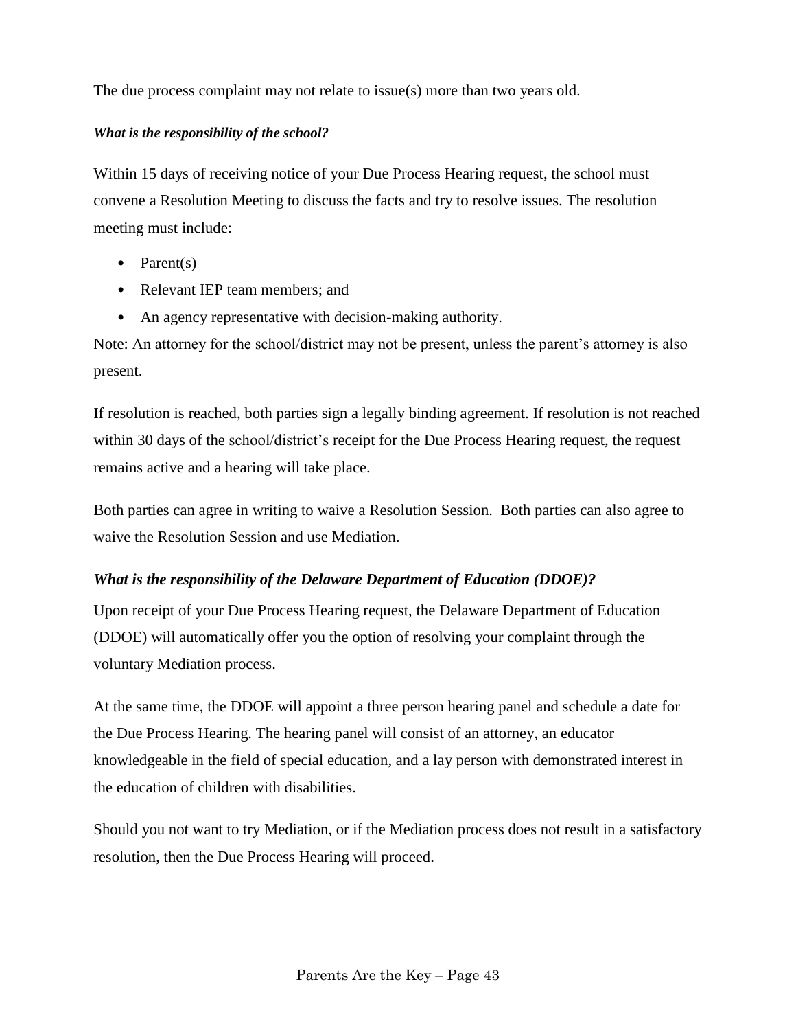The due process complaint may not relate to issue(s) more than two years old.

***What is the responsibility of the school?***

Within 15 days of receiving notice of your Due Process Hearing request, the school must convene a Resolution Meeting to discuss the facts and try to resolve issues. The resolution meeting must include:

- Parent(s)
- Relevant IEP team members; and
- An agency representative with decision-making authority.

Note: An attorney for the school/district may not be present, unless the parent's attorney is also present.

If resolution is reached, both parties sign a legally binding agreement. If resolution is not reached within 30 days of the school/district's receipt for the Due Process Hearing request, the request remains active and a hearing will take place.

Both parties can agree in writing to waive a Resolution Session. Both parties can also agree to waive the Resolution Session and use Mediation.

***What is the responsibility of the Delaware Department of Education (DDOE)?***

Upon receipt of your Due Process Hearing request, the Delaware Department of Education (DDOE) will automatically offer you the option of resolving your complaint through the voluntary Mediation process.

At the same time, the DDOE will appoint a three person hearing panel and schedule a date for the Due Process Hearing. The hearing panel will consist of an attorney, an educator knowledgeable in the field of special education, and a lay person with demonstrated interest in the education of children with disabilities.

Should you not want to try Mediation, or if the Mediation process does not result in a satisfactory resolution, then the Due Process Hearing will proceed.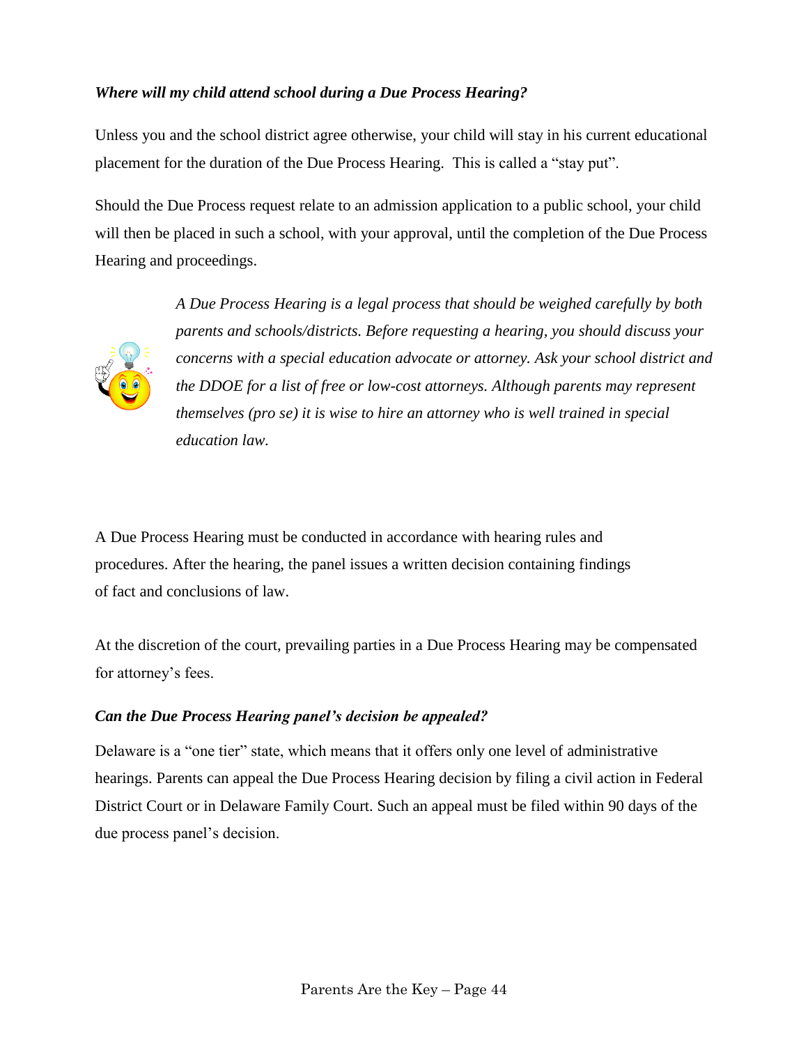***Where will my child attend school during a Due Process Hearing?***

Unless you and the school district agree otherwise, your child will stay in his current educational placement for the duration of the Due Process Hearing. This is called a "stay put".

Should the Due Process request relate to an admission application to a public school, your child will then be placed in such a school, with your approval, until the completion of the Due Process Hearing and proceedings.

*A Due Process Hearing is a legal process that should be weighed carefully by both parents and schools/districts. Before requesting a hearing, you should discuss your concerns with a special education advocate or attorney. Ask your school district and the DDOE for a list of free or low-cost attorneys. Although parents may represent themselves (pro se) it is wise to hire an attorney who is well trained in special education law.*

A Due Process Hearing must be conducted in accordance with hearing rules and procedures. After the hearing, the panel issues a written decision containing findings of fact and conclusions of law.

At the discretion of the court, prevailing parties in a Due Process Hearing may be compensated for attorney's fees.

***Can the Due Process Hearing panel's decision be appealed?***

Delaware is a "one tier" state, which means that it offers only one level of administrative hearings. Parents can appeal the Due Process Hearing decision by filing a civil action in Federal District Court or in Delaware Family Court. Such an appeal must be filed within 90 days of the due process panel's decision.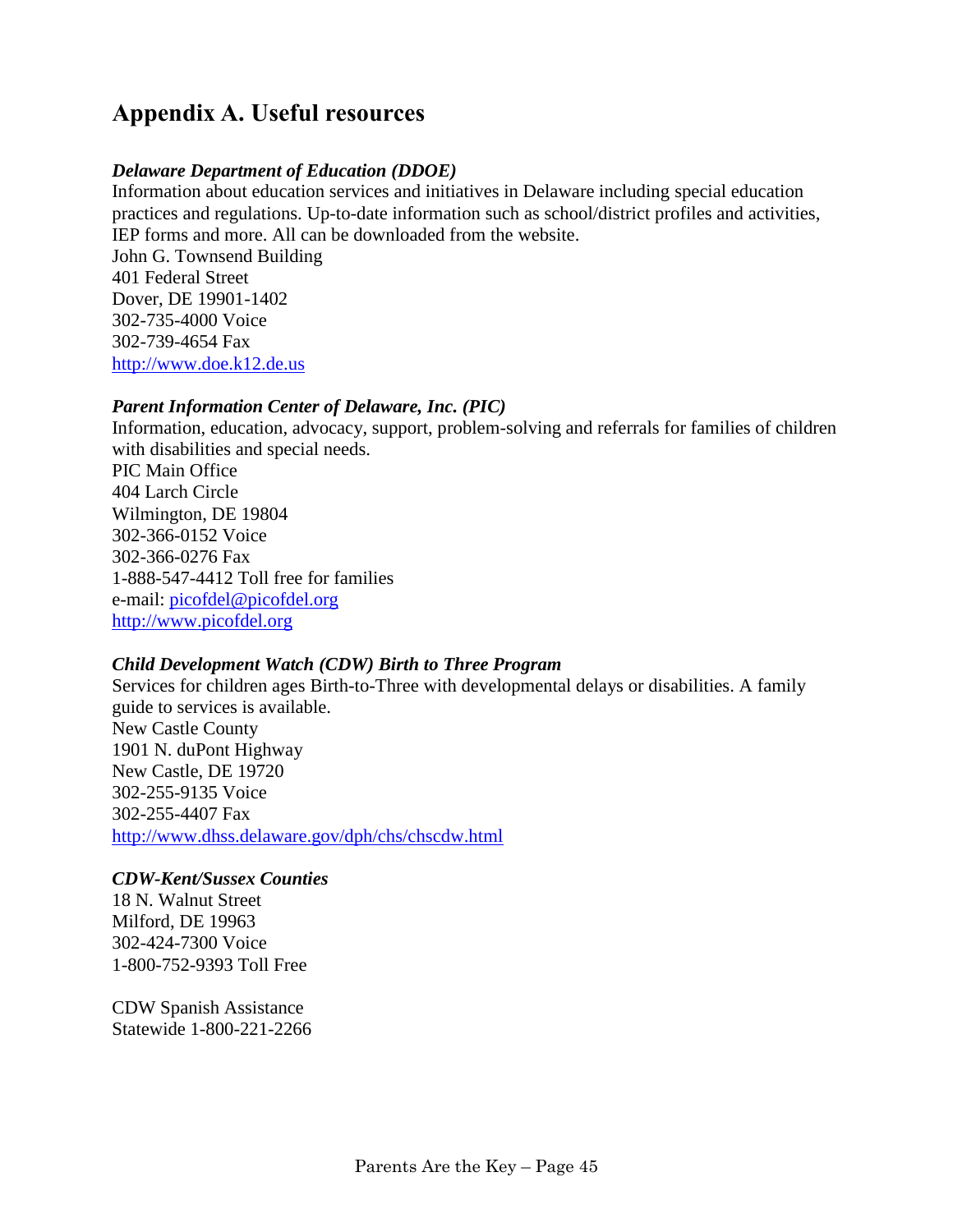## Appendix A. Useful resources

***Delaware Department of Education (DDOE)***
Information about education services and initiatives in Delaware including special education practices and regulations. Up-to-date information such as school/district profiles and activities, IEP forms and more. All can be downloaded from the website.
John G. Townsend Building
401 Federal Street
Dover, DE 19901-1402
302-735-4000 Voice
302-739-4654 Fax
http://www.doe.k12.de.us

***Parent Information Center of Delaware, Inc. (PIC)***
Information, education, advocacy, support, problem-solving and referrals for families of children with disabilities and special needs.
PIC Main Office
404 Larch Circle
Wilmington, DE 19804
302-366-0152 Voice
302-366-0276 Fax
1-888-547-4412 Toll free for families
e-mail: picofdel@picofdel.org
http://www.picofdel.org

***Child Development Watch (CDW) Birth to Three Program***
Services for children ages Birth-to-Three with developmental delays or disabilities. A family guide to services is available.
New Castle County
1901 N. duPont Highway
New Castle, DE 19720
302-255-9135 Voice
302-255-4407 Fax
http://www.dhss.delaware.gov/dph/chs/chscdw.html

***CDW-Kent/Sussex Counties***
18 N. Walnut Street
Milford, DE 19963
302-424-7300 Voice
1-800-752-9393 Toll Free

CDW Spanish Assistance
Statewide 1-800-221-2266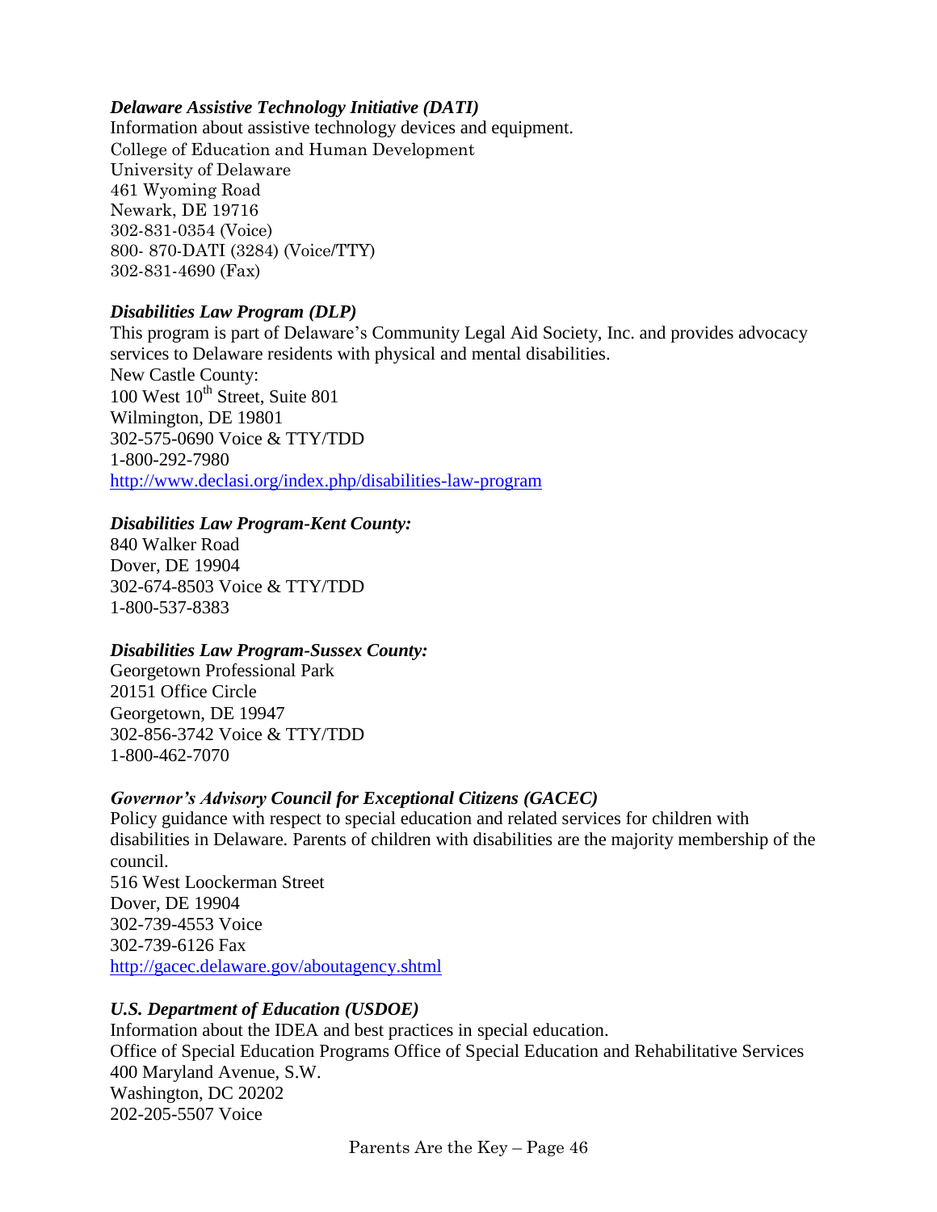***Delaware Assistive Technology Initiative (DATI)***
Information about assistive technology devices and equipment.
College of Education and Human Development
University of Delaware
461 Wyoming Road
Newark, DE 19716
302-831-0354 (Voice)
800- 870-DATI (3284) (Voice/TTY)
302-831-4690 (Fax)

***Disabilities Law Program (DLP)***
This program is part of Delaware's Community Legal Aid Society, Inc. and provides advocacy services to Delaware residents with physical and mental disabilities.
New Castle County:
100 West 10th Street, Suite 801
Wilmington, DE 19801
302-575-0690 Voice & TTY/TDD
1-800-292-7980
http://www.declasi.org/index.php/disabilities-law-program

***Disabilities Law Program-Kent County:***
840 Walker Road
Dover, DE 19904
302-674-8503 Voice & TTY/TDD
1-800-537-8383

***Disabilities Law Program-Sussex County:***
Georgetown Professional Park
20151 Office Circle
Georgetown, DE 19947
302-856-3742 Voice & TTY/TDD
1-800-462-7070

***Governor's Advisory Council for Exceptional Citizens (GACEC)***
Policy guidance with respect to special education and related services for children with disabilities in Delaware. Parents of children with disabilities are the majority membership of the council.
516 West Loockerman Street
Dover, DE 19904
302-739-4553 Voice
302-739-6126 Fax
http://gacec.delaware.gov/aboutagency.shtml

***U.S. Department of Education (USDOE)***
Information about the IDEA and best practices in special education.
Office of Special Education Programs Office of Special Education and Rehabilitative Services
400 Maryland Avenue, S.W.
Washington, DC 20202
202-205-5507 Voice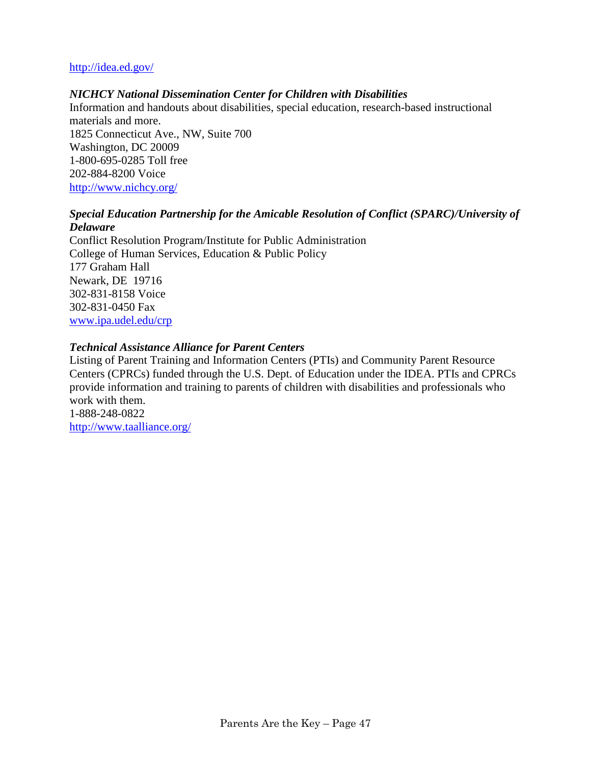http://idea.ed.gov/

***NICHCY National Dissemination Center for Children with Disabilities***
Information and handouts about disabilities, special education, research-based instructional materials and more.
1825 Connecticut Ave., NW, Suite 700
Washington, DC 20009
1-800-695-0285 Toll free
202-884-8200 Voice
http://www.nichcy.org/

***Special Education Partnership for the Amicable Resolution of Conflict (SPARC)/University of Delaware***
Conflict Resolution Program/Institute for Public Administration
College of Human Services, Education & Public Policy
177 Graham Hall
Newark, DE 19716
302-831-8158 Voice
302-831-0450 Fax
www.ipa.udel.edu/crp

***Technical Assistance Alliance for Parent Centers***
Listing of Parent Training and Information Centers (PTIs) and Community Parent Resource Centers (CPRCs) funded through the U.S. Dept. of Education under the IDEA. PTIs and CPRCs provide information and training to parents of children with disabilities and professionals who work with them.
1-888-248-0822
http://www.taalliance.org/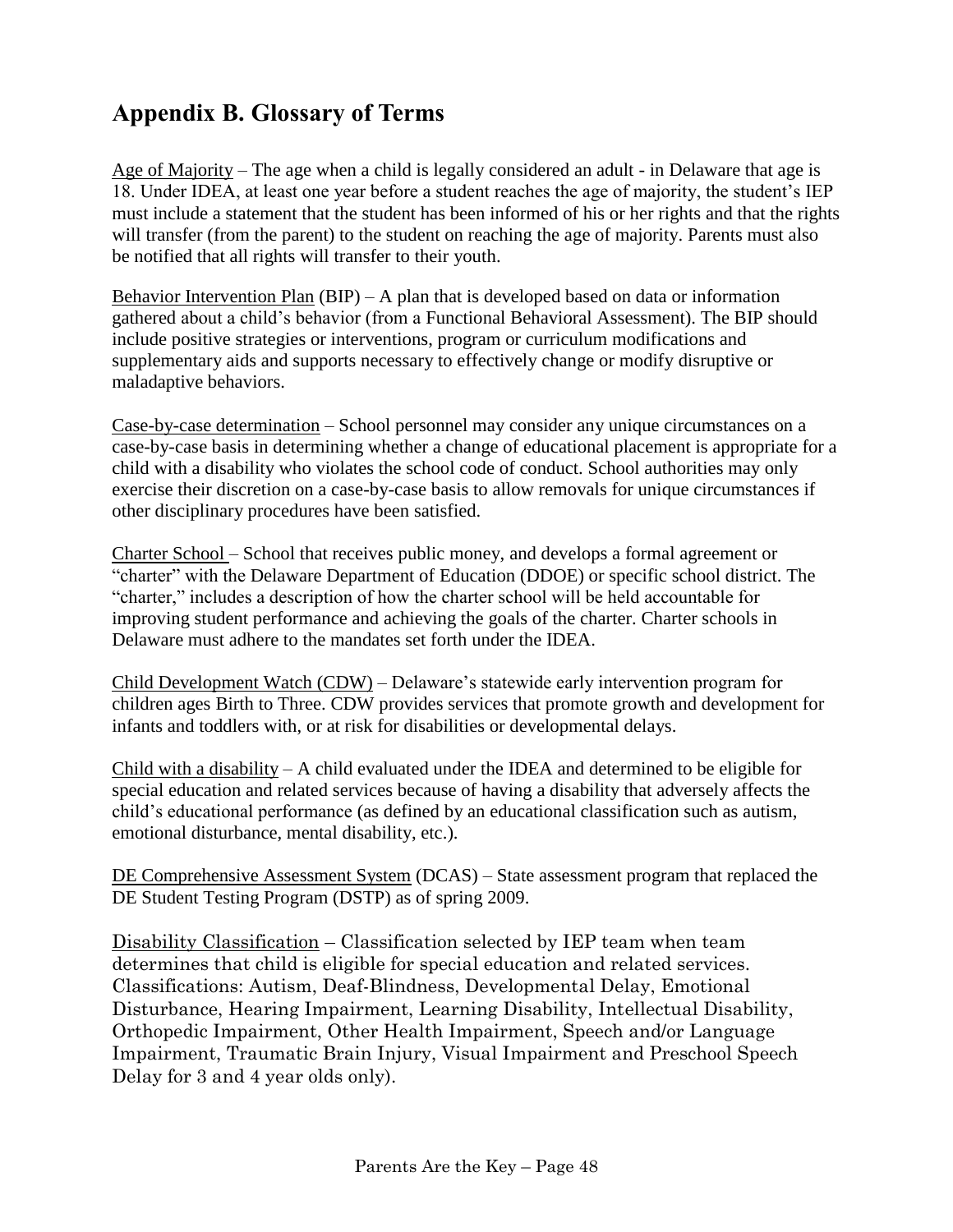## Appendix B. Glossary of Terms

<u>Age of Majority</u> – The age when a child is legally considered an adult - in Delaware that age is 18. Under IDEA, at least one year before a student reaches the age of majority, the student's IEP must include a statement that the student has been informed of his or her rights and that the rights will transfer (from the parent) to the student on reaching the age of majority. Parents must also be notified that all rights will transfer to their youth.

<u>Behavior Intervention Plan</u> (BIP) – A plan that is developed based on data or information gathered about a child's behavior (from a Functional Behavioral Assessment). The BIP should include positive strategies or interventions, program or curriculum modifications and supplementary aids and supports necessary to effectively change or modify disruptive or maladaptive behaviors.

<u>Case-by-case determination</u> – School personnel may consider any unique circumstances on a case-by-case basis in determining whether a change of educational placement is appropriate for a child with a disability who violates the school code of conduct. School authorities may only exercise their discretion on a case-by-case basis to allow removals for unique circumstances if other disciplinary procedures have been satisfied.

<u>Charter School</u> – School that receives public money, and develops a formal agreement or "charter" with the Delaware Department of Education (DDOE) or specific school district. The "charter," includes a description of how the charter school will be held accountable for improving student performance and achieving the goals of the charter. Charter schools in Delaware must adhere to the mandates set forth under the IDEA.

<u>Child Development Watch (CDW)</u> – Delaware's statewide early intervention program for children ages Birth to Three. CDW provides services that promote growth and development for infants and toddlers with, or at risk for disabilities or developmental delays.

<u>Child with a disability</u> – A child evaluated under the IDEA and determined to be eligible for special education and related services because of having a disability that adversely affects the child's educational performance (as defined by an educational classification such as autism, emotional disturbance, mental disability, etc.).

<u>DE Comprehensive Assessment System</u> (DCAS) – State assessment program that replaced the DE Student Testing Program (DSTP) as of spring 2009.

<u>Disability Classification</u> – Classification selected by IEP team when team determines that child is eligible for special education and related services. Classifications: Autism, Deaf-Blindness, Developmental Delay, Emotional Disturbance, Hearing Impairment, Learning Disability, Intellectual Disability, Orthopedic Impairment, Other Health Impairment, Speech and/or Language Impairment, Traumatic Brain Injury, Visual Impairment and Preschool Speech Delay for 3 and 4 year olds only).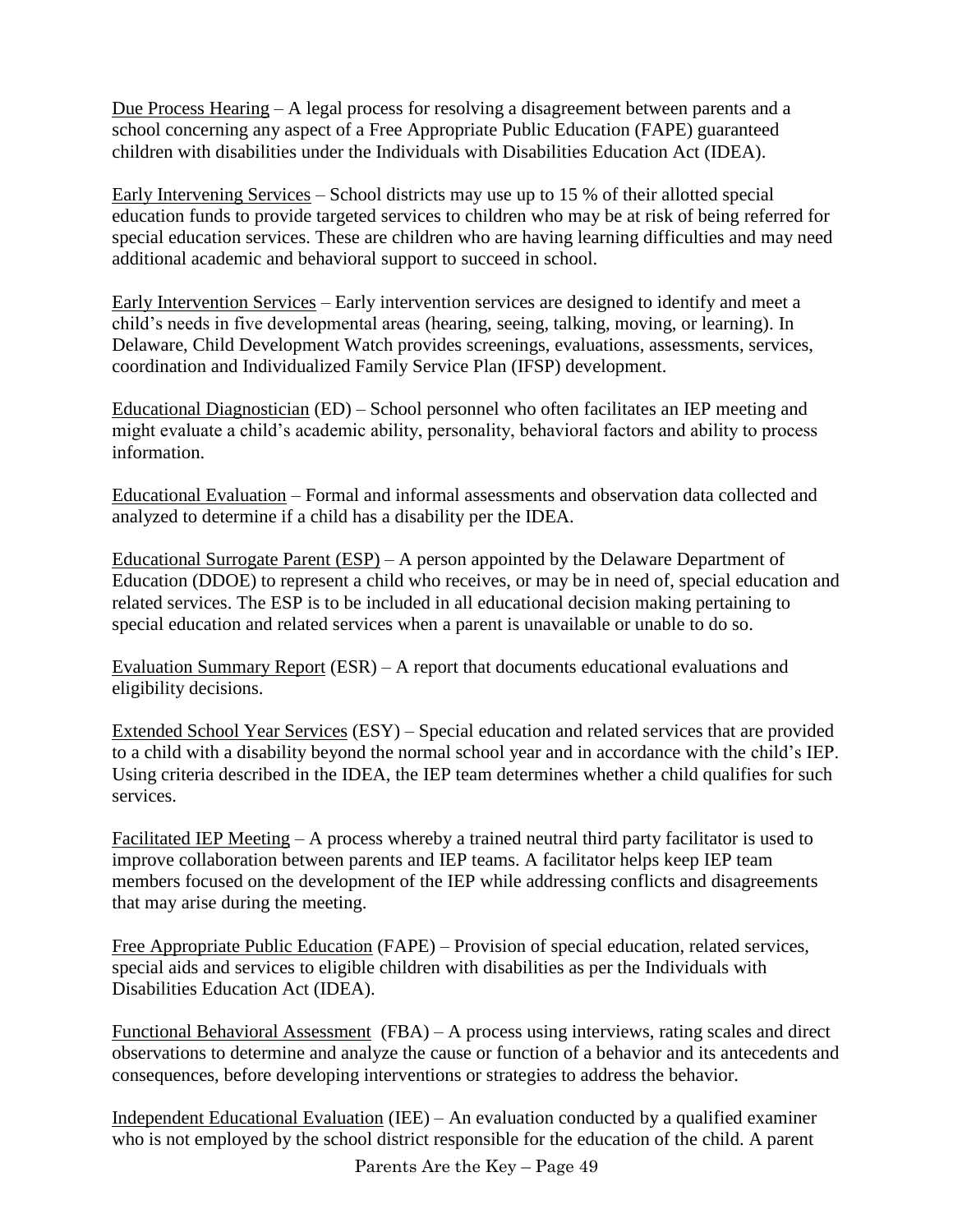Due Process Hearing – A legal process for resolving a disagreement between parents and a school concerning any aspect of a Free Appropriate Public Education (FAPE) guaranteed children with disabilities under the Individuals with Disabilities Education Act (IDEA).

Early Intervening Services – School districts may use up to 15 % of their allotted special education funds to provide targeted services to children who may be at risk of being referred for special education services. These are children who are having learning difficulties and may need additional academic and behavioral support to succeed in school.

Early Intervention Services – Early intervention services are designed to identify and meet a child's needs in five developmental areas (hearing, seeing, talking, moving, or learning). In Delaware, Child Development Watch provides screenings, evaluations, assessments, services, coordination and Individualized Family Service Plan (IFSP) development.

Educational Diagnostician (ED) – School personnel who often facilitates an IEP meeting and might evaluate a child's academic ability, personality, behavioral factors and ability to process information.

Educational Evaluation – Formal and informal assessments and observation data collected and analyzed to determine if a child has a disability per the IDEA.

Educational Surrogate Parent (ESP) – A person appointed by the Delaware Department of Education (DDOE) to represent a child who receives, or may be in need of, special education and related services. The ESP is to be included in all educational decision making pertaining to special education and related services when a parent is unavailable or unable to do so.

Evaluation Summary Report (ESR) – A report that documents educational evaluations and eligibility decisions.

Extended School Year Services (ESY) – Special education and related services that are provided to a child with a disability beyond the normal school year and in accordance with the child's IEP. Using criteria described in the IDEA, the IEP team determines whether a child qualifies for such services.

Facilitated IEP Meeting – A process whereby a trained neutral third party facilitator is used to improve collaboration between parents and IEP teams. A facilitator helps keep IEP team members focused on the development of the IEP while addressing conflicts and disagreements that may arise during the meeting.

Free Appropriate Public Education (FAPE) – Provision of special education, related services, special aids and services to eligible children with disabilities as per the Individuals with Disabilities Education Act (IDEA).

Functional Behavioral Assessment (FBA) – A process using interviews, rating scales and direct observations to determine and analyze the cause or function of a behavior and its antecedents and consequences, before developing interventions or strategies to address the behavior.

Independent Educational Evaluation (IEE) – An evaluation conducted by a qualified examiner who is not employed by the school district responsible for the education of the child. A parent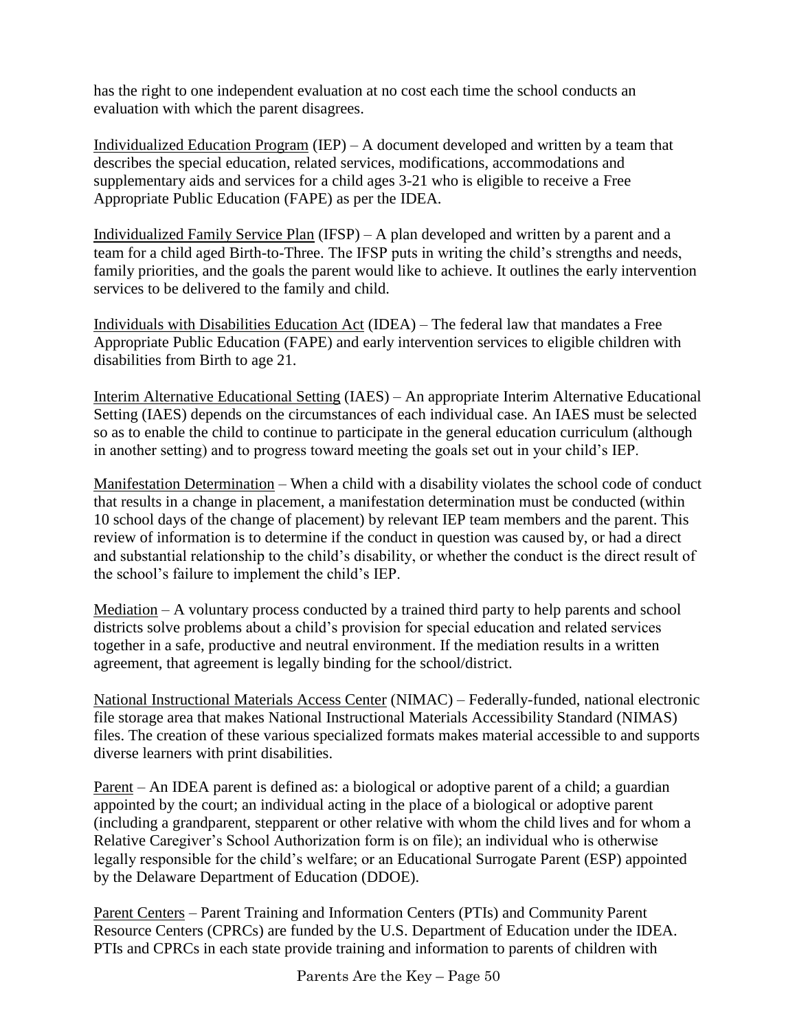has the right to one independent evaluation at no cost each time the school conducts an evaluation with which the parent disagrees.

<u>Individualized Education Program</u> (IEP) – A document developed and written by a team that describes the special education, related services, modifications, accommodations and supplementary aids and services for a child ages 3-21 who is eligible to receive a Free Appropriate Public Education (FAPE) as per the IDEA.

<u>Individualized Family Service Plan</u> (IFSP) – A plan developed and written by a parent and a team for a child aged Birth-to-Three. The IFSP puts in writing the child's strengths and needs, family priorities, and the goals the parent would like to achieve. It outlines the early intervention services to be delivered to the family and child.

<u>Individuals with Disabilities Education Act</u> (IDEA) – The federal law that mandates a Free Appropriate Public Education (FAPE) and early intervention services to eligible children with disabilities from Birth to age 21.

<u>Interim Alternative Educational Setting</u> (IAES) – An appropriate Interim Alternative Educational Setting (IAES) depends on the circumstances of each individual case. An IAES must be selected so as to enable the child to continue to participate in the general education curriculum (although in another setting) and to progress toward meeting the goals set out in your child's IEP.

<u>Manifestation Determination</u> – When a child with a disability violates the school code of conduct that results in a change in placement, a manifestation determination must be conducted (within 10 school days of the change of placement) by relevant IEP team members and the parent. This review of information is to determine if the conduct in question was caused by, or had a direct and substantial relationship to the child's disability, or whether the conduct is the direct result of the school's failure to implement the child's IEP.

<u>Mediation</u> – A voluntary process conducted by a trained third party to help parents and school districts solve problems about a child's provision for special education and related services together in a safe, productive and neutral environment. If the mediation results in a written agreement, that agreement is legally binding for the school/district.

<u>National Instructional Materials Access Center</u> (NIMAC) – Federally-funded, national electronic file storage area that makes National Instructional Materials Accessibility Standard (NIMAS) files. The creation of these various specialized formats makes material accessible to and supports diverse learners with print disabilities.

<u>Parent</u> – An IDEA parent is defined as: a biological or adoptive parent of a child; a guardian appointed by the court; an individual acting in the place of a biological or adoptive parent (including a grandparent, stepparent or other relative with whom the child lives and for whom a Relative Caregiver's School Authorization form is on file); an individual who is otherwise legally responsible for the child's welfare; or an Educational Surrogate Parent (ESP) appointed by the Delaware Department of Education (DDOE).

<u>Parent Centers</u> – Parent Training and Information Centers (PTIs) and Community Parent Resource Centers (CPRCs) are funded by the U.S. Department of Education under the IDEA. PTIs and CPRCs in each state provide training and information to parents of children with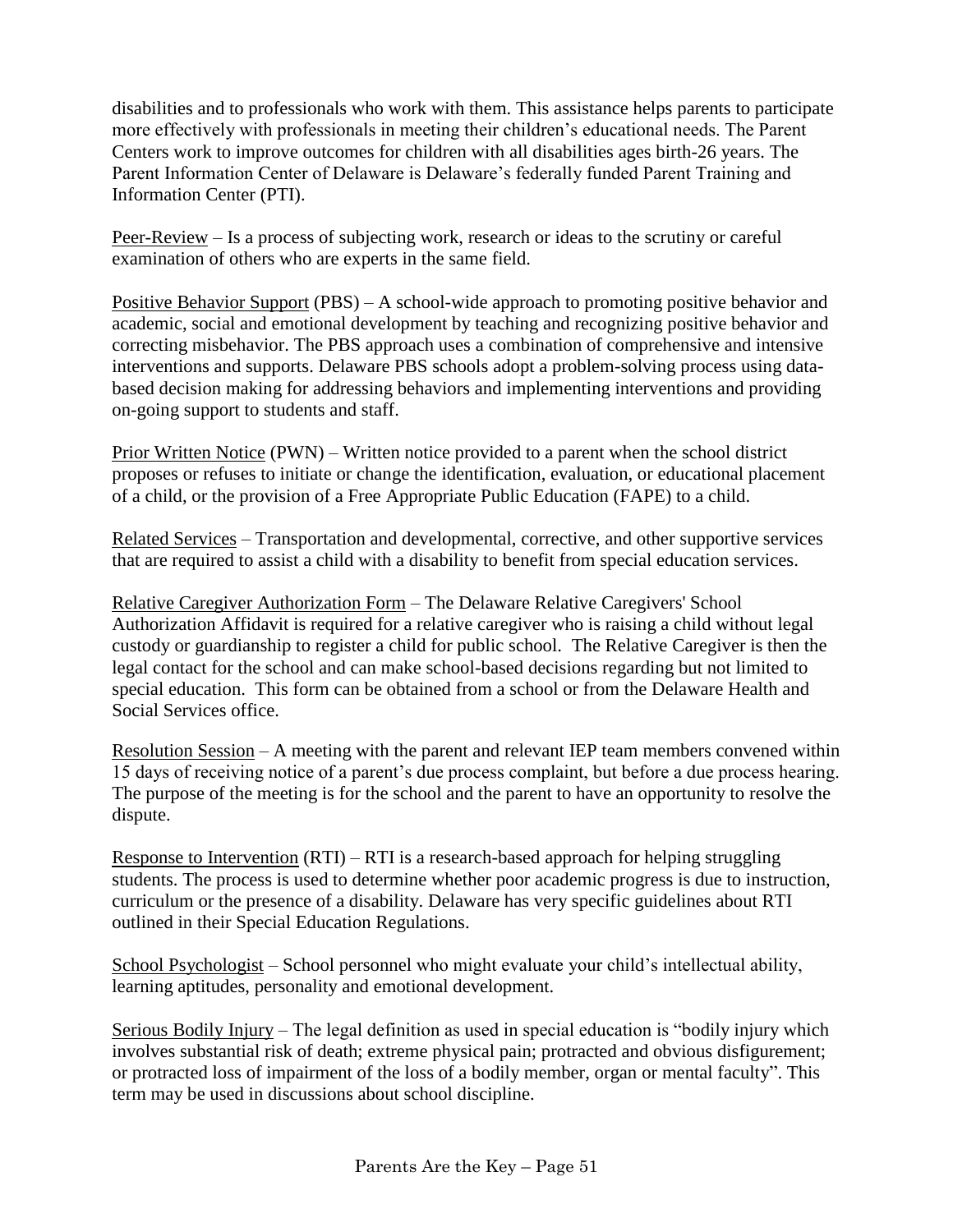disabilities and to professionals who work with them. This assistance helps parents to participate more effectively with professionals in meeting their children's educational needs. The Parent Centers work to improve outcomes for children with all disabilities ages birth-26 years. The Parent Information Center of Delaware is Delaware's federally funded Parent Training and Information Center (PTI).

<u>Peer-Review</u> – Is a process of subjecting work, research or ideas to the scrutiny or careful examination of others who are experts in the same field.

<u>Positive Behavior Support</u> (PBS) – A school-wide approach to promoting positive behavior and academic, social and emotional development by teaching and recognizing positive behavior and correcting misbehavior. The PBS approach uses a combination of comprehensive and intensive interventions and supports. Delaware PBS schools adopt a problem-solving process using data-based decision making for addressing behaviors and implementing interventions and providing on-going support to students and staff.

<u>Prior Written Notice</u> (PWN) – Written notice provided to a parent when the school district proposes or refuses to initiate or change the identification, evaluation, or educational placement of a child, or the provision of a Free Appropriate Public Education (FAPE) to a child.

<u>Related Services</u> – Transportation and developmental, corrective, and other supportive services that are required to assist a child with a disability to benefit from special education services.

<u>Relative Caregiver Authorization Form</u> – The Delaware Relative Caregivers' School Authorization Affidavit is required for a relative caregiver who is raising a child without legal custody or guardianship to register a child for public school. The Relative Caregiver is then the legal contact for the school and can make school-based decisions regarding but not limited to special education. This form can be obtained from a school or from the Delaware Health and Social Services office.

<u>Resolution Session</u> – A meeting with the parent and relevant IEP team members convened within 15 days of receiving notice of a parent's due process complaint, but before a due process hearing. The purpose of the meeting is for the school and the parent to have an opportunity to resolve the dispute.

<u>Response to Intervention</u> (RTI) – RTI is a research-based approach for helping struggling students. The process is used to determine whether poor academic progress is due to instruction, curriculum or the presence of a disability. Delaware has very specific guidelines about RTI outlined in their Special Education Regulations.

<u>School Psychologist</u> – School personnel who might evaluate your child's intellectual ability, learning aptitudes, personality and emotional development.

<u>Serious Bodily Injury</u> – The legal definition as used in special education is "bodily injury which involves substantial risk of death; extreme physical pain; protracted and obvious disfigurement; or protracted loss of impairment of the loss of a bodily member, organ or mental faculty". This term may be used in discussions about school discipline.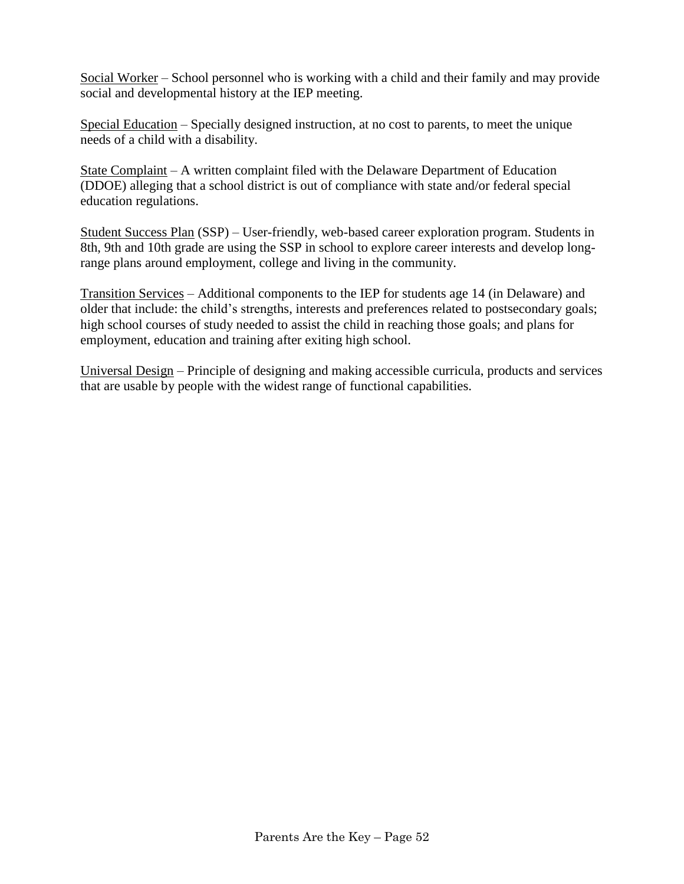Social Worker – School personnel who is working with a child and their family and may provide social and developmental history at the IEP meeting.

Special Education – Specially designed instruction, at no cost to parents, to meet the unique needs of a child with a disability.

State Complaint – A written complaint filed with the Delaware Department of Education (DDOE) alleging that a school district is out of compliance with state and/or federal special education regulations.

Student Success Plan (SSP) – User-friendly, web-based career exploration program. Students in 8th, 9th and 10th grade are using the SSP in school to explore career interests and develop long-range plans around employment, college and living in the community.

Transition Services – Additional components to the IEP for students age 14 (in Delaware) and older that include: the child's strengths, interests and preferences related to postsecondary goals; high school courses of study needed to assist the child in reaching those goals; and plans for employment, education and training after exiting high school.

Universal Design – Principle of designing and making accessible curricula, products and services that are usable by people with the widest range of functional capabilities.